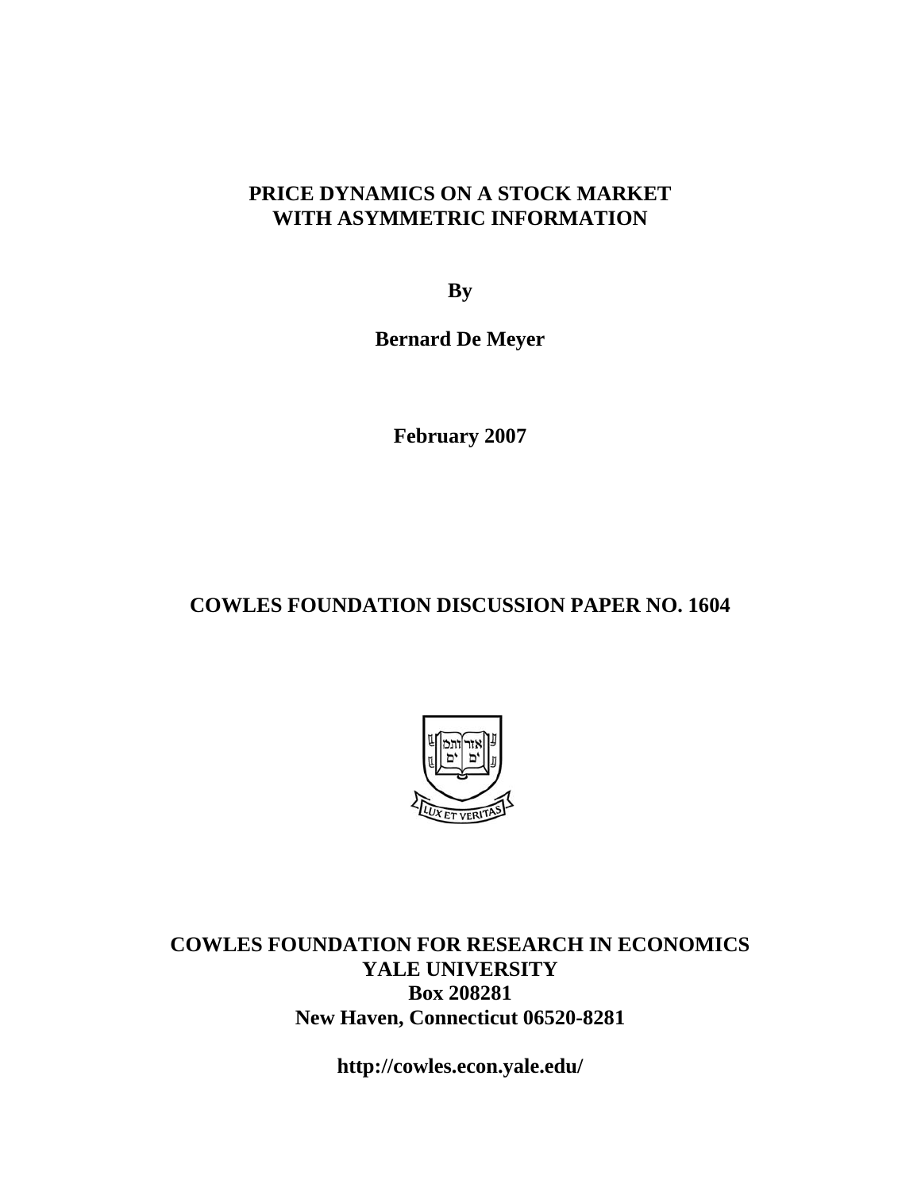# PRICE DYNAMICS ON A STOCK MARKET WITH ASYMMETRIC INFORMATION

**By**

**Bernard De Meyer**

**February 2007**

**COWLES FOUNDATION DISCUSSION PAPER NO. 1604**

**COWLES FOUNDATION FOR RESEARCH IN ECONOMICS**
**YALE UNIVERSITY**
**Box 208281**
**New Haven, Connecticut 06520-8281**

**http://cowles.econ.yale.edu/**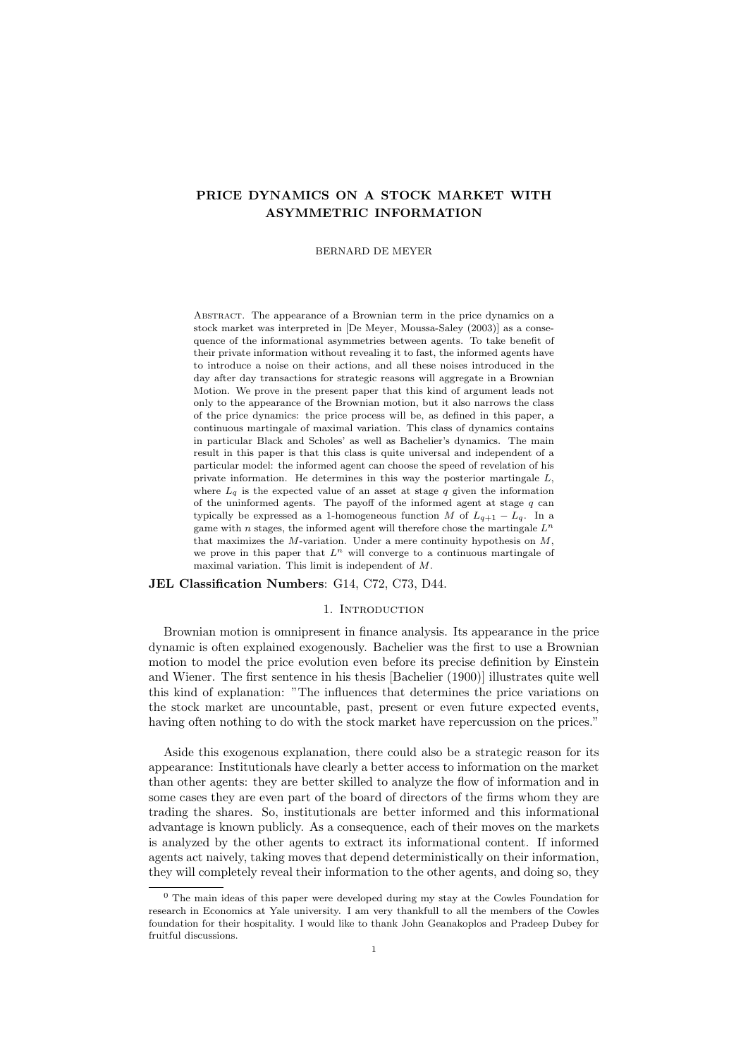# PRICE DYNAMICS ON A STOCK MARKET WITH ASYMMETRIC INFORMATION

BERNARD DE MEYER

Abstract. The appearance of a Brownian term in the price dynamics on a stock market was interpreted in [De Meyer, Moussa-Saley (2003)] as a consequence of the informational asymmetries between agents. To take benefit of their private information without revealing it to fast, the informed agents have to introduce a noise on their actions, and all these noises introduced in the day after day transactions for strategic reasons will aggregate in a Brownian Motion. We prove in the present paper that this kind of argument leads not only to the appearance of the Brownian motion, but it also narrows the class of the price dynamics: the price process will be, as defined in this paper, a continuous martingale of maximal variation. This class of dynamics contains in particular Black and Scholes' as well as Bachelier's dynamics. The main result in this paper is that this class is quite universal and independent of a particular model: the informed agent can choose the speed of revelation of his private information. He determines in this way the posterior martingale $L$, where $L_q$ is the expected value of an asset at stage $q$ given the information of the uninformed agents. The payoff of the informed agent at stage $q$ can typically be expressed as a 1-homogeneous function $M$ of $L_{q+1} - L_q$. In a game with $n$ stages, the informed agent will therefore chose the martingale $L^n$ that maximizes the $M$-variation. Under a mere continuity hypothesis on $M$, we prove in this paper that $L^n$ will converge to a continuous martingale of maximal variation. This limit is independent of $M$.

**JEL Classification Numbers**: G14, C72, C73, D44.

## 1. Introduction

Brownian motion is omnipresent in finance analysis. Its appearance in the price dynamic is often explained exogenously. Bachelier was the first to use a Brownian motion to model the price evolution even before its precise definition by Einstein and Wiener. The first sentence in his thesis [Bachelier (1900)] illustrates quite well this kind of explanation: "The influences that determines the price variations on the stock market are uncountable, past, present or even future expected events, having often nothing to do with the stock market have repercussion on the prices."

Aside this exogenous explanation, there could also be a strategic reason for its appearance: Institutionals have clearly a better access to information on the market than other agents: they are better skilled to analyze the flow of information and in some cases they are even part of the board of directors of the firms whom they are trading the shares. So, institutionals are better informed and this informational advantage is known publicly. As a consequence, each of their moves on the markets is analyzed by the other agents to extract its informational content. If informed agents act naively, taking moves that depend deterministically on their information, they will completely reveal their information to the other agents, and doing so, they

[0] The main ideas of this paper were developed during my stay at the Cowles Foundation for research in Economics at Yale university. I am very thankfull to all the members of the Cowles foundation for their hospitality. I would like to thank John Geanakoplos and Pradeep Dubey for fruitful discussions.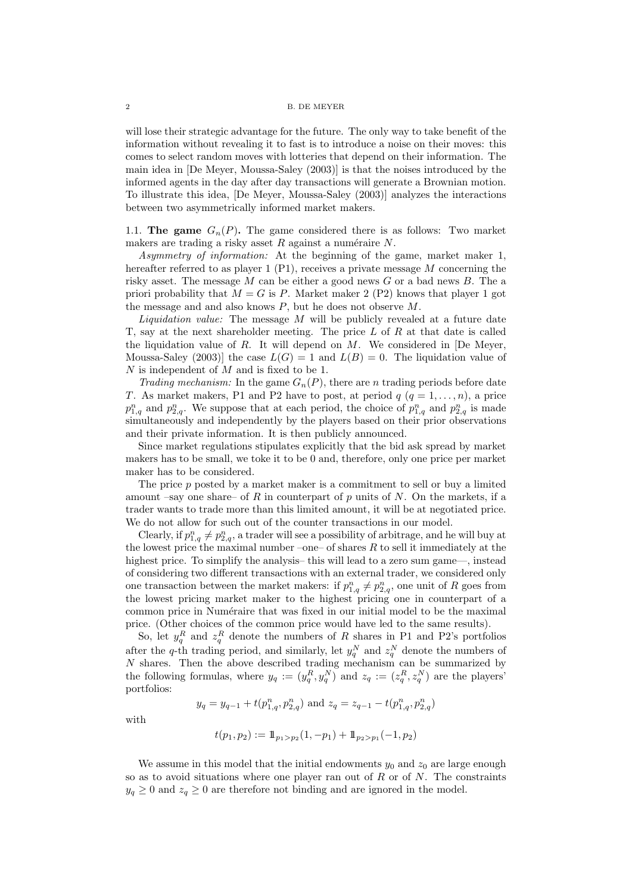will lose their strategic advantage for the future. The only way to take benefit of the information without revealing it to fast is to introduce a noise on their moves: this comes to select random moves with lotteries that depend on their information. The main idea in [De Meyer, Moussa-Saley (2003)] is that the noises introduced by the informed agents in the day after day transactions will generate a Brownian motion. To illustrate this idea, [De Meyer, Moussa-Saley (2003)] analyzes the interactions between two asymmetrically informed market makers.

1.1. **The game $G_n(P)$.** The game considered there is as follows: Two market makers are trading a risky asset $R$ against a numéraire $N$.

*Asymmetry of information:* At the beginning of the game, market maker 1, hereafter referred to as player 1 (P1), receives a private message $M$ concerning the risky asset. The message $M$ can be either a good news $G$ or a bad news $B$. The a priori probability that $M = G$ is $P$. Market maker 2 (P2) knows that player 1 got the message and and also knows $P$, but he does not observe $M$.

*Liquidation value:* The message $M$ will be publicly revealed at a future date T, say at the next shareholder meeting. The price $L$ of $R$ at that date is called the liquidation value of $R$. It will depend on $M$. We considered in [De Meyer, Moussa-Saley (2003)] the case $L(G) = 1$ and $L(B) = 0$. The liquidation value of $N$ is independent of $M$ and is fixed to be 1.

*Trading mechanism:* In the game $G_n(P)$, there are $n$ trading periods before date $T$. As market makers, P1 and P2 have to post, at period $q$ ($q = 1, \ldots, n$), a price $p^n_{1,q}$ and $p^n_{2,q}$. We suppose that at each period, the choice of $p^n_{1,q}$ and $p^n_{2,q}$ is made simultaneously and independently by the players based on their prior observations and their private information. It is then publicly announced.

Since market regulations stipulates explicitly that the bid ask spread by market makers has to be small, we toke it to be 0 and, therefore, only one price per market maker has to be considered.

The price $p$ posted by a market maker is a commitment to sell or buy a limited amount –say one share– of $R$ in counterpart of $p$ units of $N$. On the markets, if a trader wants to trade more than this limited amount, it will be at negotiated price. We do not allow for such out of the counter transactions in our model.

Clearly, if $p^n_{1,q} \neq p^n_{2,q}$, a trader will see a possibility of arbitrage, and he will buy at the lowest price the maximal number –one– of shares $R$ to sell it immediately at the highest price. To simplify the analysis– this will lead to a zero sum game—, instead of considering two different transactions with an external trader, we considered only one transaction between the market makers: if $p^n_{1,q} \neq p^n_{2,q}$, one unit of $R$ goes from the lowest pricing market maker to the highest pricing one in counterpart of a common price in Numéraire that was fixed in our initial model to be the maximal price. (Other choices of the common price would have led to the same results).

So, let $y^R_q$ and $z^R_q$ denote the numbers of $R$ shares in P1 and P2's portfolios after the $q$-th trading period, and similarly, let $y^N_q$ and $z^N_q$ denote the numbers of $N$ shares. Then the above described trading mechanism can be summarized by the following formulas, where $y_q := (y^R_q, y^N_q)$ and $z_q := (z^R_q, z^N_q)$ are the players' portfolios:

$$y_q = y_{q-1} + t(p^n_{1,q}, p^n_{2,q}) \text{ and } z_q = z_{q-1} - t(p^n_{1,q}, p^n_{2,q})$$

with

$$t(p_1, p_2) := 1\!\!1_{p_1 > p_2}(1, -p_1) + 1\!\!1_{p_2 > p_1}(-1, p_2)$$

We assume in this model that the initial endowments $y_0$ and $z_0$ are large enough so as to avoid situations where one player ran out of $R$ or of $N$. The constraints $y_q \geq 0$ and $z_q \geq 0$ are therefore not binding and are ignored in the model.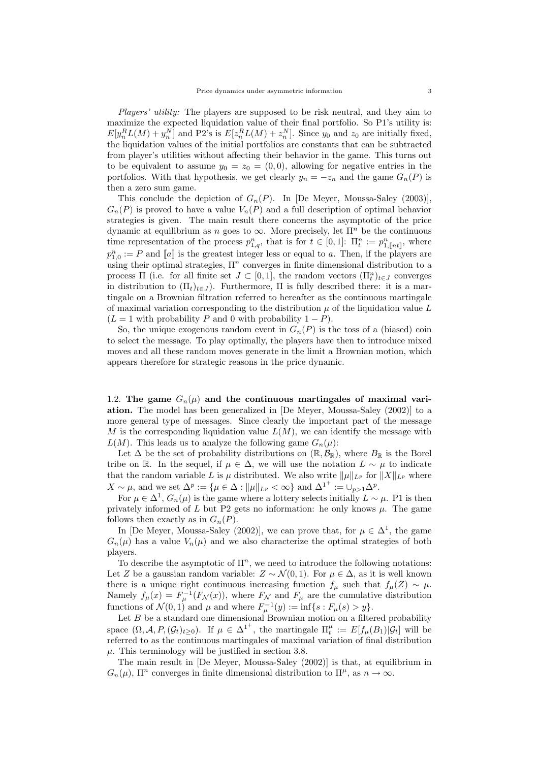*Players' utility:* The players are supposed to be risk neutral, and they aim to maximize the expected liquidation value of their final portfolio. So P1's utility is: $E[y_n^R L(M) + y_n^N]$ and P2's is $E[z_n^R L(M) + z_n^N]$. Since $y_0$ and $z_0$ are initially fixed, the liquidation values of the initial portfolios are constants that can be subtracted from player's utilities without affecting their behavior in the game. This turns out to be equivalent to assume $y_0 = z_0 = (0,0)$, allowing for negative entries in the portfolios. With that hypothesis, we get clearly $y_n = -z_n$ and the game $G_n(P)$ is then a zero sum game.

This conclude the depiction of $G_n(P)$. In [De Meyer, Moussa-Saley (2003)], $G_n(P)$ is proved to have a value $V_n(P)$ and a full description of optimal behavior strategies is given. The main result there concerns the asymptotic of the price dynamic at equilibrium as $n$ goes to $\infty$. More precisely, let $\Pi^n$ be the continuous time representation of the process $p_{1,q}^n$, that is for $t \in [0,1]$: $\Pi_t^n := p_{1,[\![nt]\!]}^n$, where $p_{1,0}^n := P$ and $[\![a]\!]$ is the greatest integer less or equal to $a$. Then, if the players are using their optimal strategies, $\Pi^n$ converges in finite dimensional distribution to a process $\Pi$ (i.e. for all finite set $J \subset [0,1]$, the random vectors $(\Pi_t^n)_{t\in J}$ converges in distribution to $(\Pi_t)_{t\in J}$). Furthermore, $\Pi$ is fully described there: it is a martingale on a Brownian filtration referred to hereafter as the continuous martingale of maximal variation corresponding to the distribution $\mu$ of the liquidation value $L$ ($L = 1$ with probability $P$ and 0 with probability $1 - P$).

So, the unique exogenous random event in $G_n(P)$ is the toss of a (biased) coin to select the message. To play optimally, the players have then to introduce mixed moves and all these random moves generate in the limit a Brownian motion, which appears therefore for strategic reasons in the price dynamic.

1.2. **The game $G_n(\mu)$ and the continuous martingales of maximal variation.** The model has been generalized in [De Meyer, Moussa-Saley (2002)] to a more general type of messages. Since clearly the important part of the message $M$ is the corresponding liquidation value $L(M)$, we can identify the message with $L(M)$. This leads us to analyze the following game $G_n(\mu)$:

Let $\Delta$ be the set of probability distributions on $(\mathbb{R}, \mathcal{B}_{\mathbb{R}})$, where $B_{\mathbb{R}}$ is the Borel tribe on $\mathbb{R}$. In the sequel, if $\mu \in \Delta$, we will use the notation $L \sim \mu$ to indicate that the random variable $L$ is $\mu$ distributed. We also write $\|\mu\|_{L^p}$ for $\|X\|_{L^p}$ where $X \sim \mu$, and we set $\Delta^p := \{\mu \in \Delta : \|\mu\|_{L^p} < \infty\}$ and $\Delta^{1^+} := \cup_{p>1}\Delta^p$.

For $\mu \in \Delta^1$, $G_n(\mu)$ is the game where a lottery selects initially $L \sim \mu$. P1 is then privately informed of $L$ but P2 gets no information: he only knows $\mu$. The game follows then exactly as in $G_n(P)$.

In [De Meyer, Moussa-Saley (2002)], we can prove that, for $\mu \in \Delta^1$, the game $G_n(\mu)$ has a value $V_n(\mu)$ and we also characterize the optimal strategies of both players.

To describe the asymptotic of $\Pi^n$, we need to introduce the following notations: Let $Z$ be a gaussian random variable: $Z \sim \mathcal{N}(0,1)$. For $\mu \in \Delta$, as it is well known there is a unique right continuous increasing function $f_\mu$ such that $f_\mu(Z) \sim \mu$. Namely $f_\mu(x) = F_\mu^{-1}(F_{\mathcal{N}}(x))$, where $F_{\mathcal{N}}$ and $F_\mu$ are the cumulative distribution functions of $\mathcal{N}(0,1)$ and $\mu$ and where $F_\mu^{-1}(y) := \inf\{s : F_\mu(s) > y\}$.

Let $B$ be a standard one dimensional Brownian motion on a filtered probability space $(\Omega, \mathcal{A}, P, (\mathcal{G}_t)_{t\geq 0})$. If $\mu \in \Delta^{1^+}$, the martingale $\Pi_t^\mu := E[f_\mu(B_1)|\mathcal{G}_t]$ will be referred to as the continuous martingales of maximal variation of final distribution $\mu$. This terminology will be justified in section 3.8.

The main result in [De Meyer, Moussa-Saley (2002)] is that, at equilibrium in $G_n(\mu)$, $\Pi^n$ converges in finite dimensional distribution to $\Pi^\mu$, as $n \to \infty$.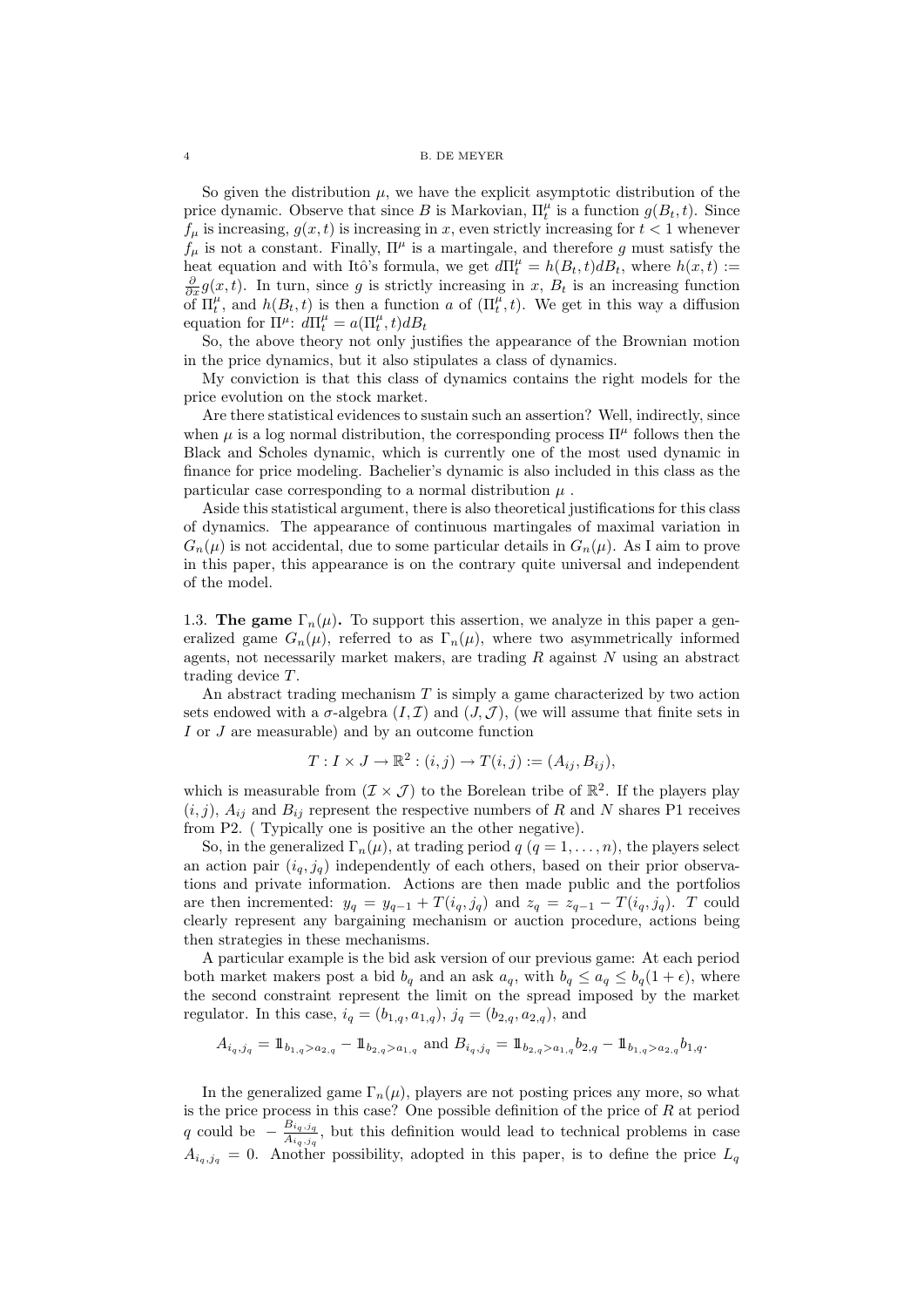So given the distribution $\mu$, we have the explicit asymptotic distribution of the price dynamic. Observe that since $B$ is Markovian, $\Pi_t^\mu$ is a function $g(B_t, t)$. Since $f_\mu$ is increasing, $g(x,t)$ is increasing in $x$, even strictly increasing for $t < 1$ whenever $f_\mu$ is not a constant. Finally, $\Pi^\mu$ is a martingale, and therefore $g$ must satisfy the heat equation and with Itô's formula, we get $d\Pi_t^\mu = h(B_t, t)dB_t$, where $h(x,t) := \frac{\partial}{\partial x} g(x,t)$. In turn, since $g$ is strictly increasing in $x$, $B_t$ is an increasing function of $\Pi_t^\mu$, and $h(B_t, t)$ is then a function $a$ of $(\Pi_t^\mu, t)$. We get in this way a diffusion equation for $\Pi^\mu$: $d\Pi_t^\mu = a(\Pi_t^\mu, t)dB_t$

So, the above theory not only justifies the appearance of the Brownian motion in the price dynamics, but it also stipulates a class of dynamics.

My conviction is that this class of dynamics contains the right models for the price evolution on the stock market.

Are there statistical evidences to sustain such an assertion? Well, indirectly, since when $\mu$ is a log normal distribution, the corresponding process $\Pi^\mu$ follows then the Black and Scholes dynamic, which is currently one of the most used dynamic in finance for price modeling. Bachelier's dynamic is also included in this class as the particular case corresponding to a normal distribution $\mu$ .

Aside this statistical argument, there is also theoretical justifications for this class of dynamics. The appearance of continuous martingales of maximal variation in $G_n(\mu)$ is not accidental, due to some particular details in $G_n(\mu)$. As I aim to prove in this paper, this appearance is on the contrary quite universal and independent of the model.

1.3. **The game $\Gamma_n(\mu)$.** To support this assertion, we analyze in this paper a generalized game $G_n(\mu)$, referred to as $\Gamma_n(\mu)$, where two asymmetrically informed agents, not necessarily market makers, are trading $R$ against $N$ using an abstract trading device $T$.

An abstract trading mechanism $T$ is simply a game characterized by two action sets endowed with a $\sigma$-algebra $(I, \mathcal{I})$ and $(J, \mathcal{J})$, (we will assume that finite sets in $I$ or $J$ are measurable) and by an outcome function

$$T : I \times J \to \mathbb{R}^2 : (i,j) \to T(i,j) := (A_{ij}, B_{ij}),$$

which is measurable from $(\mathcal{I} \times \mathcal{J})$ to the Borelean tribe of $\mathbb{R}^2$. If the players play $(i,j)$, $A_{ij}$ and $B_{ij}$ represent the respective numbers of $R$ and $N$ shares P1 receives from P2. ( Typically one is positive an the other negative).

So, in the generalized $\Gamma_n(\mu)$, at trading period $q$ $(q = 1, \ldots, n)$, the players select an action pair $(i_q, j_q)$ independently of each others, based on their prior observations and private information. Actions are then made public and the portfolios are then incremented: $y_q = y_{q-1} + T(i_q, j_q)$ and $z_q = z_{q-1} - T(i_q, j_q)$. $T$ could clearly represent any bargaining mechanism or auction procedure, actions being then strategies in these mechanisms.

A particular example is the bid ask version of our previous game: At each period both market makers post a bid $b_q$ and an ask $a_q$, with $b_q \le a_q \le b_q(1+\epsilon)$, where the second constraint represent the limit on the spread imposed by the market regulator. In this case, $i_q = (b_{1,q}, a_{1,q})$, $j_q = (b_{2,q}, a_{2,q})$, and

$$A_{i_q, j_q} = \mathbb{1}_{b_{1,q} > a_{2,q}} - \mathbb{1}_{b_{2,q} > a_{1,q}} \text{ and } B_{i_q, j_q} = \mathbb{1}_{b_{2,q} > a_{1,q}} b_{2,q} - \mathbb{1}_{b_{1,q} > a_{2,q}} b_{1,q}.$$

In the generalized game $\Gamma_n(\mu)$, players are not posting prices any more, so what is the price process in this case? One possible definition of the price of $R$ at period $q$ could be $-\frac{B_{i_q, j_q}}{A_{i_q, j_q}}$, but this definition would lead to technical problems in case $A_{i_q, j_q} = 0$. Another possibility, adopted in this paper, is to define the price $L_q$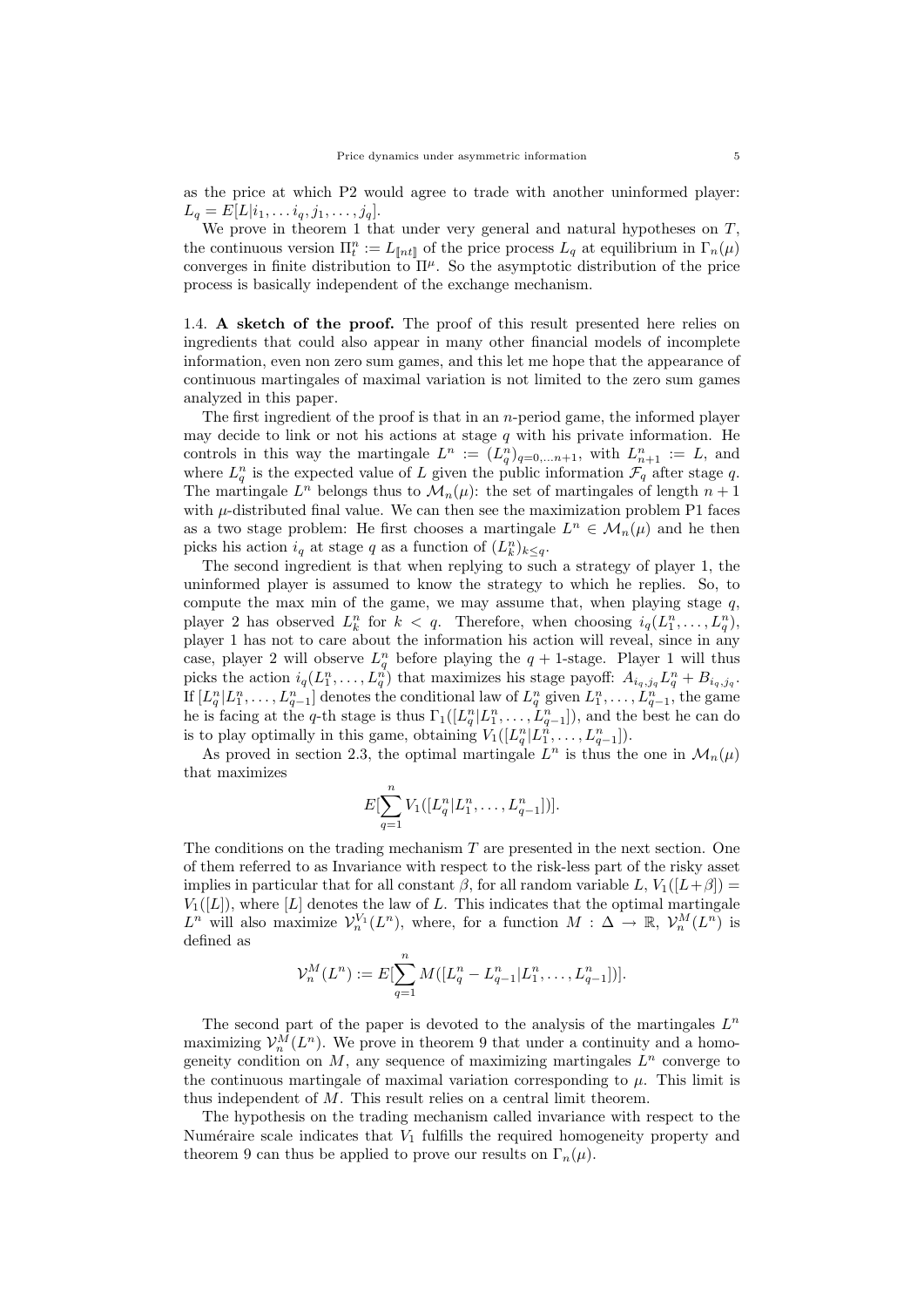as the price at which P2 would agree to trade with another uninformed player: $L_q = E[L|i_1, \dots i_q, j_1, \dots, j_q]$.

We prove in theorem 1 that under very general and natural hypotheses on $T$, the continuous version $\Pi^n_t := L_{[\![nt]\!]}$ of the price process $L_q$ at equilibrium in $\Gamma_n(\mu)$ converges in finite distribution to $\Pi^\mu$. So the asymptotic distribution of the price process is basically independent of the exchange mechanism.

1.4. **A sketch of the proof.** The proof of this result presented here relies on ingredients that could also appear in many other financial models of incomplete information, even non zero sum games, and this let me hope that the appearance of continuous martingales of maximal variation is not limited to the zero sum games analyzed in this paper.

The first ingredient of the proof is that in an $n$-period game, the informed player may decide to link or not his actions at stage $q$ with his private information. He controls in this way the martingale $L^n := (L^n_q)_{q=0,\dots n+1}$, with $L^n_{n+1} := L$, and where $L^n_q$ is the expected value of $L$ given the public information $\mathcal{F}_q$ after stage $q$. The martingale $L^n$ belongs thus to $\mathcal{M}_n(\mu)$: the set of martingales of length $n+1$ with $\mu$-distributed final value. We can then see the maximization problem P1 faces as a two stage problem: He first chooses a martingale $L^n \in \mathcal{M}_n(\mu)$ and he then picks his action $i_q$ at stage $q$ as a function of $(L^n_k)_{k \leq q}$.

The second ingredient is that when replying to such a strategy of player 1, the uninformed player is assumed to know the strategy to which he replies. So, to compute the max min of the game, we may assume that, when playing stage $q$, player 2 has observed $L^n_k$ for $k < q$. Therefore, when choosing $i_q(L^n_1, \dots, L^n_q)$, player 1 has not to care about the information his action will reveal, since in any case, player 2 will observe $L^n_q$ before playing the $q+1$-stage. Player 1 will thus picks the action $i_q(L^n_1, \dots, L^n_q)$ that maximizes his stage payoff: $A_{i_q,j_q} L^n_q + B_{i_q,j_q}$. If $[L^n_q | L^n_1, \dots, L^n_{q-1}]$ denotes the conditional law of $L^n_q$ given $L^n_1, \dots, L^n_{q-1}$, the game he is facing at the $q$-th stage is thus $\Gamma_1([L^n_q | L^n_1, \dots, L^n_{q-1}])$, and the best he can do is to play optimally in this game, obtaining $V_1([L^n_q | L^n_1, \dots, L^n_{q-1}])$.

As proved in section 2.3, the optimal martingale $L^n$ is thus the one in $\mathcal{M}_n(\mu)$ that maximizes

$$E[\sum_{q=1}^{n} V_1([L^n_q | L^n_1, \dots, L^n_{q-1}])].$$

The conditions on the trading mechanism $T$ are presented in the next section. One of them referred to as Invariance with respect to the risk-less part of the risky asset implies in particular that for all constant $\beta$, for all random variable $L$, $V_1([L+\beta]) = V_1([L])$, where $[L]$ denotes the law of $L$. This indicates that the optimal martingale $L^n$ will also maximize $\mathcal{V}^{V_1}_n(L^n)$, where, for a function $M : \Delta \to \mathbb{R}$, $\mathcal{V}^M_n(L^n)$ is defined as

$$\mathcal{V}^M_n(L^n) := E[\sum_{q=1}^{n} M([L^n_q - L^n_{q-1} | L^n_1, \dots, L^n_{q-1}])].$$

The second part of the paper is devoted to the analysis of the martingales $L^n$ maximizing $\mathcal{V}^M_n(L^n)$. We prove in theorem 9 that under a continuity and a homogeneity condition on $M$, any sequence of maximizing martingales $L^n$ converge to the continuous martingale of maximal variation corresponding to $\mu$. This limit is thus independent of $M$. This result relies on a central limit theorem.

The hypothesis on the trading mechanism called invariance with respect to the Numéraire scale indicates that $V_1$ fulfills the required homogeneity property and theorem 9 can thus be applied to prove our results on $\Gamma_n(\mu)$.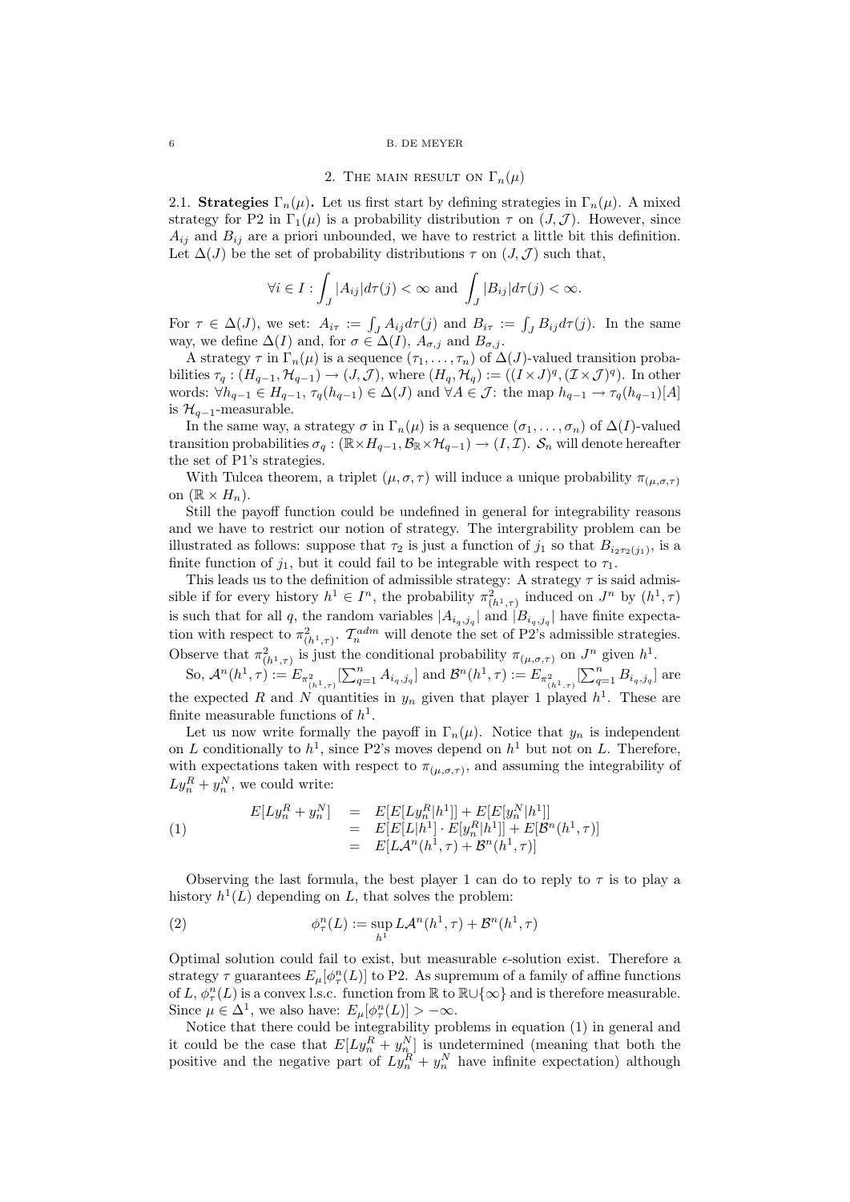## 2. The main result on $\Gamma_n(\mu)$

2.1. **Strategies $\Gamma_n(\mu)$.** Let us first start by defining strategies in $\Gamma_n(\mu)$. A mixed strategy for P2 in $\Gamma_1(\mu)$ is a probability distribution $\tau$ on $(J, \mathcal{J})$. However, since $A_{ij}$ and $B_{ij}$ are a priori unbounded, we have to restrict a little bit this definition. Let $\Delta(J)$ be the set of probability distributions $\tau$ on $(J, \mathcal{J})$ such that,

$$\forall i \in I : \int_J |A_{ij}| d\tau(j) < \infty \text{ and } \int_J |B_{ij}| d\tau(j) < \infty.$$

For $\tau \in \Delta(J)$, we set: $A_{i\tau} := \int_J A_{ij} d\tau(j)$ and $B_{i\tau} := \int_J B_{ij} d\tau(j)$. In the same way, we define $\Delta(I)$ and, for $\sigma \in \Delta(I)$, $A_{\sigma,j}$ and $B_{\sigma,j}$.

A strategy $\tau$ in $\Gamma_n(\mu)$ is a sequence $(\tau_1, \ldots, \tau_n)$ of $\Delta(J)$-valued transition probabilities $\tau_q : (H_{q-1}, \mathcal{H}_{q-1}) \to (J, \mathcal{J})$, where $(H_q, \mathcal{H}_q) := ((I \times J)^q, (\mathcal{I} \times \mathcal{J})^q)$. In other words: $\forall h_{q-1} \in H_{q-1}$, $\tau_q(h_{q-1}) \in \Delta(J)$ and $\forall A \in \mathcal{J}$: the map $h_{q-1} \to \tau_q(h_{q-1})[A]$ is $\mathcal{H}_{q-1}$-measurable.

In the same way, a strategy $\sigma$ in $\Gamma_n(\mu)$ is a sequence $(\sigma_1, \ldots, \sigma_n)$ of $\Delta(I)$-valued transition probabilities $\sigma_q : (\mathbb{R} \times H_{q-1}, \mathcal{B}_{\mathbb{R}} \times \mathcal{H}_{q-1}) \to (I, \mathcal{I})$. $\mathcal{S}_n$ will denote hereafter the set of P1's strategies.

With Tulcea theorem, a triplet $(\mu, \sigma, \tau)$ will induce a unique probability $\pi_{(\mu,\sigma,\tau)}$ on $(\mathbb{R} \times H_n)$.

Still the payoff function could be undefined in general for integrability reasons and we have to restrict our notion of strategy. The intergrability problem can be illustrated as follows: suppose that $\tau_2$ is just a function of $j_1$ so that $B_{i_2\tau_2(j_1)}$, is a finite function of $j_1$, but it could fail to be integrable with respect to $\tau_1$.

This leads us to the definition of admissible strategy: A strategy $\tau$ is said admissible if for every history $h^1 \in I^n$, the probability $\pi^2_{(h^1,\tau)}$ induced on $J^n$ by $(h^1, \tau)$ is such that for all $q$, the random variables $|A_{i_q,j_q}|$ and $|B_{i_q,j_q}|$ have finite expectation with respect to $\pi^2_{(h^1,\tau)}$. $\mathcal{T}^{adm}_n$ will denote the set of P2's admissible strategies. Observe that $\pi^2_{(h^1,\tau)}$ is just the conditional probability $\pi_{(\mu,\sigma,\tau)}$ on $J^n$ given $h^1$.

So, $\mathcal{A}^n(h^1, \tau) := E_{\pi^2_{(h^1,\tau)}}[\sum_{q=1}^n A_{i_q,j_q}]$ and $\mathcal{B}^n(h^1, \tau) := E_{\pi^2_{(h^1,\tau)}}[\sum_{q=1}^n B_{i_q,j_q}]$ are the expected $R$ and $N$ quantities in $y_n$ given that player 1 played $h^1$. These are finite measurable functions of $h^1$.

Let us now write formally the payoff in $\Gamma_n(\mu)$. Notice that $y_n$ is independent on $L$ conditionally to $h^1$, since P2's moves depend on $h^1$ but not on $L$. Therefore, with expectations taken with respect to $\pi_{(\mu,\sigma,\tau)}$, and assuming the integrability of $Ly_n^R + y_n^N$, we could write:

$$\begin{array}{rcl} E[Ly_n^R + y_n^N] & = & E[E[Ly_n^R|h^1]] + E[E[y_n^N|h^1]] \\ & = & E[E[L|h^1] \cdot E[y_n^R|h^1]] + E[\mathcal{B}^n(h^1, \tau)] \\ & = & E[L\mathcal{A}^n(h^1, \tau) + \mathcal{B}^n(h^1, \tau)] \end{array} \tag{1}$$

Observing the last formula, the best player 1 can do to reply to $\tau$ is to play a history $h^1(L)$ depending on $L$, that solves the problem:

$$\phi^n_\tau(L) := \sup_{h^1} L\mathcal{A}^n(h^1, \tau) + \mathcal{B}^n(h^1, \tau) \tag{2}$$

Optimal solution could fail to exist, but measurable $\epsilon$-solution exist. Therefore a strategy $\tau$ guarantees $E_\mu[\phi^n_\tau(L)]$ to P2. As supremum of a family of affine functions of $L$, $\phi^n_\tau(L)$ is a convex l.s.c. function from $\mathbb{R}$ to $\mathbb{R} \cup \{\infty\}$ and is therefore measurable. Since $\mu \in \Delta^1$, we also have: $E_\mu[\phi^n_\tau(L)] > -\infty$.

Notice that there could be integrability problems in equation (1) in general and it could be the case that $E[Ly_n^R + y_n^N]$ is undetermined (meaning that both the positive and the negative part of $Ly_n^R + y_n^N$ have infinite expectation) although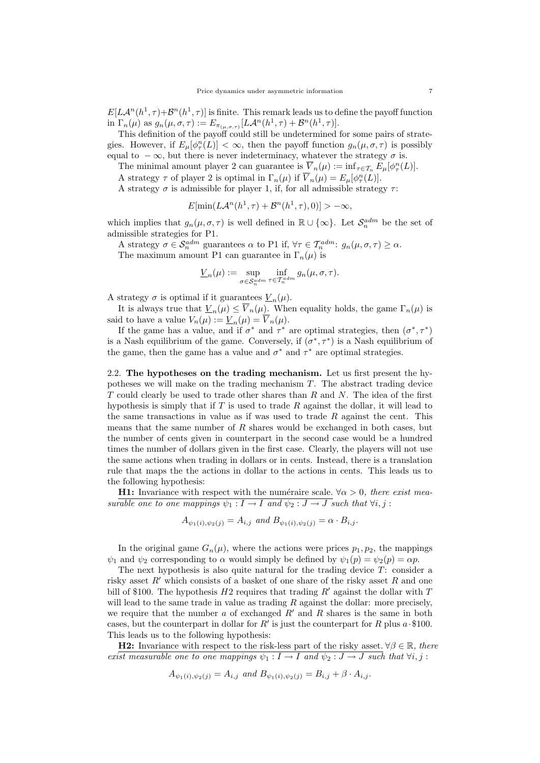$E[L\mathcal{A}^n(h^1,\tau)+\mathcal{B}^n(h^1,\tau)]$ is finite. This remark leads us to define the payoff function in $\Gamma_n(\mu)$ as $g_n(\mu,\sigma,\tau) := E_{\pi_{(\mu,\sigma,\tau)}}[L\mathcal{A}^n(h^1,\tau)+\mathcal{B}^n(h^1,\tau)]$.

This definition of the payoff could still be undetermined for some pairs of strategies. However, if $E_\mu[\phi^n_\tau(L)] < \infty$, then the payoff function $g_n(\mu,\sigma,\tau)$ is possibly equal to $-\infty$, but there is never indeterminacy, whatever the strategy $\sigma$ is.

The minimal amount player 2 can guarantee is $\overline{V}_n(\mu) := \inf_{\tau\in\mathcal{T}_n} E_\mu[\phi^n_\tau(L)]$.

A strategy $\tau$ of player 2 is optimal in $\Gamma_n(\mu)$ if $\overline{V}_n(\mu) = E_\mu[\phi^n_\tau(L)]$.

A strategy $\sigma$ is admissible for player 1, if, for all admissible strategy $\tau$:

$$E[\min(L\mathcal{A}^n(h^1,\tau)+\mathcal{B}^n(h^1,\tau),0)] > -\infty,$$

which implies that $g_n(\mu,\sigma,\tau)$ is well defined in $\mathbb{R}\cup\{\infty\}$. Let $\mathcal{S}^{adm}_n$ be the set of admissible strategies for P1.

A strategy $\sigma\in\mathcal{S}^{adm}_n$ guarantees $\alpha$ to P1 if, $\forall\tau\in\mathcal{T}^{adm}_n$: $g_n(\mu,\sigma,\tau)\geq\alpha$.

The maximum amount P1 can guarantee in $\Gamma_n(\mu)$ is

$$\underline{V}_n(\mu) := \sup_{\sigma\in\mathcal{S}^{adm}_n}\inf_{\tau\in\mathcal{T}^{adm}_n} g_n(\mu,\sigma,\tau).$$

A strategy $\sigma$ is optimal if it guarantees $\underline{V}_n(\mu)$.

It is always true that $\underline{V}_n(\mu)\leq\overline{V}_n(\mu)$. When equality holds, the game $\Gamma_n(\mu)$ is said to have a value $V_n(\mu) := \underline{V}_n(\mu) = \overline{V}_n(\mu)$.

If the game has a value, and if $\sigma^*$ and $\tau^*$ are optimal strategies, then $(\sigma^*,\tau^*)$ is a Nash equilibrium of the game. Conversely, if $(\sigma^*,\tau^*)$ is a Nash equilibrium of the game, then the game has a value and $\sigma^*$ and $\tau^*$ are optimal strategies.

## 2.2. The hypotheses on the trading mechanism.

Let us first present the hypotheses we will make on the trading mechanism $T$. The abstract trading device $T$ could clearly be used to trade other shares than $R$ and $N$. The idea of the first hypothesis is simply that if $T$ is used to trade $R$ against the dollar, it will lead to the same transactions in value as if was used to trade $R$ against the cent. This means that the same number of $R$ shares would be exchanged in both cases, but the number of cents given in counterpart in the second case would be a hundred times the number of dollars given in the first case. Clearly, the players will not use the same actions when trading in dollars or in cents. Instead, there is a translation rule that maps the the actions in dollar to the actions in cents. This leads us to the following hypothesis:

**H1:** Invariance with respect with the numéraire scale. *$\forall\alpha>0$, there exist measurable one to one mappings $\psi_1 : I\to I$ and $\psi_2 : J\to J$ such that $\forall i,j$ :*

$$A_{\psi_1(i),\psi_2(j)} = A_{i,j} \text{ and } B_{\psi_1(i),\psi_2(j)} = \alpha\cdot B_{i,j}.$$

In the original game $G_n(\mu)$, where the actions were prices $p_1,p_2$, the mappings $\psi_1$ and $\psi_2$ corresponding to $\alpha$ would simply be defined by $\psi_1(p) = \psi_2(p) = \alpha p$.

The next hypothesis is also quite natural for the trading device $T$: consider a risky asset $R'$ which consists of a basket of one share of the risky asset $R$ and one bill of \$100. The hypothesis $H2$ requires that trading $R'$ against the dollar with $T$ will lead to the same trade in value as trading $R$ against the dollar: more precisely, we require that the number $a$ of exchanged $R'$ and $R$ shares is the same in both cases, but the counterpart in dollar for $R'$ is just the counterpart for $R$ plus $a\cdot\$100$. This leads us to the following hypothesis:

**H2:** Invariance with respect to the risk-less part of the risky asset. *$\forall\beta\in\mathbb{R}$, there exist measurable one to one mappings $\psi_1 : I\to I$ and $\psi_2 : J\to J$ such that $\forall i,j$ :*

$$A_{\psi_1(i),\psi_2(j)} = A_{i,j} \text{ and } B_{\psi_1(i),\psi_2(j)} = B_{i,j}+\beta\cdot A_{i,j}.$$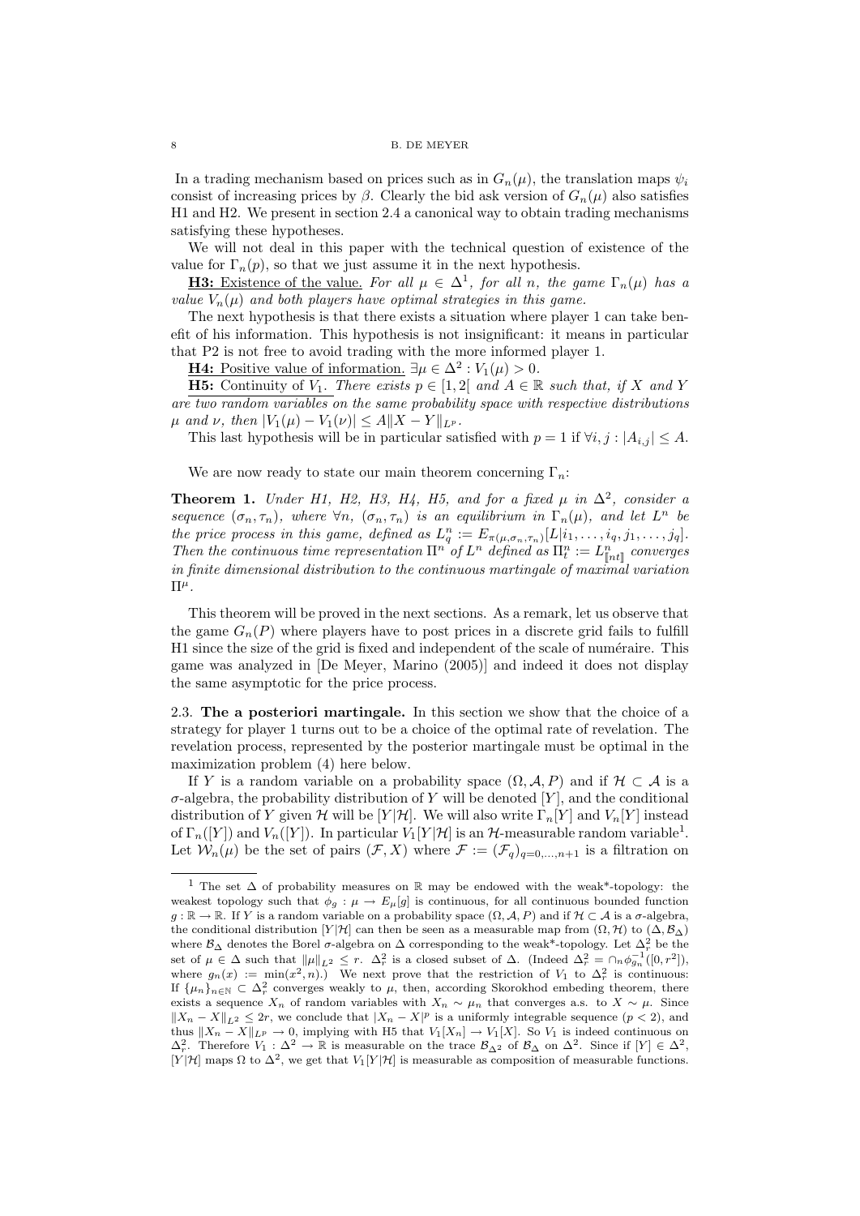In a trading mechanism based on prices such as in $G_n(\mu)$, the translation maps $\psi_i$ consist of increasing prices by $\beta$. Clearly the bid ask version of $G_n(\mu)$ also satisfies H1 and H2. We present in section 2.4 a canonical way to obtain trading mechanisms satisfying these hypotheses.

We will not deal in this paper with the technical question of existence of the value for $\Gamma_n(p)$, so that we just assume it in the next hypothesis.

**H3:** Existence of the value. *For all $\mu \in \Delta^1$, for all $n$, the game $\Gamma_n(\mu)$ has a value $V_n(\mu)$ and both players have optimal strategies in this game.*

The next hypothesis is that there exists a situation where player 1 can take benefit of his information. This hypothesis is not insignificant: it means in particular that P2 is not free to avoid trading with the more informed player 1.

**H4:** Positive value of information. $\exists \mu \in \Delta^2 : V_1(\mu) > 0$.

**H5:** Continuity of $V_1$. *There exists $p \in [1, 2[$ and $A \in \mathbb{R}$ such that, if $X$ and $Y$ are two random variables on the same probability space with respective distributions $\mu$ and $\nu$, then $|V_1(\mu) - V_1(\nu)| \le A\|X - Y\|_{L^p}$.*

This last hypothesis will be in particular satisfied with $p = 1$ if $\forall i, j : |A_{i,j}| \le A$.

We are now ready to state our main theorem concerning $\Gamma_n$:

**Theorem 1.** *Under H1, H2, H3, H4, H5, and for a fixed $\mu$ in $\Delta^2$, consider a sequence $(\sigma_n, \tau_n)$, where $\forall n$, $(\sigma_n, \tau_n)$ is an equilibrium in $\Gamma_n(\mu)$, and let $L^n$ be the price process in this game, defined as $L^n_q := E_{\pi(\mu,\sigma_n,\tau_n)}[L|i_1, \dots, i_q, j_1, \dots, j_q]$. Then the continuous time representation $\Pi^n$ of $L^n$ defined as $\Pi^n_t := L^n_{[\![nt]\!]}$ converges in finite dimensional distribution to the continuous martingale of maximal variation $\Pi^\mu$.*

This theorem will be proved in the next sections. As a remark, let us observe that the game $G_n(P)$ where players have to post prices in a discrete grid fails to fulfill H1 since the size of the grid is fixed and independent of the scale of numéraire. This game was analyzed in [De Meyer, Marino (2005)] and indeed it does not display the same asymptotic for the price process.

2.3. **The a posteriori martingale.** In this section we show that the choice of a strategy for player 1 turns out to be a choice of the optimal rate of revelation. The revelation process, represented by the posterior martingale must be optimal in the maximization problem (4) here below.

If $Y$ is a random variable on a probability space $(\Omega, \mathcal{A}, P)$ and if $\mathcal{H} \subset \mathcal{A}$ is a $\sigma$-algebra, the probability distribution of $Y$ will be denoted $[Y]$, and the conditional distribution of $Y$ given $\mathcal{H}$ will be $[Y|\mathcal{H}]$. We will also write $\Gamma_n[Y]$ and $V_n[Y]$ instead of $\Gamma_n([Y])$ and $V_n([Y])$. In particular $V_1[Y|\mathcal{H}]$ is an $\mathcal{H}$-measurable random variable[1]. Let $\mathcal{W}_n(\mu)$ be the set of pairs $(\mathcal{F}, X)$ where $\mathcal{F} := (\mathcal{F}_q)_{q=0,\dots,n+1}$ is a filtration on

[1] The set $\Delta$ of probability measures on $\mathbb{R}$ may be endowed with the weak*-topology: the weakest topology such that $\phi_g : \mu \to E_\mu[g]$ is continuous, for all continuous bounded function $g : \mathbb{R} \to \mathbb{R}$. If $Y$ is a random variable on a probability space $(\Omega, \mathcal{A}, P)$ and if $\mathcal{H} \subset \mathcal{A}$ is a $\sigma$-algebra, the conditional distribution $[Y|\mathcal{H}]$ can then be seen as a measurable map from $(\Omega, \mathcal{H})$ to $(\Delta, \mathcal{B}_\Delta)$ where $\mathcal{B}_\Delta$ denotes the Borel $\sigma$-algebra on $\Delta$ corresponding to the weak*-topology. Let $\Delta^2_r$ be the set of $\mu \in \Delta$ such that $\|\mu\|_{L^2} \le r$. $\Delta^2_r$ is a closed subset of $\Delta$. (Indeed $\Delta^2_r = \cap_n \phi_{g_n}^{-1}([0, r^2])$, where $g_n(x) := \min(x^2, n)$.) We next prove that the restriction of $V_1$ to $\Delta^2_r$ is continuous: If $\{\mu_n\}_{n\in\mathbb{N}} \subset \Delta^2_r$ converges weakly to $\mu$, then, according Skorokhod embeding theorem, there exists a sequence $X_n$ of random variables with $X_n \sim \mu_n$ that converges a.s. to $X \sim \mu$. Since $\|X_n - X\|_{L^2} \le 2r$, we conclude that $|X_n - X|^p$ is a uniformly integrable sequence ($p < 2$), and thus $\|X_n - X\|_{L^p} \to 0$, implying with H5 that $V_1[X_n] \to V_1[X]$. So $V_1$ is indeed continuous on $\Delta^2_r$. Therefore $V_1 : \Delta^2 \to \mathbb{R}$ is measurable on the trace $\mathcal{B}_{\Delta^2}$ of $\mathcal{B}_\Delta$ on $\Delta^2$. Since if $[Y] \in \Delta^2$, $[Y|\mathcal{H}]$ maps $\Omega$ to $\Delta^2$, we get that $V_1[Y|\mathcal{H}]$ is measurable as composition of measurable functions.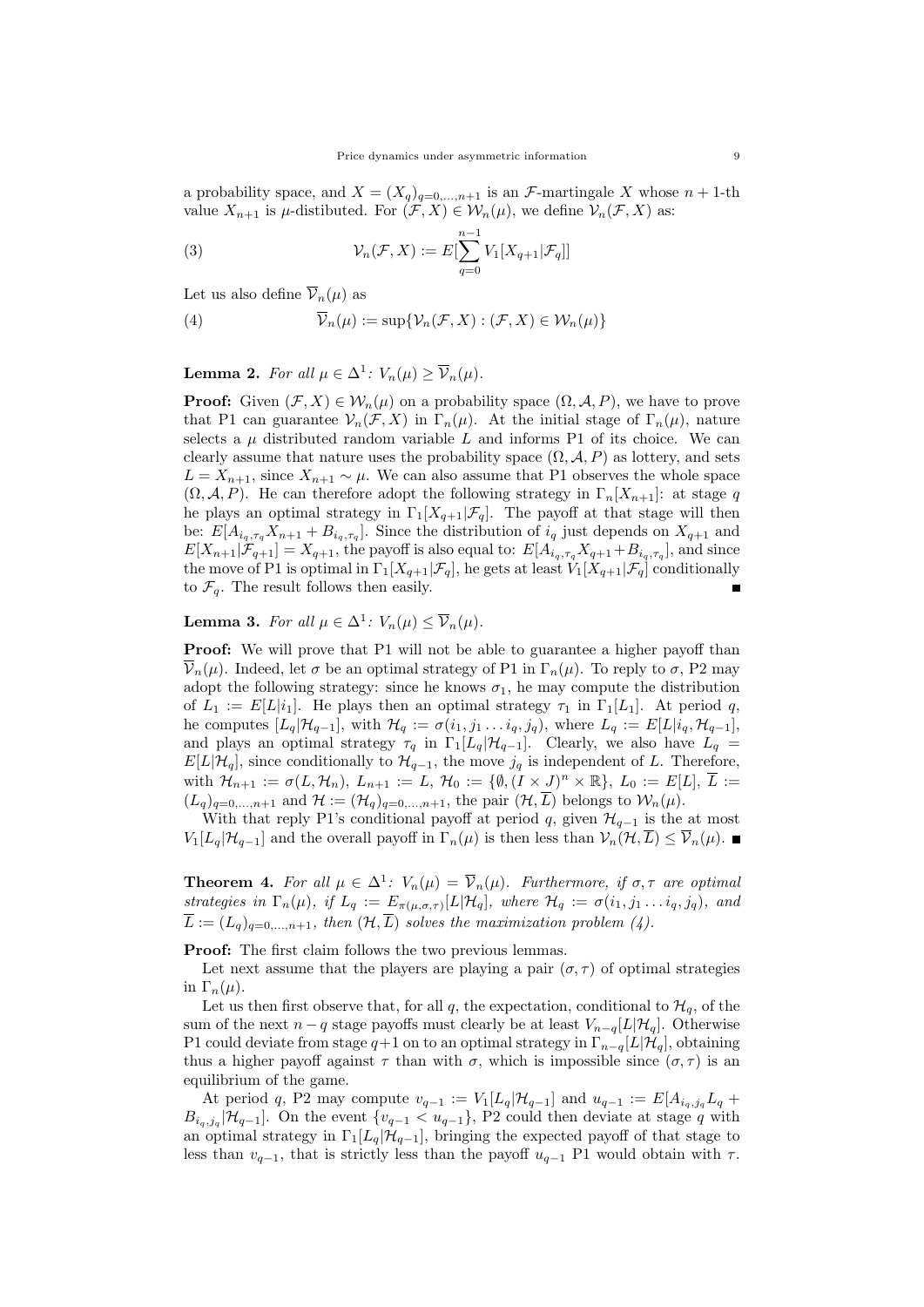a probability space, and $X = (X_q)_{q=0,\ldots,n+1}$ is an $\mathcal{F}$-martingale $X$ whose $n+1$-th value $X_{n+1}$ is $\mu$-distibuted. For $(\mathcal{F}, X) \in \mathcal{W}_n(\mu)$, we define $\mathcal{V}_n(\mathcal{F}, X)$ as:

$$\mathcal{V}_n(\mathcal{F}, X) := E[\sum_{q=0}^{n-1} V_1[X_{q+1}|\mathcal{F}_q]] \tag{3}$$

Let us also define $\overline{\mathcal{V}}_n(\mu)$ as

$$\overline{\mathcal{V}}_n(\mu) := \sup\{\mathcal{V}_n(\mathcal{F}, X) : (\mathcal{F}, X) \in \mathcal{W}_n(\mu)\} \tag{4}$$

**Lemma 2.** *For all $\mu \in \Delta^1$: $V_n(\mu) \geq \overline{\mathcal{V}}_n(\mu)$.*

**Proof:** Given $(\mathcal{F}, X) \in \mathcal{W}_n(\mu)$ on a probability space $(\Omega, \mathcal{A}, P)$, we have to prove that P1 can guarantee $\mathcal{V}_n(\mathcal{F}, X)$ in $\Gamma_n(\mu)$. At the initial stage of $\Gamma_n(\mu)$, nature selects a $\mu$ distributed random variable $L$ and informs P1 of its choice. We can clearly assume that nature uses the probability space $(\Omega, \mathcal{A}, P)$ as lottery, and sets $L = X_{n+1}$, since $X_{n+1} \sim \mu$. We can also assume that P1 observes the whole space $(\Omega, \mathcal{A}, P)$. He can therefore adopt the following strategy in $\Gamma_n[X_{n+1}]$: at stage $q$ he plays an optimal strategy in $\Gamma_1[X_{q+1}|\mathcal{F}_q]$. The payoff at that stage will then be: $E[A_{i_q,\tau_q} X_{n+1} + B_{i_q,\tau_q}]$. Since the distribution of $i_q$ just depends on $X_{q+1}$ and $E[X_{n+1}|\mathcal{F}_{q+1}] = X_{q+1}$, the payoff is also equal to: $E[A_{i_q,\tau_q} X_{q+1} + B_{i_q,\tau_q}]$, and since the move of P1 is optimal in $\Gamma_1[X_{q+1}|\mathcal{F}_q]$, he gets at least $V_1[X_{q+1}|\mathcal{F}_q]$ conditionally to $\mathcal{F}_q$. The result follows then easily. ∎

**Lemma 3.** *For all $\mu \in \Delta^1$: $V_n(\mu) \leq \overline{\mathcal{V}}_n(\mu)$.*

**Proof:** We will prove that P1 will not be able to guarantee a higher payoff than $\overline{\mathcal{V}}_n(\mu)$. Indeed, let $\sigma$ be an optimal strategy of P1 in $\Gamma_n(\mu)$. To reply to $\sigma$, P2 may adopt the following strategy: since he knows $\sigma_1$, he may compute the distribution of $L_1 := E[L|i_1]$. He plays then an optimal strategy $\tau_1$ in $\Gamma_1[L_1]$. At period $q$, he computes $[L_q|\mathcal{H}_{q-1}]$, with $\mathcal{H}_q := \sigma(i_1, j_1 \ldots i_q, j_q)$, where $L_q := E[L|i_q, \mathcal{H}_{q-1}]$, and plays an optimal strategy $\tau_q$ in $\Gamma_1[L_q|\mathcal{H}_{q-1}]$. Clearly, we also have $L_q = E[L|\mathcal{H}_q]$, since conditionally to $\mathcal{H}_{q-1}$, the move $j_q$ is independent of $L$. Therefore, with $\mathcal{H}_{n+1} := \sigma(L, \mathcal{H}_n)$, $L_{n+1} := L$, $\mathcal{H}_0 := \{\emptyset, (I \times J)^n \times \mathbb{R}\}$, $L_0 := E[L]$, $\overline{L} := (L_q)_{q=0,\ldots,n+1}$ and $\mathcal{H} := (\mathcal{H}_q)_{q=0,\ldots,n+1}$, the pair $(\mathcal{H}, \overline{L})$ belongs to $\mathcal{W}_n(\mu)$.

With that reply P1's conditional payoff at period $q$, given $\mathcal{H}_{q-1}$ is the at most $V_1[L_q|\mathcal{H}_{q-1}]$ and the overall payoff in $\Gamma_n(\mu)$ is then less than $\mathcal{V}_n(\mathcal{H}, \overline{L}) \leq \overline{\mathcal{V}}_n(\mu)$. ∎

**Theorem 4.** *For all $\mu \in \Delta^1$: $V_n(\mu) = \overline{\mathcal{V}}_n(\mu)$. Furthermore, if $\sigma, \tau$ are optimal strategies in $\Gamma_n(\mu)$, if $L_q := E_{\pi(\mu,\sigma,\tau)}[L|\mathcal{H}_q]$, where $\mathcal{H}_q := \sigma(i_1, j_1 \ldots i_q, j_q)$, and $\overline{L} := (L_q)_{q=0,\ldots,n+1}$, then $(\mathcal{H}, \overline{L})$ solves the maximization problem (4).*

**Proof:** The first claim follows the two previous lemmas.

Let next assume that the players are playing a pair $(\sigma, \tau)$ of optimal strategies in $\Gamma_n(\mu)$.

Let us then first observe that, for all $q$, the expectation, conditional to $\mathcal{H}_q$, of the sum of the next $n-q$ stage payoffs must clearly be at least $V_{n-q}[L|\mathcal{H}_q]$. Otherwise P1 could deviate from stage $q+1$ on to an optimal strategy in $\Gamma_{n-q}[L|\mathcal{H}_q]$, obtaining thus a higher payoff against $\tau$ than with $\sigma$, which is impossible since $(\sigma, \tau)$ is an equilibrium of the game.

At period $q$, P2 may compute $v_{q-1} := V_1[L_q|\mathcal{H}_{q-1}]$ and $u_{q-1} := E[A_{i_q,j_q} L_q + B_{i_q,j_q}|\mathcal{H}_{q-1}]$. On the event $\{v_{q-1} < u_{q-1}\}$, P2 could then deviate at stage $q$ with an optimal strategy in $\Gamma_1[L_q|\mathcal{H}_{q-1}]$, bringing the expected payoff of that stage to less than $v_{q-1}$, that is strictly less than the payoff $u_{q-1}$ P1 would obtain with $\tau$.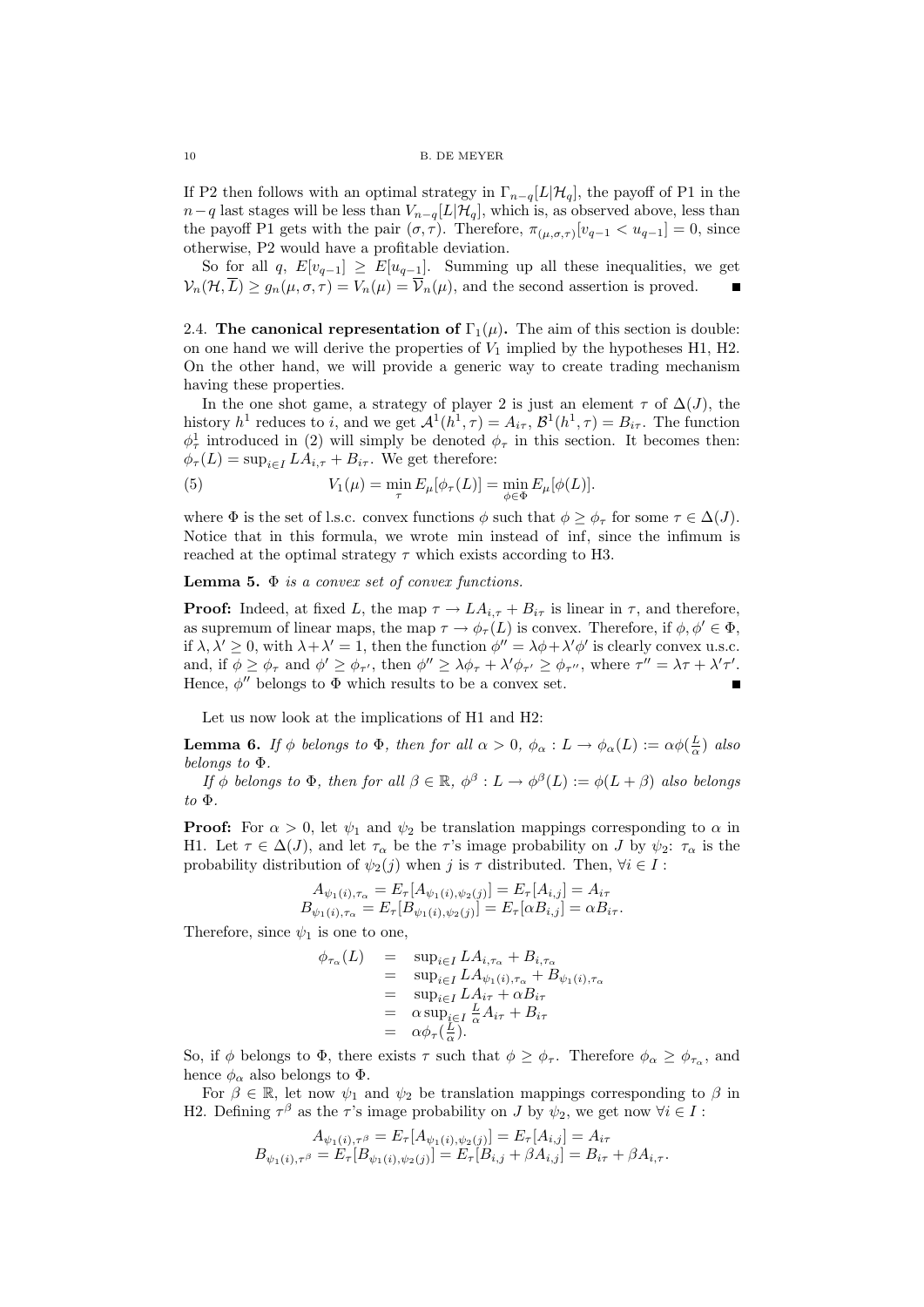If P2 then follows with an optimal strategy in $\Gamma_{n-q}[L|\mathcal{H}_q]$, the payoff of P1 in the $n-q$ last stages will be less than $V_{n-q}[L|\mathcal{H}_q]$, which is, as observed above, less than the payoff P1 gets with the pair $(\sigma, \tau)$. Therefore, $\pi_{(\mu,\sigma,\tau)}[v_{q-1} < u_{q-1}] = 0$, since otherwise, P2 would have a profitable deviation.

So for all $q$, $E[v_{q-1}] \geq E[u_{q-1}]$. Summing up all these inequalities, we get $\mathcal{V}_n(\mathcal{H}, \overline{L}) \geq g_n(\mu, \sigma, \tau) = V_n(\mu) = \overline{\mathcal{V}}_n(\mu)$, and the second assertion is proved. ∎

## 2.4. The canonical representation of $\Gamma_1(\mu)$.

The aim of this section is double: on one hand we will derive the properties of $V_1$ implied by the hypotheses H1, H2. On the other hand, we will provide a generic way to create trading mechanism having these properties.

In the one shot game, a strategy of player 2 is just an element $\tau$ of $\Delta(J)$, the history $h^1$ reduces to $i$, and we get $\mathcal{A}^1(h^1, \tau) = A_{i\tau}$, $\mathcal{B}^1(h^1, \tau) = B_{i\tau}$. The function $\phi^1_\tau$ introduced in (2) will simply be denoted $\phi_\tau$ in this section. It becomes then: $\phi_\tau(L) = \sup_{i \in I} LA_{i,\tau} + B_{i\tau}$. We get therefore:

$$V_1(\mu) = \min_\tau E_\mu[\phi_\tau(L)] = \min_{\phi \in \Phi} E_\mu[\phi(L)]. \tag{5}$$

where $\Phi$ is the set of l.s.c. convex functions $\phi$ such that $\phi \geq \phi_\tau$ for some $\tau \in \Delta(J)$. Notice that in this formula, we wrote min instead of inf, since the infimum is reached at the optimal strategy $\tau$ which exists according to H3.

**Lemma 5.** *$\Phi$ is a convex set of convex functions.*

**Proof:** Indeed, at fixed $L$, the map $\tau \to LA_{i,\tau} + B_{i\tau}$ is linear in $\tau$, and therefore, as supremum of linear maps, the map $\tau \to \phi_\tau(L)$ is convex. Therefore, if $\phi, \phi' \in \Phi$, if $\lambda, \lambda' \geq 0$, with $\lambda + \lambda' = 1$, then the function $\phi'' = \lambda\phi + \lambda'\phi'$ is clearly convex u.s.c. and, if $\phi \geq \phi_\tau$ and $\phi' \geq \phi_{\tau'}$, then $\phi'' \geq \lambda\phi_\tau + \lambda'\phi_{\tau'} \geq \phi_{\tau''}$, where $\tau'' = \lambda\tau + \lambda'\tau'$. Hence, $\phi''$ belongs to $\Phi$ which results to be a convex set. ∎

Let us now look at the implications of H1 and H2:

**Lemma 6.** *If $\phi$ belongs to $\Phi$, then for all $\alpha > 0$, $\phi_\alpha : L \to \phi_\alpha(L) := \alpha\phi(\frac{L}{\alpha})$ also belongs to $\Phi$.*

*If $\phi$ belongs to $\Phi$, then for all $\beta \in \mathbb{R}$, $\phi^\beta : L \to \phi^\beta(L) := \phi(L + \beta)$ also belongs to $\Phi$.*

**Proof:** For $\alpha > 0$, let $\psi_1$ and $\psi_2$ be translation mappings corresponding to $\alpha$ in H1. Let $\tau \in \Delta(J)$, and let $\tau_\alpha$ be the $\tau$'s image probability on $J$ by $\psi_2$: $\tau_\alpha$ is the probability distribution of $\psi_2(j)$ when $j$ is $\tau$ distributed. Then, $\forall i \in I$ :

$$A_{\psi_1(i),\tau_\alpha} = E_\tau[A_{\psi_1(i),\psi_2(j)}] = E_\tau[A_{i,j}] = A_{i\tau}$$
$$B_{\psi_1(i),\tau_\alpha} = E_\tau[B_{\psi_1(i),\psi_2(j)}] = E_\tau[\alpha B_{i,j}] = \alpha B_{i\tau}.$$

Therefore, since $\psi_1$ is one to one,

$$\begin{aligned}
\phi_{\tau_\alpha}(L) &= \sup_{i \in I} LA_{i,\tau_\alpha} + B_{i,\tau_\alpha} \\
&= \sup_{i \in I} LA_{\psi_1(i),\tau_\alpha} + B_{\psi_1(i),\tau_\alpha} \\
&= \sup_{i \in I} LA_{i\tau} + \alpha B_{i\tau} \\
&= \alpha \sup_{i \in I} \tfrac{L}{\alpha} A_{i\tau} + B_{i\tau} \\
&= \alpha\phi_\tau(\tfrac{L}{\alpha}).
\end{aligned}$$

So, if $\phi$ belongs to $\Phi$, there exists $\tau$ such that $\phi \geq \phi_\tau$. Therefore $\phi_\alpha \geq \phi_{\tau_\alpha}$, and hence $\phi_\alpha$ also belongs to $\Phi$.

For $\beta \in \mathbb{R}$, let now $\psi_1$ and $\psi_2$ be translation mappings corresponding to $\beta$ in H2. Defining $\tau^\beta$ as the $\tau$'s image probability on $J$ by $\psi_2$, we get now $\forall i \in I$ :

$$A_{\psi_1(i),\tau^\beta} = E_\tau[A_{\psi_1(i),\psi_2(j)}] = E_\tau[A_{i,j}] = A_{i\tau}$$
$$B_{\psi_1(i),\tau^\beta} = E_\tau[B_{\psi_1(i),\psi_2(j)}] = E_\tau[B_{i,j} + \beta A_{i,j}] = B_{i\tau} + \beta A_{i,\tau}.$$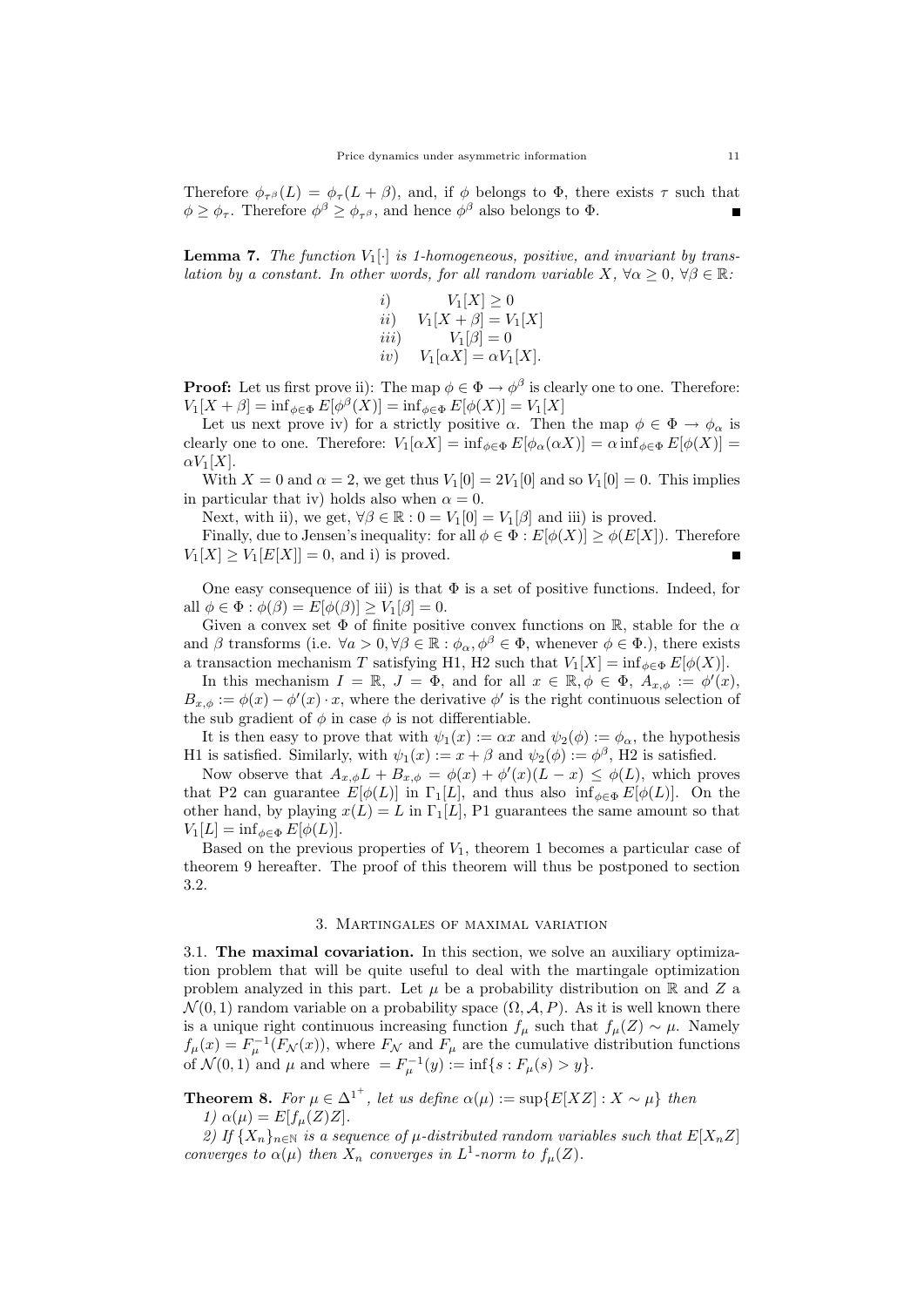Therefore $\phi_{\tau^\beta}(L) = \phi_\tau(L+\beta)$, and, if $\phi$ belongs to $\Phi$, there exists $\tau$ such that $\phi \geq \phi_\tau$. Therefore $\phi^\beta \geq \phi_{\tau^\beta}$, and hence $\phi^\beta$ also belongs to $\Phi$. ∎

**Lemma 7.** *The function $V_1[\cdot]$ is 1-homogeneous, positive, and invariant by translation by a constant. In other words, for all random variable $X$, $\forall \alpha \geq 0$, $\forall \beta \in \mathbb{R}$:*

$$
\begin{array}{ll}
i) & V_1[X] \geq 0 \\
ii) & V_1[X+\beta] = V_1[X] \\
iii) & V_1[\beta] = 0 \\
iv) & V_1[\alpha X] = \alpha V_1[X].
\end{array}
$$

**Proof:** Let us first prove ii): The map $\phi \in \Phi \to \phi^\beta$ is clearly one to one. Therefore: $V_1[X+\beta] = \inf_{\phi \in \Phi} E[\phi^\beta(X)] = \inf_{\phi \in \Phi} E[\phi(X)] = V_1[X]$

Let us next prove iv) for a strictly positive $\alpha$. Then the map $\phi \in \Phi \to \phi_\alpha$ is clearly one to one. Therefore: $V_1[\alpha X] = \inf_{\phi \in \Phi} E[\phi_\alpha(\alpha X)] = \alpha \inf_{\phi \in \Phi} E[\phi(X)] = \alpha V_1[X]$.

With $X = 0$ and $\alpha = 2$, we get thus $V_1[0] = 2V_1[0]$ and so $V_1[0] = 0$. This implies in particular that iv) holds also when $\alpha = 0$.

Next, with ii), we get, $\forall \beta \in \mathbb{R} : 0 = V_1[0] = V_1[\beta]$ and iii) is proved.

Finally, due to Jensen's inequality: for all $\phi \in \Phi : E[\phi(X)] \geq \phi(E[X])$. Therefore $V_1[X] \geq V_1[E[X]] = 0$, and i) is proved. ∎

One easy consequence of iii) is that $\Phi$ is a set of positive functions. Indeed, for all $\phi \in \Phi : \phi(\beta) = E[\phi(\beta)] \geq V_1[\beta] = 0$.

Given a convex set $\Phi$ of finite positive convex functions on $\mathbb{R}$, stable for the $\alpha$ and $\beta$ transforms (i.e. $\forall a > 0, \forall \beta \in \mathbb{R} : \phi_\alpha, \phi^\beta \in \Phi$, whenever $\phi \in \Phi$.), there exists a transaction mechanism $T$ satisfying H1, H2 such that $V_1[X] = \inf_{\phi \in \Phi} E[\phi(X)]$.

In this mechanism $I = \mathbb{R}$, $J = \Phi$, and for all $x \in \mathbb{R}, \phi \in \Phi$, $A_{x,\phi} := \phi'(x)$, $B_{x,\phi} := \phi(x) - \phi'(x) \cdot x$, where the derivative $\phi'$ is the right continuous selection of the sub gradient of $\phi$ in case $\phi$ is not differentiable.

It is then easy to prove that with $\psi_1(x) := \alpha x$ and $\psi_2(\phi) := \phi_\alpha$, the hypothesis H1 is satisfied. Similarly, with $\psi_1(x) := x + \beta$ and $\psi_2(\phi) := \phi^\beta$, H2 is satisfied.

Now observe that $A_{x,\phi} L + B_{x,\phi} = \phi(x) + \phi'(x)(L - x) \leq \phi(L)$, which proves that P2 can guarantee $E[\phi(L)]$ in $\Gamma_1[L]$, and thus also $\inf_{\phi \in \Phi} E[\phi(L)]$. On the other hand, by playing $x(L) = L$ in $\Gamma_1[L]$, P1 guarantees the same amount so that $V_1[L] = \inf_{\phi \in \Phi} E[\phi(L)]$.

Based on the previous properties of $V_1$, theorem 1 becomes a particular case of theorem 9 hereafter. The proof of this theorem will thus be postponed to section 3.2.

## 3. Martingales of maximal variation

### 3.1. The maximal covariation.

In this section, we solve an auxiliary optimization problem that will be quite useful to deal with the martingale optimization problem analyzed in this part. Let $\mu$ be a probability distribution on $\mathbb{R}$ and $Z$ a $\mathcal{N}(0,1)$ random variable on a probability space $(\Omega, \mathcal{A}, P)$. As it is well known there is a unique right continuous increasing function $f_\mu$ such that $f_\mu(Z) \sim \mu$. Namely $f_\mu(x) = F_\mu^{-1}(F_\mathcal{N}(x))$, where $F_\mathcal{N}$ and $F_\mu$ are the cumulative distribution functions of $\mathcal{N}(0,1)$ and $\mu$ and where $= F_\mu^{-1}(y) := \inf\{s : F_\mu(s) > y\}$.

**Theorem 8.** *For $\mu \in \Delta^{1^+}$, let us define $\alpha(\mu) := \sup\{E[XZ] : X \sim \mu\}$ then*

*1) $\alpha(\mu) = E[f_\mu(Z)Z]$.*

*2) If $\{X_n\}_{n \in \mathbb{N}}$ is a sequence of $\mu$-distributed random variables such that $E[X_n Z]$ converges to $\alpha(\mu)$ then $X_n$ converges in $L^1$-norm to $f_\mu(Z)$.*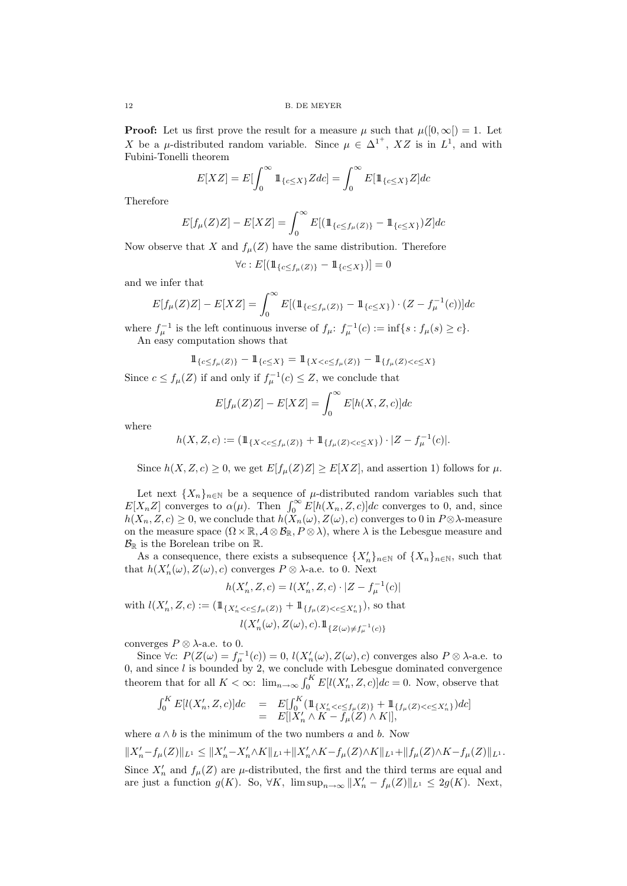**Proof:** Let us first prove the result for a measure $\mu$ such that $\mu([0,\infty[) = 1$. Let $X$ be a $\mu$-distributed random variable. Since $\mu \in \Delta^{1^+}$, $XZ$ is in $L^1$, and with Fubini-Tonelli theorem

$$E[XZ] = E[\int_0^\infty \mathbb{1}_{\{c \leq X\}} Z dc] = \int_0^\infty E[\mathbb{1}_{\{c \leq X\}} Z] dc$$

Therefore

$$E[f_\mu(Z)Z] - E[XZ] = \int_0^\infty E[(\mathbb{1}_{\{c \leq f_\mu(Z)\}} - \mathbb{1}_{\{c \leq X\}})Z] dc$$

Now observe that $X$ and $f_\mu(Z)$ have the same distribution. Therefore

$$\forall c : E[(\mathbb{1}_{\{c \leq f_\mu(Z)\}} - \mathbb{1}_{\{c \leq X\}})] = 0$$

and we infer that

$$E[f_\mu(Z)Z] - E[XZ] = \int_0^\infty E[(\mathbb{1}_{\{c \leq f_\mu(Z)\}} - \mathbb{1}_{\{c \leq X\}}) \cdot (Z - f_\mu^{-1}(c))] dc$$

where $f_\mu^{-1}$ is the left continuous inverse of $f_\mu$: $f_\mu^{-1}(c) := \inf\{s : f_\mu(s) \geq c\}$.

An easy computation shows that

$$\mathbb{1}_{\{c \leq f_\mu(Z)\}} - \mathbb{1}_{\{c \leq X\}} = \mathbb{1}_{\{X < c \leq f_\mu(Z)\}} - \mathbb{1}_{\{f_\mu(Z) < c \leq X\}}$$

Since $c \leq f_\mu(Z)$ if and only if $f_\mu^{-1}(c) \leq Z$, we conclude that

$$E[f_\mu(Z)Z] - E[XZ] = \int_0^\infty E[h(X, Z, c)] dc$$

where

$$h(X, Z, c) := (\mathbb{1}_{\{X < c \leq f_\mu(Z)\}} + \mathbb{1}_{\{f_\mu(Z) < c \leq X\}}) \cdot |Z - f_\mu^{-1}(c)|.$$

Since $h(X, Z, c) \geq 0$, we get $E[f_\mu(Z)Z] \geq E[XZ]$, and assertion 1) follows for $\mu$.

Let next $\{X_n\}_{n\in\mathbb{N}}$ be a sequence of $\mu$-distributed random variables such that $E[X_n Z]$ converges to $\alpha(\mu)$. Then $\int_0^\infty E[h(X_n, Z, c)]dc$ converges to 0, and, since $h(X_n, Z, c) \geq 0$, we conclude that $h(X_n(\omega), Z(\omega), c)$ converges to 0 in $P\otimes\lambda$-measure on the measure space $(\Omega\times\mathbb{R}, \mathcal{A}\otimes\mathcal{B}_\mathbb{R}, P\otimes\lambda)$, where $\lambda$ is the Lebesgue measure and $\mathcal{B}_\mathbb{R}$ is the Borelean tribe on $\mathbb{R}$.

As a consequence, there exists a subsequence $\{X'_n\}_{n\in\mathbb{N}}$ of $\{X_n\}_{n\in\mathbb{N}}$, such that that $h(X'_n(\omega), Z(\omega), c)$ converges $P\otimes\lambda$-a.e. to 0. Next

$$h(X'_n, Z, c) = l(X'_n, Z, c) \cdot |Z - f_\mu^{-1}(c)|$$

with $l(X'_n, Z, c) := (\mathbb{1}_{\{X'_n < c \leq f_\mu(Z)\}} + \mathbb{1}_{\{f_\mu(Z) < c \leq X'_n\}})$, so that

$$l(X'_n(\omega), Z(\omega), c).\mathbb{1}_{\{Z(\omega) \neq f_\mu^{-1}(c)\}}$$

converges $P\otimes\lambda$-a.e. to 0.

Since $\forall c$: $P(Z(\omega) = f_\mu^{-1}(c)) = 0$, $l(X'_n(\omega), Z(\omega), c)$ converges also $P\otimes\lambda$-a.e. to 0, and since $l$ is bounded by 2, we conclude with Lebesgue dominated convergence theorem that for all $K < \infty$: $\lim_{n\to\infty} \int_0^K E[l(X'_n, Z, c)]dc = 0$. Now, observe that

$$\begin{aligned}\int_0^K E[l(X'_n, Z, c)]dc &= E[\int_0^K (\mathbb{1}_{\{X'_n < c \leq f_\mu(Z)\}} + \mathbb{1}_{\{f_\mu(Z) < c \leq X'_n\}})dc] \\ &= E[|X'_n \wedge K - f_\mu(Z) \wedge K|],\end{aligned}$$

where $a \wedge b$ is the minimum of the two numbers $a$ and $b$. Now

$$\|X'_n - f_\mu(Z)\|_{L^1} \leq \|X'_n - X'_n \wedge K\|_{L^1} + \|X'_n \wedge K - f_\mu(Z) \wedge K\|_{L^1} + \|f_\mu(Z) \wedge K - f_\mu(Z)\|_{L^1}.$$

Since $X'_n$ and $f_\mu(Z)$ are $\mu$-distributed, the first and the third terms are equal and are just a function $g(K)$. So, $\forall K$, $\limsup_{n\to\infty} \|X'_n - f_\mu(Z)\|_{L^1} \leq 2g(K)$. Next,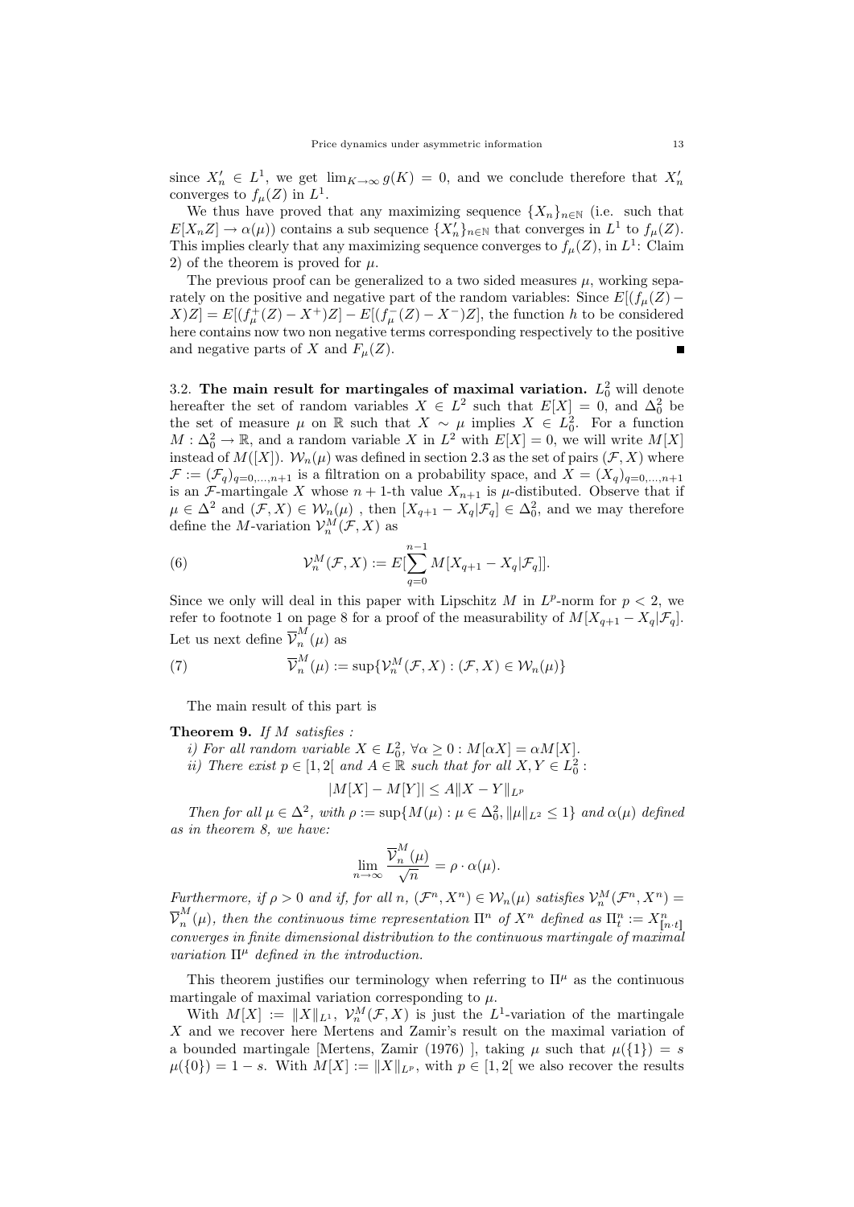since $X'_n \in L^1$, we get $\lim_{K\to\infty} g(K) = 0$, and we conclude therefore that $X'_n$ converges to $f_\mu(Z)$ in $L^1$.

We thus have proved that any maximizing sequence $\{X_n\}_{n\in\mathbb{N}}$ (i.e. such that $E[X_n Z] \to \alpha(\mu)$) contains a sub sequence $\{X'_n\}_{n\in\mathbb{N}}$ that converges in $L^1$ to $f_\mu(Z)$. This implies clearly that any maximizing sequence converges to $f_\mu(Z)$, in $L^1$: Claim 2) of the theorem is proved for $\mu$.

The previous proof can be generalized to a two sided measures $\mu$, working separately on the positive and negative part of the random variables: Since $E[(f_\mu(Z) - X)Z] = E[(f^+_\mu(Z) - X^+)Z] - E[(f^-_\mu(Z) - X^-)Z]$, the function $h$ to be considered here contains now two non negative terms corresponding respectively to the positive and negative parts of $X$ and $F_\mu(Z)$. ■

3.2. **The main result for martingales of maximal variation.** $L^2_0$ will denote hereafter the set of random variables $X \in L^2$ such that $E[X] = 0$, and $\Delta^2_0$ be the set of measure $\mu$ on $\mathbb{R}$ such that $X \sim \mu$ implies $X \in L^2_0$. For a function $M : \Delta^2_0 \to \mathbb{R}$, and a random variable $X$ in $L^2$ with $E[X] = 0$, we will write $M[X]$ instead of $M([X])$. $\mathcal{W}_n(\mu)$ was defined in section 2.3 as the set of pairs $(\mathcal{F}, X)$ where $\mathcal{F} := (\mathcal{F}_q)_{q=0,\ldots,n+1}$ is a filtration on a probability space, and $X = (X_q)_{q=0,\ldots,n+1}$ is an $\mathcal{F}$-martingale $X$ whose $n+1$-th value $X_{n+1}$ is $\mu$-distibuted. Observe that if $\mu \in \Delta^2$ and $(\mathcal{F}, X) \in \mathcal{W}_n(\mu)$ , then $[X_{q+1} - X_q|\mathcal{F}_q] \in \Delta^2_0$, and we may therefore define the $M$-variation $\mathcal{V}^M_n(\mathcal{F}, X)$ as

$$\mathcal{V}^M_n(\mathcal{F}, X) := E[\sum_{q=0}^{n-1} M[X_{q+1} - X_q|\mathcal{F}_q]]. \tag{6}$$

Since we only will deal in this paper with Lipschitz $M$ in $L^p$-norm for $p < 2$, we refer to footnote 1 on page 8 for a proof of the measurability of $M[X_{q+1} - X_q|\mathcal{F}_q]$. Let us next define $\overline{\mathcal{V}}^M_n(\mu)$ as

$$\overline{\mathcal{V}}^M_n(\mu) := \sup\{\mathcal{V}^M_n(\mathcal{F}, X) : (\mathcal{F}, X) \in \mathcal{W}_n(\mu)\} \tag{7}$$

The main result of this part is

**Theorem 9.** *If $M$ satisfies :*

*i) For all random variable $X \in L^2_0$, $\forall \alpha \geq 0 : M[\alpha X] = \alpha M[X]$.*

*ii) There exist $p \in [1, 2[$ and $A \in \mathbb{R}$ such that for all $X, Y \in L^2_0$ :*

$$|M[X] - M[Y]| \leq A\|X - Y\|_{L^p}$$

*Then for all $\mu \in \Delta^2$, with $\rho := \sup\{M(\mu) : \mu \in \Delta^2_0, \|\mu\|_{L^2} \leq 1\}$ and $\alpha(\mu)$ defined as in theorem 8, we have:*

$$\lim_{n\to\infty} \frac{\overline{\mathcal{V}}^M_n(\mu)}{\sqrt{n}} = \rho \cdot \alpha(\mu).$$

*Furthermore, if $\rho > 0$ and if, for all $n$, $(\mathcal{F}^n, X^n) \in \mathcal{W}_n(\mu)$ satisfies $\mathcal{V}^M_n(\mathcal{F}^n, X^n) = \overline{\mathcal{V}}^M_n(\mu)$, then the continuous time representation $\Pi^n$ of $X^n$ defined as $\Pi^n_t := X^n_{[n\cdot t]}$ converges in finite dimensional distribution to the continuous martingale of maximal variation $\Pi^\mu$ defined in the introduction.*

This theorem justifies our terminology when referring to $\Pi^\mu$ as the continuous martingale of maximal variation corresponding to $\mu$.

With $M[X] := \|X\|_{L^1}$, $\mathcal{V}^M_n(\mathcal{F}, X)$ is just the $L^1$-variation of the martingale $X$ and we recover here Mertens and Zamir's result on the maximal variation of a bounded martingale [Mertens, Zamir (1976) ], taking $\mu$ such that $\mu(\{1\}) = s$ $\mu(\{0\}) = 1 - s$. With $M[X] := \|X\|_{L^p}$, with $p \in [1, 2[$ we also recover the results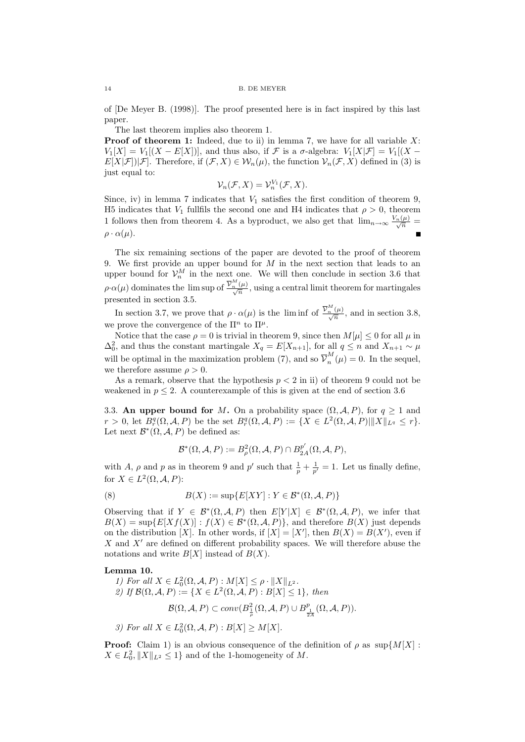of [De Meyer B. (1998)]. The proof presented here is in fact inspired by this last paper.

The last theorem implies also theorem 1.

**Proof of theorem 1:** Indeed, due to ii) in lemma 7, we have for all variable $X$: $V_1[X] = V_1[(X - E[X])]$, and thus also, if $\mathcal{F}$ is a $\sigma$-algebra: $V_1[X|\mathcal{F}] = V_1[(X - E[X|\mathcal{F}])|\mathcal{F}]$. Therefore, if $(\mathcal{F}, X) \in \mathcal{W}_n(\mu)$, the function $\mathcal{V}_n(\mathcal{F}, X)$ defined in (3) is just equal to:

$$\mathcal{V}_n(\mathcal{F}, X) = \mathcal{V}_n^{V_1}(\mathcal{F}, X).$$

Since, iv) in lemma 7 indicates that $V_1$ satisfies the first condition of theorem 9, H5 indicates that $V_1$ fullfils the second one and H4 indicates that $\rho > 0$, theorem 1 follows then from theorem 4. As a byproduct, we also get that $\lim_{n\to\infty} \frac{V_n(\mu)}{\sqrt{n}} = \rho \cdot \alpha(\mu)$. ∎

The six remaining sections of the paper are devoted to the proof of theorem 9. We first provide an upper bound for $M$ in the next section that leads to an upper bound for $\mathcal{V}_n^M$ in the next one. We will then conclude in section 3.6 that $\rho \cdot \alpha(\mu)$ dominates the $\limsup$ of $\frac{\overline{\mathcal{V}}_n^M(\mu)}{\sqrt{n}}$, using a central limit theorem for martingales presented in section 3.5.

In section 3.7, we prove that $\rho \cdot \alpha(\mu)$ is the $\liminf$ of $\frac{\overline{\mathcal{V}}_n^M(\mu)}{\sqrt{n}}$, and in section 3.8, we prove the convergence of the $\Pi^n$ to $\Pi^\mu$.

Notice that the case $\rho = 0$ is trivial in theorem 9, since then $M[\mu] \leq 0$ for all $\mu$ in $\Delta_0^2$, and thus the constant martingale $X_q = E[X_{n+1}]$, for all $q \leq n$ and $X_{n+1} \sim \mu$ will be optimal in the maximization problem (7), and so $\overline{\mathcal{V}}_n^M(\mu) = 0$. In the sequel, we therefore assume $\rho > 0$.

As a remark, observe that the hypothesis $p < 2$ in ii) of theorem 9 could not be weakened in $p \leq 2$. A counterexample of this is given at the end of section 3.6

3.3. **An upper bound for** $M$**.** On a probability space $(\Omega, \mathcal{A}, P)$, for $q \geq 1$ and $r > 0$, let $B_r^q(\Omega, \mathcal{A}, P)$ be the set $B_r^q(\Omega, \mathcal{A}, P) := \{X \in L^2(\Omega, \mathcal{A}, P) | \|X\|_{L^q} \leq r\}$. Let next $\mathcal{B}^*(\Omega, \mathcal{A}, P)$ be defined as:

$$\mathcal{B}^*(\Omega, \mathcal{A}, P) := B_\rho^2(\Omega, \mathcal{A}, P) \cap B_{2A}^{p'}(\Omega, \mathcal{A}, P),$$

with $A$, $\rho$ and $p$ as in theorem 9 and $p'$ such that $\frac{1}{p} + \frac{1}{p'} = 1$. Let us finally define, for $X \in L^2(\Omega, \mathcal{A}, P)$:

$$B(X) := \sup\{E[XY] : Y \in \mathcal{B}^*(\Omega, \mathcal{A}, P)\} \tag{8}$$

Observing that if $Y \in \mathcal{B}^*(\Omega, \mathcal{A}, P)$ then $E[Y|X] \in \mathcal{B}^*(\Omega, \mathcal{A}, P)$, we infer that $B(X) = \sup\{E[Xf(X)] : f(X) \in \mathcal{B}^*(\Omega, \mathcal{A}, P)\}$, and therefore $B(X)$ just depends on the distribution $[X]$. In other words, if $[X] = [X']$, then $B(X) = B(X')$, even if $X$ and $X'$ are defined on different probability spaces. We will therefore abuse the notations and write $B[X]$ instead of $B(X)$.

**Lemma 10.**

*1) For all $X \in L_0^2(\Omega, \mathcal{A}, P) : M[X] \leq \rho \cdot \|X\|_{L^2}$.*

*2) If $\mathcal{B}(\Omega, \mathcal{A}, P) := \{X \in L^2(\Omega, \mathcal{A}, P) : B[X] \leq 1\}$, then*

$$\mathcal{B}(\Omega, \mathcal{A}, P) \subset conv(B_{\frac{1}{\rho}}^2(\Omega, \mathcal{A}, P) \cup B_{\frac{1}{2A}}^p(\Omega, \mathcal{A}, P)).$$

*3) For all $X \in L_0^2(\Omega, \mathcal{A}, P) : B[X] \geq M[X]$.*

**Proof:** Claim 1) is an obvious consequence of the definition of $\rho$ as $\sup\{M[X] : X \in L_0^2, \|X\|_{L^2} \leq 1\}$ and of the 1-homogeneity of $M$.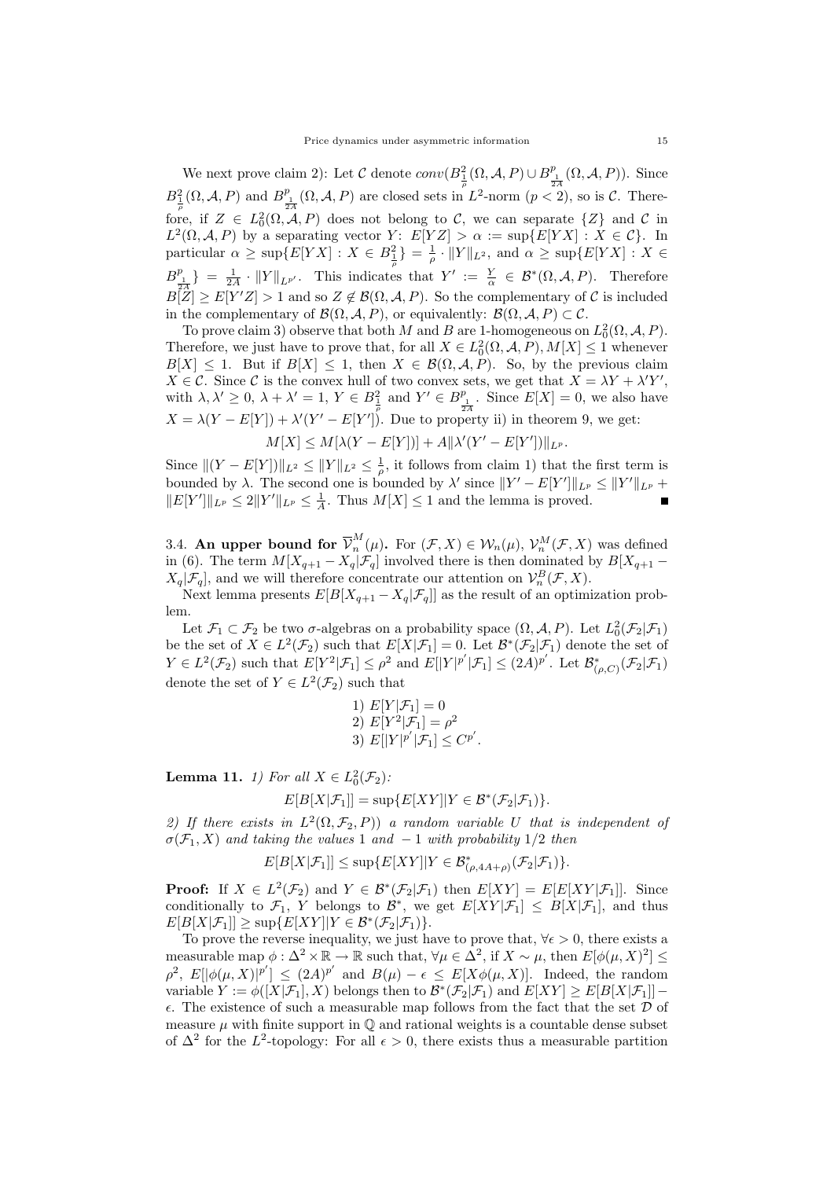We next prove claim 2): Let $\mathcal{C}$ denote $conv(B^2_{\frac{1}{\rho}}(\Omega,\mathcal{A},P) \cup B^p_{\frac{1}{2A}}(\Omega,\mathcal{A},P))$. Since $B^2_{\frac{1}{\rho}}(\Omega,\mathcal{A},P)$ and $B^p_{\frac{1}{2A}}(\Omega,\mathcal{A},P)$ are closed sets in $L^2$-norm ($p<2$), so is $\mathcal{C}$. Therefore, if $Z \in L^2_0(\Omega,\mathcal{A},P)$ does not belong to $\mathcal{C}$, we can separate $\{Z\}$ and $\mathcal{C}$ in $L^2(\Omega,\mathcal{A},P)$ by a separating vector $Y$: $E[YZ] > \alpha := \sup\{E[YX] : X \in \mathcal{C}\}$. In particular $\alpha \geq \sup\{E[YX] : X \in B^2_{\frac{1}{\rho}}\} = \frac{1}{\rho}\cdot \|Y\|_{L^2}$, and $\alpha \geq \sup\{E[YX] : X \in B^p_{\frac{1}{2A}}\} = \frac{1}{2A}\cdot\|Y\|_{L^{p'}}$. This indicates that $Y' := \frac{Y}{\alpha} \in \mathcal{B}^*(\Omega,\mathcal{A},P)$. Therefore $B[Z] \geq E[Y'Z] > 1$ and so $Z \notin \mathcal{B}(\Omega,\mathcal{A},P)$. So the complementary of $\mathcal{C}$ is included in the complementary of $\mathcal{B}(\Omega,\mathcal{A},P)$, or equivalently: $\mathcal{B}(\Omega,\mathcal{A},P) \subset \mathcal{C}$.

To prove claim 3) observe that both $M$ and $B$ are 1-homogeneous on $L^2_0(\Omega,\mathcal{A},P)$. Therefore, we just have to prove that, for all $X \in L^2_0(\Omega,\mathcal{A},P)$, $M[X] \leq 1$ whenever $B[X] \leq 1$. But if $B[X] \leq 1$, then $X \in \mathcal{B}(\Omega,\mathcal{A},P)$. So, by the previous claim $X \in \mathcal{C}$. Since $\mathcal{C}$ is the convex hull of two convex sets, we get that $X = \lambda Y + \lambda' Y'$, with $\lambda,\lambda' \geq 0$, $\lambda+\lambda' = 1$, $Y \in B^2_{\frac{1}{\rho}}$ and $Y' \in B^p_{\frac{1}{2A}}$. Since $E[X]=0$, we also have $X = \lambda(Y - E[Y]) + \lambda'(Y' - E[Y'])$. Due to property ii) in theorem 9, we get:

$$M[X] \leq M[\lambda(Y - E[Y])] + A\|\lambda'(Y' - E[Y'])\|_{L^p}.$$

Since $\|(Y - E[Y])\|_{L^2} \leq \|Y\|_{L^2} \leq \frac{1}{\rho}$, it follows from claim 1) that the first term is bounded by $\lambda$. The second one is bounded by $\lambda'$ since $\|Y' - E[Y']\|_{L^p} \leq \|Y'\|_{L^p} + \|E[Y']\|_{L^p} \leq 2\|Y'\|_{L^p} \leq \frac{1}{A}$. Thus $M[X] \leq 1$ and the lemma is proved. ∎

## 3.4. An upper bound for $\overline{\mathcal{V}}^M_n(\mu)$.

For $(\mathcal{F},X) \in \mathcal{W}_n(\mu)$, $\mathcal{V}^M_n(\mathcal{F},X)$ was defined in (6). The term $M[X_{q+1} - X_q|\mathcal{F}_q]$ involved there is then dominated by $B[X_{q+1} - X_q|\mathcal{F}_q]$, and we will therefore concentrate our attention on $\mathcal{V}^B_n(\mathcal{F},X)$.

Next lemma presents $E[B[X_{q+1} - X_q|\mathcal{F}_q]]$ as the result of an optimization problem.

Let $\mathcal{F}_1 \subset \mathcal{F}_2$ be two $\sigma$-algebras on a probability space $(\Omega,\mathcal{A},P)$. Let $L^2_0(\mathcal{F}_2|\mathcal{F}_1)$ be the set of $X \in L^2(\mathcal{F}_2)$ such that $E[X|\mathcal{F}_1] = 0$. Let $\mathcal{B}^*(\mathcal{F}_2|\mathcal{F}_1)$ denote the set of $Y \in L^2(\mathcal{F}_2)$ such that $E[Y^2|\mathcal{F}_1] \leq \rho^2$ and $E[|Y|^{p'}|\mathcal{F}_1] \leq (2A)^{p'}$. Let $\mathcal{B}^*_{(\rho,C)}(\mathcal{F}_2|\mathcal{F}_1)$ denote the set of $Y \in L^2(\mathcal{F}_2)$ such that

1) $E[Y|\mathcal{F}_1] = 0$
2) $E[Y^2|\mathcal{F}_1] = \rho^2$
3) $E[|Y|^{p'}|\mathcal{F}_1] \leq C^{p'}$.

**Lemma 11.** *1) For all $X \in L^2_0(\mathcal{F}_2)$:*

$$E[B[X|\mathcal{F}_1]] = \sup\{E[XY] | Y \in \mathcal{B}^*(\mathcal{F}_2|\mathcal{F}_1)\}.$$

*2) If there exists in $L^2(\Omega,\mathcal{F}_2,P))$ a random variable $U$ that is independent of $\sigma(\mathcal{F}_1,X)$ and taking the values 1 and $-1$ with probability $1/2$ then*

$$E[B[X|\mathcal{F}_1]] \leq \sup\{E[XY] | Y \in \mathcal{B}^*_{(\rho,4A+\rho)}(\mathcal{F}_2|\mathcal{F}_1)\}.$$

**Proof:** If $X \in L^2(\mathcal{F}_2)$ and $Y \in \mathcal{B}^*(\mathcal{F}_2|\mathcal{F}_1)$ then $E[XY] = E[E[XY|\mathcal{F}_1]]$. Since conditionally to $\mathcal{F}_1$, $Y$ belongs to $\mathcal{B}^*$, we get $E[XY|\mathcal{F}_1] \leq B[X|\mathcal{F}_1]$, and thus $E[B[X|\mathcal{F}_1]] \geq \sup\{E[XY] | Y \in \mathcal{B}^*(\mathcal{F}_2|\mathcal{F}_1)\}$.

To prove the reverse inequality, we just have to prove that, $\forall \epsilon > 0$, there exists a measurable map $\phi : \Delta^2 \times \mathbb{R} \to \mathbb{R}$ such that, $\forall \mu \in \Delta^2$, if $X \sim \mu$, then $E[\phi(\mu,X)^2] \leq \rho^2$, $E[|\phi(\mu,X)|^{p'}] \leq (2A)^{p'}$ and $B(\mu) - \epsilon \leq E[X\phi(\mu,X)]$. Indeed, the random variable $Y := \phi([X|\mathcal{F}_1],X)$ belongs then to $\mathcal{B}^*(\mathcal{F}_2|\mathcal{F}_1)$ and $E[XY] \geq E[B[X|\mathcal{F}_1]] - \epsilon$. The existence of such a measurable map follows from the fact that the set $\mathcal{D}$ of measure $\mu$ with finite support in $\mathbb{Q}$ and rational weights is a countable dense subset of $\Delta^2$ for the $L^2$-topology: For all $\epsilon > 0$, there exists thus a measurable partition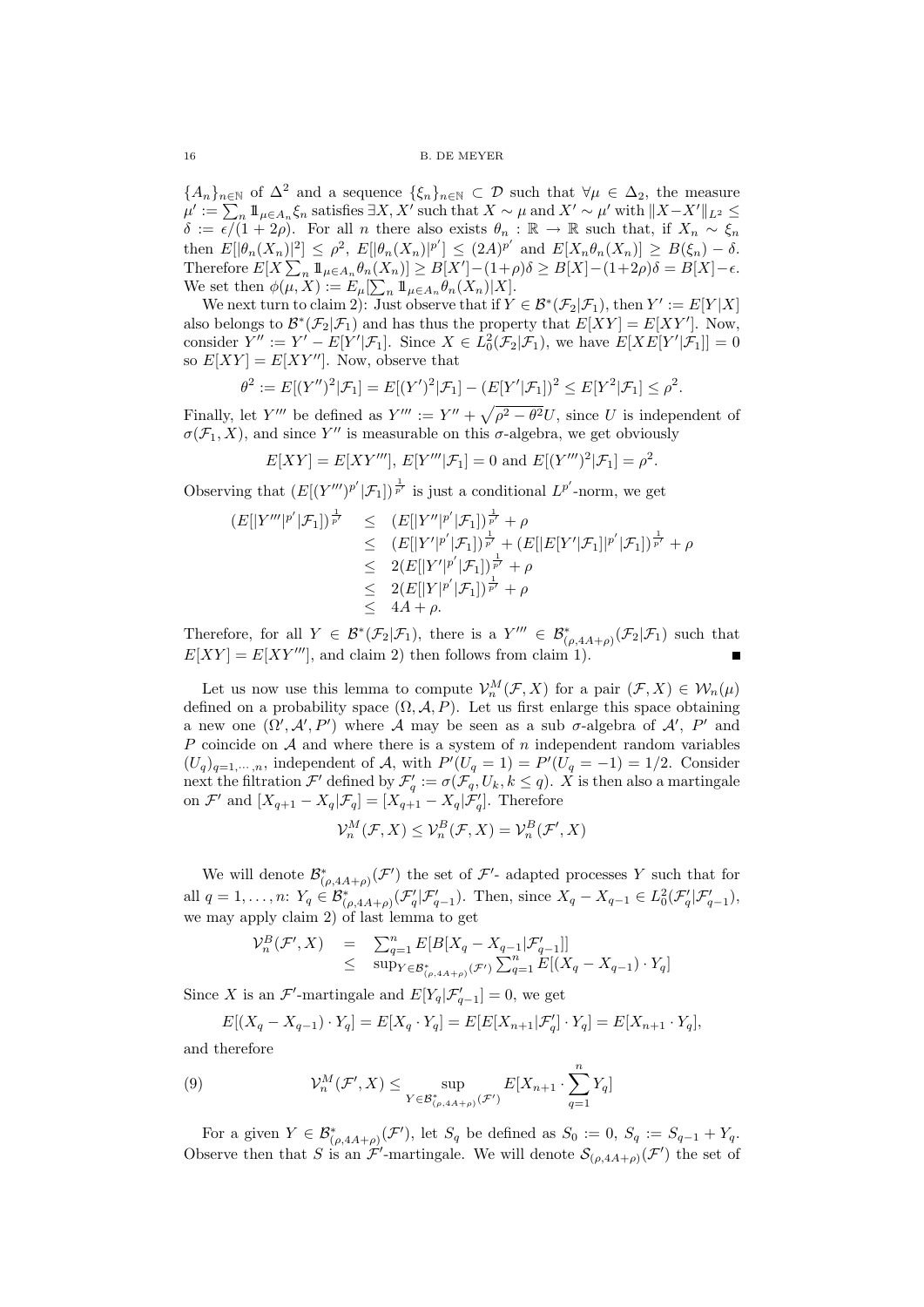$\{A_n\}_{n\in\mathbb{N}}$ of $\Delta^2$ and a sequence $\{\xi_n\}_{n\in\mathbb{N}} \subset \mathcal{D}$ such that $\forall \mu \in \Delta_2$, the measure $\mu' := \sum_n 1\!\!1_{\mu\in A_n}\xi_n$ satisfies $\exists X, X'$ such that $X \sim \mu$ and $X' \sim \mu'$ with $\|X - X'\|_{L^2} \le \delta := \epsilon/(1+2\rho)$. For all $n$ there also exists $\theta_n : \mathbb{R} \to \mathbb{R}$ such that, if $X_n \sim \xi_n$ then $E[|\theta_n(X_n)|^2] \le \rho^2$, $E[|\theta_n(X_n)|^{p'}] \le (2A)^{p'}$ and $E[X_n\theta_n(X_n)] \ge B(\xi_n) - \delta$. Therefore $E[X\sum_n 1\!\!1_{\mu\in A_n}\theta_n(X_n)] \ge B[X'] - (1+\rho)\delta \ge B[X] - (1+2\rho)\delta = B[X] - \epsilon$. We set then $\phi(\mu, X) := E_\mu[\sum_n 1\!\!1_{\mu\in A_n}\theta_n(X_n)|X]$.

We next turn to claim 2): Just observe that if $Y \in \mathcal{B}^*(\mathcal{F}_2|\mathcal{F}_1)$, then $Y' := E[Y|X]$ also belongs to $\mathcal{B}^*(\mathcal{F}_2|\mathcal{F}_1)$ and has thus the property that $E[XY] = E[XY']$. Now, consider $Y'' := Y' - E[Y'|\mathcal{F}_1]$. Since $X \in L^2_0(\mathcal{F}_2|\mathcal{F}_1)$, we have $E[XE[Y'|\mathcal{F}_1]] = 0$ so $E[XY] = E[XY'']$. Now, observe that

$$\theta^2 := E[(Y'')^2|\mathcal{F}_1] = E[(Y')^2|\mathcal{F}_1] - (E[Y'|\mathcal{F}_1])^2 \le E[Y^2|\mathcal{F}_1] \le \rho^2.$$

Finally, let $Y'''$ be defined as $Y''' := Y'' + \sqrt{\rho^2 - \theta^2}U$, since $U$ is independent of $\sigma(\mathcal{F}_1, X)$, and since $Y''$ is measurable on this $\sigma$-algebra, we get obviously

$$E[XY] = E[XY'''],\ E[Y'''|\mathcal{F}_1] = 0 \text{ and } E[(Y''')^2|\mathcal{F}_1] = \rho^2.$$

Observing that $(E[(Y''')^{p'}|\mathcal{F}_1])^{\frac{1}{p'}}$ is just a conditional $L^{p'}$-norm, we get

$$\begin{array}{rcl}
(E[|Y'''|^{p'}|\mathcal{F}_1])^{\frac{1}{p'}} & \le & (E[|Y''|^{p'}|\mathcal{F}_1])^{\frac{1}{p'}} + \rho \\
& \le & (E[|Y'|^{p'}|\mathcal{F}_1])^{\frac{1}{p'}} + (E[|E[Y'|\mathcal{F}_1]|^{p'}|\mathcal{F}_1])^{\frac{1}{p'}} + \rho \\
& \le & 2(E[|Y'|^{p'}|\mathcal{F}_1])^{\frac{1}{p'}} + \rho \\
& \le & 2(E[|Y|^{p'}|\mathcal{F}_1])^{\frac{1}{p'}} + \rho \\
& \le & 4A + \rho.
\end{array}$$

Therefore, for all $Y \in \mathcal{B}^*(\mathcal{F}_2|\mathcal{F}_1)$, there is a $Y''' \in \mathcal{B}^*_{(\rho,4A+\rho)}(\mathcal{F}_2|\mathcal{F}_1)$ such that $E[XY] = E[XY''']$, and claim 2) then follows from claim 1). ∎

Let us now use this lemma to compute $\mathcal{V}^M_n(\mathcal{F}, X)$ for a pair $(\mathcal{F}, X) \in \mathcal{W}_n(\mu)$ defined on a probability space $(\Omega, \mathcal{A}, P)$. Let us first enlarge this space obtaining a new one $(\Omega', \mathcal{A}', P')$ where $\mathcal{A}$ may be seen as a sub $\sigma$-algebra of $\mathcal{A}'$, $P'$ and $P$ coincide on $\mathcal{A}$ and where there is a system of $n$ independent random variables $(U_q)_{q=1,\cdots,n}$, independent of $\mathcal{A}$, with $P'(U_q = 1) = P'(U_q = -1) = 1/2$. Consider next the filtration $\mathcal{F}'$ defined by $\mathcal{F}'_q := \sigma(\mathcal{F}_q, U_k, k \le q)$. $X$ is then also a martingale on $\mathcal{F}'$ and $[X_{q+1} - X_q|\mathcal{F}_q] = [X_{q+1} - X_q|\mathcal{F}'_q]$. Therefore

$$\mathcal{V}^M_n(\mathcal{F}, X) \le \mathcal{V}^B_n(\mathcal{F}, X) = \mathcal{V}^B_n(\mathcal{F}', X)$$

We will denote $\mathcal{B}^*_{(\rho,4A+\rho)}(\mathcal{F}')$ the set of $\mathcal{F}'$- adapted processes $Y$ such that for all $q = 1, \ldots, n$: $Y_q \in \mathcal{B}^*_{(\rho,4A+\rho)}(\mathcal{F}'_q|\mathcal{F}'_{q-1})$. Then, since $X_q - X_{q-1} \in L^2_0(\mathcal{F}'_q|\mathcal{F}'_{q-1})$, we may apply claim 2) of last lemma to get

$$\begin{array}{rcl}
\mathcal{V}^B_n(\mathcal{F}', X) & = & \sum_{q=1}^n E[B[X_q - X_{q-1}|\mathcal{F}'_{q-1}]] \\
& \le & \sup_{Y\in\mathcal{B}^*_{(\rho,4A+\rho)}(\mathcal{F}')} \sum_{q=1}^n E[(X_q - X_{q-1}) \cdot Y_q]
\end{array}$$

Since $X$ is an $\mathcal{F}'$-martingale and $E[Y_q|\mathcal{F}'_{q-1}] = 0$, we get

$$E[(X_q - X_{q-1}) \cdot Y_q] = E[X_q \cdot Y_q] = E[E[X_{n+1}|\mathcal{F}'_q] \cdot Y_q] = E[X_{n+1} \cdot Y_q],$$

and therefore

$$\mathcal{V}^M_n(\mathcal{F}', X) \le \sup_{Y\in\mathcal{B}^*_{(\rho,4A+\rho)}(\mathcal{F}')} E[X_{n+1} \cdot \sum_{q=1}^n Y_q] \tag{9}$$

For a given $Y \in \mathcal{B}^*_{(\rho,4A+\rho)}(\mathcal{F}')$, let $S_q$ be defined as $S_0 := 0$, $S_q := S_{q-1} + Y_q$. Observe then that $S$ is an $\mathcal{F}'$-martingale. We will denote $\mathcal{S}_{(\rho,4A+\rho)}(\mathcal{F}')$ the set of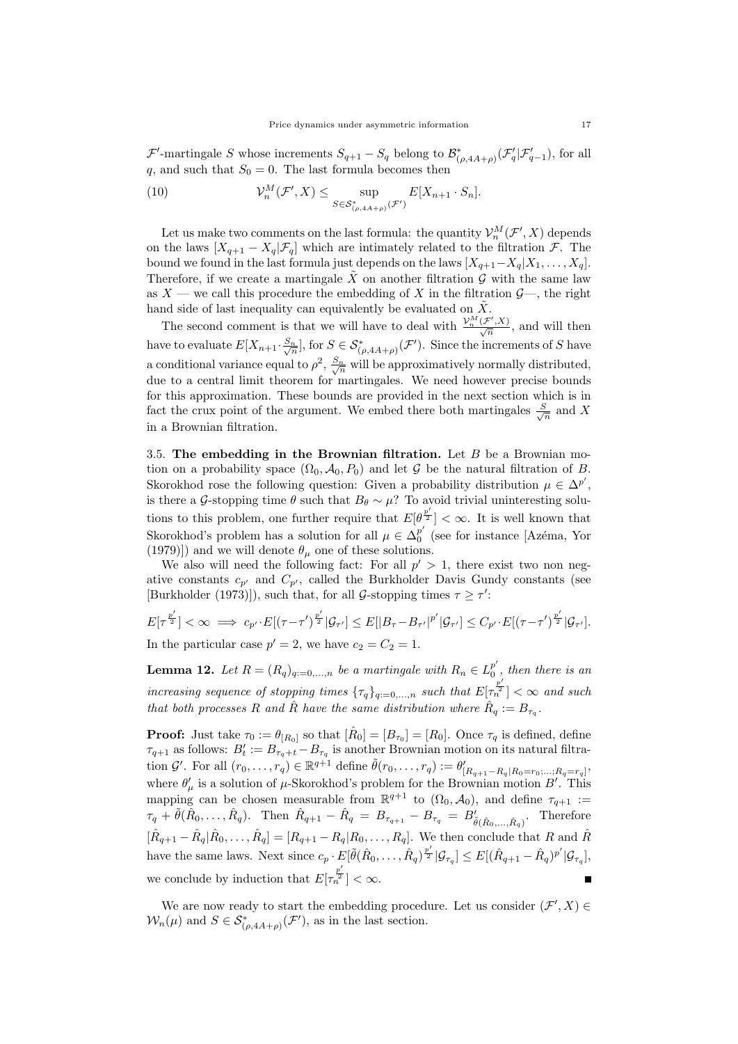$\mathcal{F}'$-martingale $S$ whose increments $S_{q+1} - S_q$ belong to $\mathcal{B}^*_{(\rho,4A+\rho)}(\mathcal{F}'_q|\mathcal{F}'_{q-1})$, for all $q$, and such that $S_0 = 0$. The last formula becomes then

$$\mathcal{V}_n^M(\mathcal{F}', X) \leq \sup_{S \in \mathcal{S}^*_{(\rho,4A+\rho)}(\mathcal{F}')} E[X_{n+1} \cdot S_n]. \tag{10}$$

Let us make two comments on the last formula: the quantity $\mathcal{V}_n^M(\mathcal{F}', X)$ depends on the laws $[X_{q+1} - X_q|\mathcal{F}_q]$ which are intimately related to the filtration $\mathcal{F}$. The bound we found in the last formula just depends on the laws $[X_{q+1} - X_q|X_1, \ldots, X_q]$. Therefore, if we create a martingale $\tilde{X}$ on another filtration $\mathcal{G}$ with the same law as $X$ — we call this procedure the embedding of $X$ in the filtration $\mathcal{G}$—, the right hand side of last inequality can equivalently be evaluated on $\tilde{X}$.

The second comment is that we will have to deal with $\frac{\mathcal{V}_n^M(\mathcal{F}', X)}{\sqrt{n}}$, and will then have to evaluate $E[X_{n+1} \cdot \frac{S_n}{\sqrt{n}}]$, for $S \in \mathcal{S}^*_{(\rho,4A+\rho)}(\mathcal{F}')$. Since the increments of $S$ have a conditional variance equal to $\rho^2$, $\frac{S_n}{\sqrt{n}}$ will be approximatively normally distributed, due to a central limit theorem for martingales. We need however precise bounds for this approximation. These bounds are provided in the next section which is in fact the crux point of the argument. We embed there both martingales $\frac{S}{\sqrt{n}}$ and $X$ in a Brownian filtration.

3.5. **The embedding in the Brownian filtration.** Let $B$ be a Brownian motion on a probability space $(\Omega_0, \mathcal{A}_0, P_0)$ and let $\mathcal{G}$ be the natural filtration of $B$. Skorokhod rose the following question: Given a probability distribution $\mu \in \Delta^{p'}$, is there a $\mathcal{G}$-stopping time $\theta$ such that $B_\theta \sim \mu$? To avoid trivial uninteresting solutions to this problem, one further require that $E[\theta^{\frac{p'}{2}}] < \infty$. It is well known that Skorokhod's problem has a solution for all $\mu \in \Delta_0^{p'}$ (see for instance [Azéma, Yor (1979)]) and we will denote $\theta_\mu$ one of these solutions.

We also will need the following fact: For all $p' > 1$, there exist two non negative constants $c_{p'}$ and $C_{p'}$, called the Burkholder Davis Gundy constants (see [Burkholder (1973)]), such that, for all $\mathcal{G}$-stopping times $\tau \geq \tau'$:

$$E[\tau^{\frac{p'}{2}}] < \infty \implies c_{p'} \cdot E[(\tau - \tau')^{\frac{p'}{2}}|\mathcal{G}_{\tau'}] \leq E[|B_\tau - B_{\tau'}|^{p'}|\mathcal{G}_{\tau'}] \leq C_{p'} \cdot E[(\tau - \tau')^{\frac{p'}{2}}|\mathcal{G}_{\tau'}].$$

In the particular case $p' = 2$, we have $c_2 = C_2 = 1$.

**Lemma 12.** *Let $R = (R_q)_{q:=0,\ldots,n}$ be a martingale with $R_n \in L_0^{p'}$, then there is an increasing sequence of stopping times $\{\tau_q\}_{q:=0,\ldots,n}$ such that $E[\tau_n^{\frac{p'}{2}}] < \infty$ and such that both processes $R$ and $\hat{R}$ have the same distribution where $\hat{R}_q := B_{\tau_q}$.*

**Proof:** Just take $\tau_0 := \theta_{[R_0]}$ so that $[\hat{R}_0] = [B_{\tau_0}] = [R_0]$. Once $\tau_q$ is defined, define $\tau_{q+1}$ as follows: $B'_t := B_{\tau_q + t} - B_{\tau_q}$ is another Brownian motion on its natural filtration $\mathcal{G}'$. For all $(r_0, \ldots, r_q) \in \mathbb{R}^{q+1}$ define $\tilde{\theta}(r_0, \ldots, r_q) := \theta'_{[R_{q+1} - R_q | R_0 = r_0; \ldots; R_q = r_q]}$, where $\theta'_\mu$ is a solution of $\mu$-Skorokhod's problem for the Brownian motion $B'$. This mapping can be chosen measurable from $\mathbb{R}^{q+1}$ to $(\Omega_0, \mathcal{A}_0)$, and define $\tau_{q+1} := \tau_q + \tilde{\theta}(\hat{R}_0, \ldots, \hat{R}_q)$. Then $\hat{R}_{q+1} - \hat{R}_q = B_{\tau_{q+1}} - B_{\tau_q} = B'_{\tilde{\theta}(\hat{R}_0, \ldots, \hat{R}_q)}$. Therefore $[\hat{R}_{q+1} - \hat{R}_q|\hat{R}_0, \ldots, \hat{R}_q] = [R_{q+1} - R_q|R_0, \ldots, R_q]$. We then conclude that $R$ and $\hat{R}$ have the same laws. Next since $c_p \cdot E[\tilde{\theta}(\hat{R}_0, \ldots, \hat{R}_q)^{\frac{p'}{2}}|\mathcal{G}_{\tau_q}] \leq E[(\hat{R}_{q+1} - \hat{R}_q)^{p'}|\mathcal{G}_{\tau_q}]$, we conclude by induction that $E[\tau_n^{\frac{p'}{2}}] < \infty$. ∎

We are now ready to start the embedding procedure. Let us consider $(\mathcal{F}', X) \in \mathcal{W}_n(\mu)$ and $S \in \mathcal{S}^*_{(\rho,4A+\rho)}(\mathcal{F}')$, as in the last section.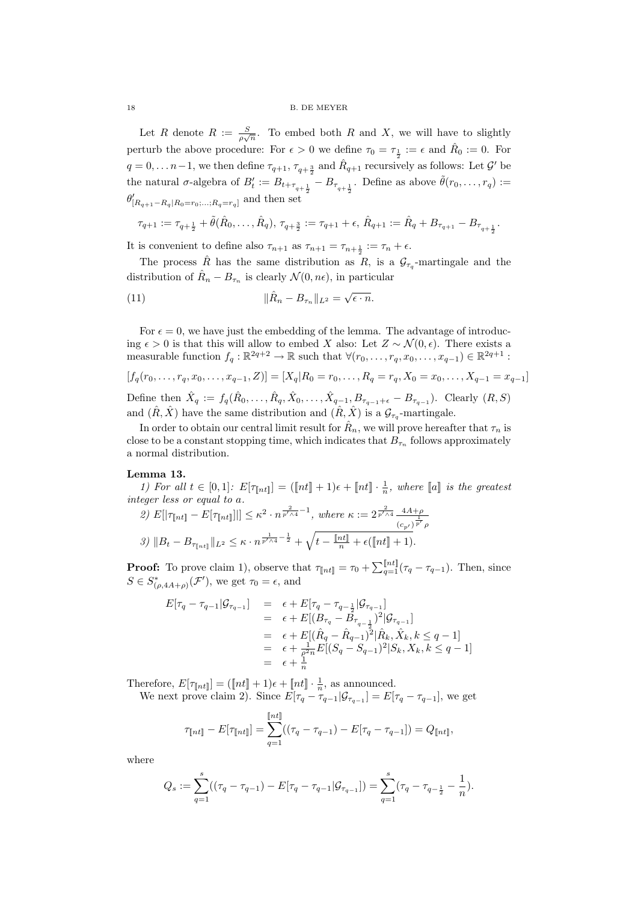Let $R$ denote $R := \frac{S}{\rho\sqrt{n}}$. To embed both $R$ and $X$, we will have to slightly perturb the above procedure: For $\epsilon > 0$ we define $\tau_0 = \tau_{\frac{1}{2}} := \epsilon$ and $\hat{R}_0 := 0$. For $q = 0, \ldots n-1$, we then define $\tau_{q+1}$, $\tau_{q+\frac{3}{2}}$ and $\hat{R}_{q+1}$ recursively as follows: Let $\mathcal{G}'$ be the natural $\sigma$-algebra of $B'_t := B_{t+\tau_{q+\frac{1}{2}}} - B_{\tau_{q+\frac{1}{2}}}$. Define as above $\tilde{\theta}(r_0, \ldots, r_q) := \theta'_{[R_{q+1}-R_q|R_0=r_0;\ldots;R_q=r_q]}$ and then set

$$\tau_{q+1} := \tau_{q+\frac{1}{2}} + \tilde{\theta}(\hat{R}_0, \ldots, \hat{R}_q),\ \tau_{q+\frac{3}{2}} := \tau_{q+1} + \epsilon,\ \hat{R}_{q+1} := \hat{R}_q + B_{\tau_{q+1}} - B_{\tau_{q+\frac{1}{2}}}.$$

It is convenient to define also $\tau_{n+1}$ as $\tau_{n+1} = \tau_{n+\frac{1}{2}} := \tau_n + \epsilon$.

The process $\hat{R}$ has the same distribution as $R$, is a $\mathcal{G}_{\tau_q}$-martingale and the distribution of $\hat{R}_n - B_{\tau_n}$ is clearly $\mathcal{N}(0, n\epsilon)$, in particular

$$\|\hat{R}_n - B_{\tau_n}\|_{L^2} = \sqrt{\epsilon \cdot n}. \tag{11}$$

For $\epsilon = 0$, we have just the embedding of the lemma. The advantage of introducing $\epsilon > 0$ is that this will allow to embed $X$ also: Let $Z \sim \mathcal{N}(0, \epsilon)$. There exists a measurable function $f_q : \mathbb{R}^{2q+2} \to \mathbb{R}$ such that $\forall (r_0, \ldots, r_q, x_0, \ldots, x_{q-1}) \in \mathbb{R}^{2q+1}$ :

$$[f_q(r_0, \ldots, r_q, x_0, \ldots, x_{q-1}, Z)] = [X_q | R_0 = r_0, \ldots, R_q = r_q, X_0 = x_0, \ldots, X_{q-1} = x_{q-1}]$$

Define then $\hat{X}_q := f_q(\hat{R}_0, \ldots, \hat{R}_q, \hat{X}_0, \ldots, \hat{X}_{q-1}, B_{\tau_{q-1}+\epsilon} - B_{\tau_{q-1}})$. Clearly $(R, S)$ and $(\hat{R}, \hat{X})$ have the same distribution and $(\hat{R}, \hat{X})$ is a $\mathcal{G}_{\tau_q}$-martingale.

In order to obtain our central limit result for $\hat{R}_n$, we will prove hereafter that $\tau_n$ is close to be a constant stopping time, which indicates that $B_{\tau_n}$ follows approximately a normal distribution.

**Lemma 13.**

*1) For all $t \in [0,1]$: $E[\tau_{[\![nt]\!]}] = ([\![nt]\!] + 1)\epsilon + [\![nt]\!] \cdot \frac{1}{n}$, where $[\![a]\!]$ is the greatest integer less or equal to $a$.*

*2) $E[|\tau_{[\![nt]\!]} - E[\tau_{[\![nt]\!]}]|] \leq \kappa^2 \cdot n^{\frac{2}{p' \wedge 4} - 1}$, where $\kappa := 2^{\frac{2}{p' \wedge 4}} \frac{4A + \rho}{(c_{p'})^{\frac{1}{p'}} \rho}$*

*3) $\|B_t - B_{\tau_{[\![nt]\!]}}\|_{L^2} \leq \kappa \cdot n^{\frac{1}{p' \wedge 4} - \frac{1}{2}} + \sqrt{t - \frac{[\![nt]\!]}{n} + \epsilon([\![nt]\!] + 1)}$.*

**Proof:** To prove claim 1), observe that $\tau_{[\![nt]\!]} = \tau_0 + \sum_{q=1}^{[\![nt]\!]} (\tau_q - \tau_{q-1})$. Then, since $S \in S^*_{(\rho, 4A+\rho)}(\mathcal{F}')$, we get $\tau_0 = \epsilon$, and

$$\begin{aligned}
E[\tau_q - \tau_{q-1} | \mathcal{G}_{\tau_{q-1}}] &= \epsilon + E[\tau_q - \tau_{q-\frac{1}{2}} | \mathcal{G}_{\tau_{q-1}}] \\
&= \epsilon + E[(B_{\tau_q} - B_{\tau_{q-\frac{1}{2}}})^2 | \mathcal{G}_{\tau_{q-1}}] \\
&= \epsilon + E[(\hat{R}_q - \hat{R}_{q-1})^2 | \hat{R}_k, \hat{X}_k, k \leq q-1] \\
&= \epsilon + \frac{1}{\rho^2 n} E[(S_q - S_{q-1})^2 | S_k, X_k, k \leq q-1] \\
&= \epsilon + \frac{1}{n}
\end{aligned}$$

Therefore, $E[\tau_{[\![nt]\!]}] = ([\![nt]\!] + 1)\epsilon + [\![nt]\!] \cdot \frac{1}{n}$, as announced.

We next prove claim 2). Since $E[\tau_q - \tau_{q-1} | \mathcal{G}_{\tau_{q-1}}] = E[\tau_q - \tau_{q-1}]$, we get

$$\tau_{[\![nt]\!]} - E[\tau_{[\![nt]\!]}] = \sum_{q=1}^{[\![nt]\!]} ((\tau_q - \tau_{q-1}) - E[\tau_q - \tau_{q-1}]) = Q_{[\![nt]\!]},$$

where

$$Q_s := \sum_{q=1}^{s} ((\tau_q - \tau_{q-1}) - E[\tau_q - \tau_{q-1} | \mathcal{G}_{\tau_{q-1}}]) = \sum_{q=1}^{s} (\tau_q - \tau_{q-\frac{1}{2}} - \frac{1}{n}).$$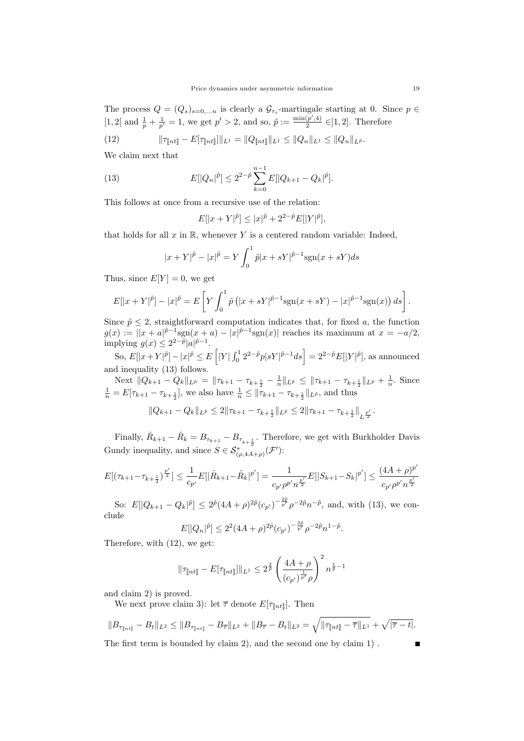The process $Q = (Q_s)_{s=0,\dots n}$ is clearly a $\mathcal{G}_{\tau_s}$-martingale starting at 0. Since $p \in [1, 2[$ and $\frac{1}{p} + \frac{1}{p'} = 1$, we get $p' > 2$, and so, $\tilde{p} := \frac{\min(p',4)}{2} \in ]1, 2]$. Therefore

$$
\|\tau_{[\![nt]\!]} - E[\tau_{[\![nt]\!]}]\|_{L^1} = \|Q_{[\![nt]\!]}\|_{L^1} \le \|Q_n\|_{L^1} \le \|Q_n\|_{L^{\tilde{p}}}. \tag{12}
$$

We claim next that

$$
E[|Q_n|^{\tilde{p}}] \le 2^{2-\tilde{p}} \sum_{k=0}^{n-1} E[|Q_{k+1} - Q_k|^{\tilde{p}}]. \tag{13}
$$

This follows at once from a recursive use of the relation:

$$
E[|x + Y|^{\tilde{p}}] \le |x|^{\tilde{p}} + 2^{2-\tilde{p}} E[|Y|^{\tilde{p}}],
$$

that holds for all $x$ in $\mathbb{R}$, whenever $Y$ is a centered random variable: Indeed,

$$
|x + Y|^{\tilde{p}} - |x|^{\tilde{p}} = Y \int_0^1 \tilde{p}|x + sY|^{\tilde{p}-1}\mathrm{sgn}(x + sY)ds
$$

Thus, since $E[Y] = 0$, we get

$$
E[|x + Y|^{\tilde{p}}] - |x|^{\tilde{p}} = E\left[Y \int_0^1 \tilde{p}\left(|x + sY|^{\tilde{p}-1}\mathrm{sgn}(x + sY) - |x|^{\tilde{p}-1}\mathrm{sgn}(x)\right) ds\right].
$$

Since $\tilde{p} \le 2$, straightforward computation indicates that, for fixed $a$, the function $g(x) := ||x + a|^{\tilde{p}-1}\mathrm{sgn}(x + a) - |x|^{\tilde{p}-1}\mathrm{sgn}(x)|$ reaches its maximum at $x = -a/2$, implying $g(x) \le 2^{2-\tilde{p}}|a|^{\tilde{p}-1}$.

So, $E[|x+Y|^{\tilde{p}}] - |x|^{\tilde{p}} \le E\left[|Y| \int_0^1 2^{2-\tilde{p}}p|sY|^{\tilde{p}-1}ds\right] = 2^{2-\tilde{p}}E[|Y|^{\tilde{p}}]$, as announced and inequality (13) follows.

Next $\|Q_{k+1} - Q_k\|_{L^{\tilde{p}}} = \|\tau_{k+1} - \tau_{k+\frac{1}{2}} - \frac{1}{n}\|_{L^{\tilde{p}}} \le \|\tau_{k+1} - \tau_{k+\frac{1}{2}}\|_{L^{\tilde{p}}} + \frac{1}{n}$. Since $\frac{1}{n} = E[\tau_{k+1} - \tau_{k+\frac{1}{2}}]$, we also have $\frac{1}{n} \le \|\tau_{k+1} - \tau_{k+\frac{1}{2}}\|_{L^{\tilde{p}}}$, and thus

$$
\|Q_{k+1} - Q_k\|_{L^{\tilde{p}}} \le 2\|\tau_{k+1} - \tau_{k+\frac{1}{2}}\|_{L^{\tilde{p}}} \le 2\|\tau_{k+1} - \tau_{k+\frac{1}{2}}\|_{L^{\frac{p'}{2}}}.
$$

Finally, $\hat{R}_{k+1} - \hat{R}_k = B_{\tau_{k+1}} - B_{\tau_{k+\frac{1}{2}}}$. Therefore, we get with Burkholder Davis Gundy inequality, and since $S \in \mathcal{S}^*_{(\rho,4A+\rho)}(\mathcal{F}')$:

$$
E[(\tau_{k+1}-\tau_{k+\frac{1}{2}})^{\frac{p'}{2}}] \le \frac{1}{c_{p'}}E[|\hat{R}_{k+1}-\hat{R}_k|^{p'}] = \frac{1}{c_{p'}\rho^{p'}n^{\frac{p'}{2}}}E[|S_{k+1}-S_k|^{p'}] \le \frac{(4A+\rho)^{p'}}{c_{p'}\rho^{p'}n^{\frac{p'}{2}}}
$$

So: $E[|Q_{k+1} - Q_k|^{\tilde{p}}] \le 2^{\tilde{p}}(4A + \rho)^{2\tilde{p}}(c_{p'})^{-\frac{2\tilde{p}}{p'}}\rho^{-2\tilde{p}}n^{-\tilde{p}}$, and, with (13), we conclude

$$
E[|Q_n|^{\tilde{p}}] \le 2^2(4A + \rho)^{2\tilde{p}}(c_{p'})^{-\frac{2\tilde{p}}{p'}}\rho^{-2\tilde{p}}n^{1-\tilde{p}}.
$$

Therefore, with (12), we get:

$$
\|\tau_{[\![nt]\!]} - E[\tau_{[\![nt]\!]}]\|_{L^1} \le 2^{\frac{2}{\tilde{p}}}\left(\frac{4A + \rho}{(c_{p'})^{\frac{1}{p'}}\rho}\right)^2 n^{\frac{1}{\tilde{p}}-1}
$$

and claim 2) is proved.

We next prove claim 3): let $\overline{\tau}$ denote $E[\tau_{[\![nt]\!]}]$. Then

$$
\|B_{\tau_{[\![nt]\!]}} - B_t\|_{L^2} \le \|B_{\tau_{[\![nt]\!]}} - B_{\overline{\tau}}\|_{L^2} + \|B_{\overline{\tau}} - B_t\|_{L^2} = \sqrt{\|\tau_{[\![nt]\!]} - \overline{\tau}\|_{L^1}} + \sqrt{|\overline{\tau} - t|}.
$$

The first term is bounded by claim 2), and the second one by claim 1) . ∎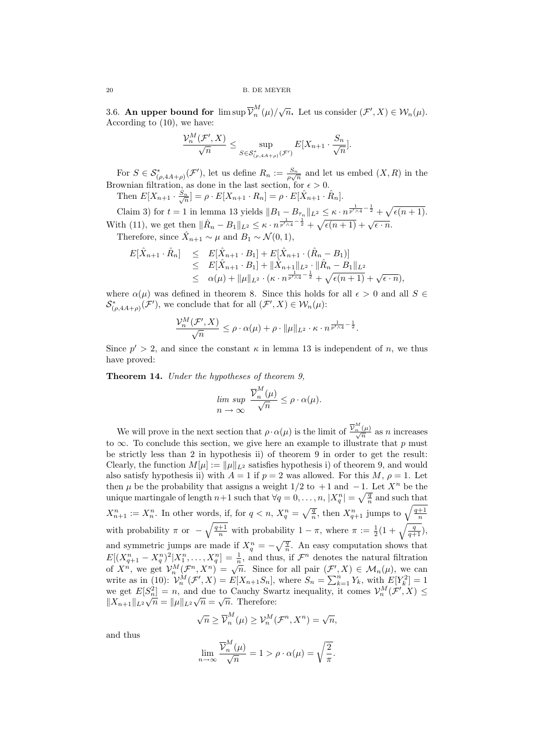3.6. **An upper bound for** $\limsup \overline{\mathcal{V}}_n^M(\mu)/\sqrt{n}$**.** Let us consider $(\mathcal{F}', X) \in \mathcal{W}_n(\mu)$. According to (10), we have:

$$\frac{\mathcal{V}_n^M(\mathcal{F}', X)}{\sqrt{n}} \leq \sup_{S \in \mathcal{S}^*_{(\rho, 4A+\rho)}(\mathcal{F}')} E[X_{n+1} \cdot \frac{S_n}{\sqrt{n}}].$$

For $S \in \mathcal{S}^*_{(\rho, 4A+\rho)}(\mathcal{F}')$, let us define $R_n := \frac{S_n}{\rho\sqrt{n}}$ and let us embed $(X, R)$ in the Brownian filtration, as done in the last section, for $\epsilon > 0$.

Then $E[X_{n+1} \cdot \frac{S_n}{\sqrt{n}}] = \rho \cdot E[X_{n+1} \cdot R_n] = \rho \cdot E[\hat{X}_{n+1} \cdot \hat{R}_n]$.

Claim 3) for $t = 1$ in lemma 13 yields $\|B_1 - B_{\tau_n}\|_{L^2} \leq \kappa \cdot n^{\frac{1}{p' \wedge 4} - \frac{1}{2}} + \sqrt{\epsilon(n+1)}$. With (11), we get then $\|\hat{R}_n - B_1\|_{L^2} \leq \kappa \cdot n^{\frac{1}{p' \wedge 4} - \frac{1}{2}} + \sqrt{\epsilon(n+1)} + \sqrt{\epsilon \cdot n}$.

Therefore, since $\hat{X}_{n+1} \sim \mu$ and $B_1 \sim \mathcal{N}(0,1)$,

$$\begin{aligned} E[\hat{X}_{n+1} \cdot \hat{R}_n] &\leq E[\hat{X}_{n+1} \cdot B_1] + E[\hat{X}_{n+1} \cdot (\hat{R}_n - B_1)] \\ &\leq E[\hat{X}_{n+1} \cdot B_1] + \|\hat{X}_{n+1}\|_{L^2} \cdot \|\hat{R}_n - B_1\|_{L^2} \\ &\leq \alpha(\mu) + \|\mu\|_{L^2} \cdot (\kappa \cdot n^{\frac{1}{p' \wedge 4} - \frac{1}{2}} + \sqrt{\epsilon(n+1)} + \sqrt{\epsilon \cdot n}), \end{aligned}$$

where $\alpha(\mu)$ was defined in theorem 8. Since this holds for all $\epsilon > 0$ and all $S \in \mathcal{S}^*_{(\rho, 4A+\rho)}(\mathcal{F}')$, we conclude that for all $(\mathcal{F}', X) \in \mathcal{W}_n(\mu)$:

$$\frac{\mathcal{V}_n^M(\mathcal{F}', X)}{\sqrt{n}} \leq \rho \cdot \alpha(\mu) + \rho \cdot \|\mu\|_{L^2} \cdot \kappa \cdot n^{\frac{1}{p' \wedge 4} - \frac{1}{2}}.$$

Since $p' > 2$, and since the constant $\kappa$ in lemma 13 is independent of $n$, we thus have proved:

**Theorem 14.** *Under the hypotheses of theorem 9,*

$$\limsup_{n \to \infty} \frac{\overline{\mathcal{V}}_n^M(\mu)}{\sqrt{n}} \leq \rho \cdot \alpha(\mu).$$

We will prove in the next section that $\rho \cdot \alpha(\mu)$ is the limit of $\frac{\overline{\mathcal{V}}_n^M(\mu)}{\sqrt{n}}$ as $n$ increases to $\infty$. To conclude this section, we give here an example to illustrate that $p$ must be strictly less than 2 in hypothesis ii) of theorem 9 in order to get the result: Clearly, the function $M[\mu] := \|\mu\|_{L^2}$ satisfies hypothesis i) of theorem 9, and would also satisfy hypothesis ii) with $A = 1$ if $p = 2$ was allowed. For this $M$, $\rho = 1$. Let then $\mu$ be the probability that assigns a weight $1/2$ to $+1$ and $-1$. Let $X^n$ be the unique martingale of length $n+1$ such that $\forall q = 0, \ldots, n$, $|X_q^n| = \sqrt{\frac{q}{n}}$ and such that $X_{n+1}^n := X_n^n$. In other words, if, for $q < n$, $X_q^n = \sqrt{\frac{q}{n}}$, then $X_{q+1}^n$ jumps to $\sqrt{\frac{q+1}{n}}$ with probability $\pi$ or $-\sqrt{\frac{q+1}{n}}$ with probability $1 - \pi$, where $\pi := \frac{1}{2}(1 + \sqrt{\frac{q}{q+1}})$, and symmetric jumps are made if $X_q^n = -\sqrt{\frac{q}{n}}$. An easy computation shows that $E[(X_{q+1}^n - X_q^n)^2 | X_1^n, \ldots, X_q^n] = \frac{1}{n}$, and thus, if $\mathcal{F}^n$ denotes the natural filtration of $X^n$, we get $\mathcal{V}_n^M(\mathcal{F}^n, X^n) = \sqrt{n}$. Since for all pair $(\mathcal{F}', X) \in \mathcal{M}_n(\mu)$, we can write as in (10): $\mathcal{V}_n^M(\mathcal{F}', X) = E[X_{n+1} S_n]$, where $S_n = \sum_{k=1}^n Y_k$, with $E[Y_k^2] = 1$ we get $E[S_n^2] = n$, and due to Cauchy Swartz inequality, it comes $\mathcal{V}_n^M(\mathcal{F}', X) \leq \|X_{n+1}\|_{L^2}\sqrt{n} = \|\mu\|_{L^2}\sqrt{n} = \sqrt{n}$. Therefore:

$$\sqrt{n} \geq \overline{\mathcal{V}}_n^M(\mu) \geq \mathcal{V}_n^M(\mathcal{F}^n, X^n) = \sqrt{n},$$

and thus

$$\lim_{n \to \infty} \frac{\overline{\mathcal{V}}_n^M(\mu)}{\sqrt{n}} = 1 > \rho \cdot \alpha(\mu) = \sqrt{\frac{2}{\pi}}.$$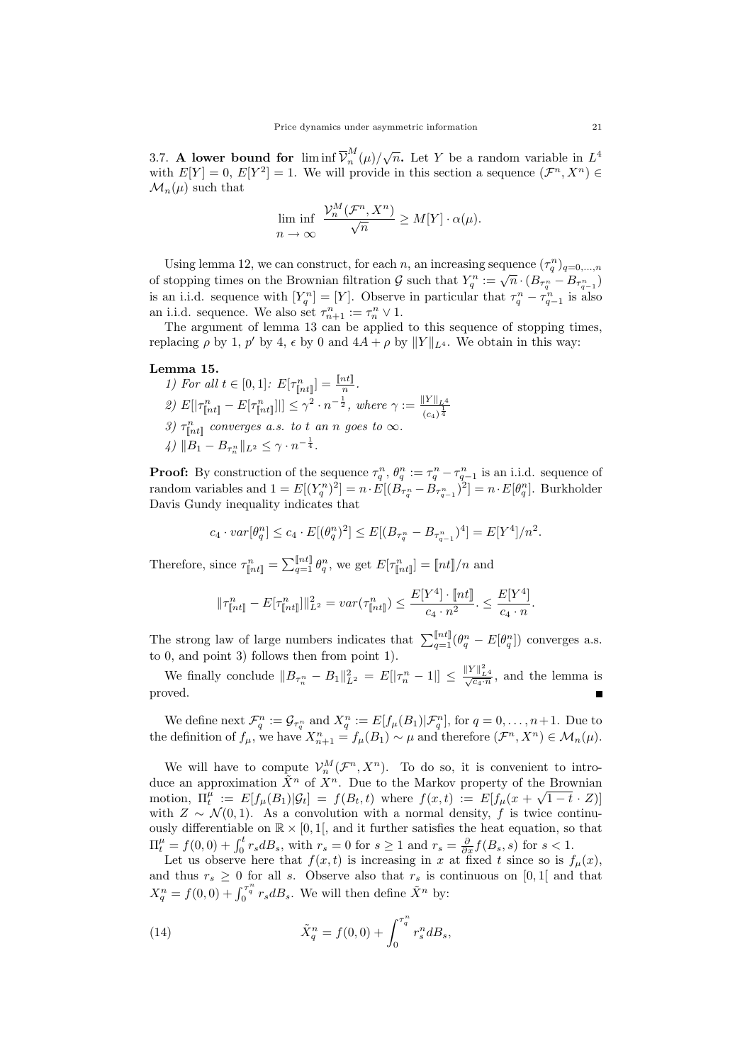3.7. **A lower bound for** $\liminf \overline{\mathcal{V}}_n^M(\mu)/\sqrt{n}$**.** Let $Y$ be a random variable in $L^4$ with $E[Y] = 0$, $E[Y^2] = 1$. We will provide in this section a sequence $(\mathcal{F}^n, X^n) \in \mathcal{M}_n(\mu)$ such that

$$\liminf_{n \to \infty} \frac{\mathcal{V}_n^M(\mathcal{F}^n, X^n)}{\sqrt{n}} \geq M[Y] \cdot \alpha(\mu).$$

Using lemma 12, we can construct, for each $n$, an increasing sequence $(\tau_q^n)_{q=0,\ldots,n}$ of stopping times on the Brownian filtration $\mathcal{G}$ such that $Y_q^n := \sqrt{n} \cdot (B_{\tau_q^n} - B_{\tau_{q-1}^n})$ is an i.i.d. sequence with $[Y_q^n] = [Y]$. Observe in particular that $\tau_q^n - \tau_{q-1}^n$ is also an i.i.d. sequence. We also set $\tau_{n+1}^n := \tau_n^n \vee 1$.

The argument of lemma 13 can be applied to this sequence of stopping times, replacing $\rho$ by 1, $p'$ by 4, $\epsilon$ by 0 and $4A + \rho$ by $\|Y\|_{L^4}$. We obtain in this way:

**Lemma 15.**

*1) For all $t \in [0,1]$: $E[\tau_{[\![nt]\!]}^n] = \frac{[\![nt]\!]}{n}$.*

*2) $E[|\tau_{[\![nt]\!]}^n - E[\tau_{[\![nt]\!]}^n]|] \leq \gamma^2 \cdot n^{-\frac{1}{2}}$, where $\gamma := \frac{\|Y\|_{L^4}}{(c_4)^{\frac{1}{4}}}$*

*3) $\tau_{[\![nt]\!]}^n$ converges a.s. to $t$ an $n$ goes to $\infty$.*

*4) $\|B_1 - B_{\tau_n^n}\|_{L^2} \leq \gamma \cdot n^{-\frac{1}{4}}$.*

**Proof:** By construction of the sequence $\tau_q^n$, $\theta_q^n := \tau_q^n - \tau_{q-1}^n$ is an i.i.d. sequence of random variables and $1 = E[(Y_q^n)^2] = n \cdot E[(B_{\tau_q^n} - B_{\tau_{q-1}^n})^2] = n \cdot E[\theta_q^n]$. Burkholder Davis Gundy inequality indicates that

$$c_4 \cdot var[\theta_q^n] \leq c_4 \cdot E[(\theta_q^n)^2] \leq E[(B_{\tau_q^n} - B_{\tau_{q-1}^n})^4] = E[Y^4]/n^2.$$

Therefore, since $\tau_{[\![nt]\!]}^n = \sum_{q=1}^{[\![nt]\!]} \theta_q^n$, we get $E[\tau_{[\![nt]\!]}^n] = [\![nt]\!]/n$ and

$$\|\tau_{[\![nt]\!]}^n - E[\tau_{[\![nt]\!]}^n]\|_{L^2}^2 = var(\tau_{[\![nt]\!]}^n) \leq \frac{E[Y^4] \cdot [\![nt]\!]}{c_4 \cdot n^2} . \leq \frac{E[Y^4]}{c_4 \cdot n}.$$

The strong law of large numbers indicates that $\sum_{q=1}^{[\![nt]\!]}(\theta_q^n - E[\theta_q^n])$ converges a.s. to 0, and point 3) follows then from point 1).

We finally conclude $\|B_{\tau_n^n} - B_1\|_{L^2}^2 = E[|\tau_n^n - 1|] \leq \frac{\|Y\|_{L^4}^2}{\sqrt{c_4 \cdot n}}$, and the lemma is proved. ∎

We define next $\mathcal{F}_q^n := \mathcal{G}_{\tau_q^n}$ and $X_q^n := E[f_\mu(B_1)|\mathcal{F}_q^n]$, for $q = 0, \ldots, n+1$. Due to the definition of $f_\mu$, we have $X_{n+1}^n = f_\mu(B_1) \sim \mu$ and therefore $(\mathcal{F}^n, X^n) \in \mathcal{M}_n(\mu)$.

We will have to compute $\mathcal{V}_n^M(\mathcal{F}^n, X^n)$. To do so, it is convenient to introduce an approximation $\tilde{X}^n$ of $X^n$. Due to the Markov property of the Brownian motion, $\Pi_t^\mu := E[f_\mu(B_1)|\mathcal{G}_t] = f(B_t, t)$ where $f(x,t) := E[f_\mu(x + \sqrt{1-t} \cdot Z)]$ with $Z \sim \mathcal{N}(0,1)$. As a convolution with a normal density, $f$ is twice continuously differentiable on $\mathbb{R} \times [0,1[$, and it further satisfies the heat equation, so that $\Pi_t^\mu = f(0,0) + \int_0^t r_s dB_s$, with $r_s = 0$ for $s \geq 1$ and $r_s = \frac{\partial}{\partial x} f(B_s, s)$ for $s < 1$.

Let us observe here that $f(x,t)$ is increasing in $x$ at fixed $t$ since so is $f_\mu(x)$, and thus $r_s \geq 0$ for all $s$. Observe also that $r_s$ is continuous on $[0,1[$ and that $X_q^n = f(0,0) + \int_0^{\tau_q^n} r_s dB_s$. We will then define $\tilde{X}^n$ by:

$$\tilde{X}_q^n = f(0,0) + \int_0^{\tau_q^n} r_s^n dB_s, \tag{14}$$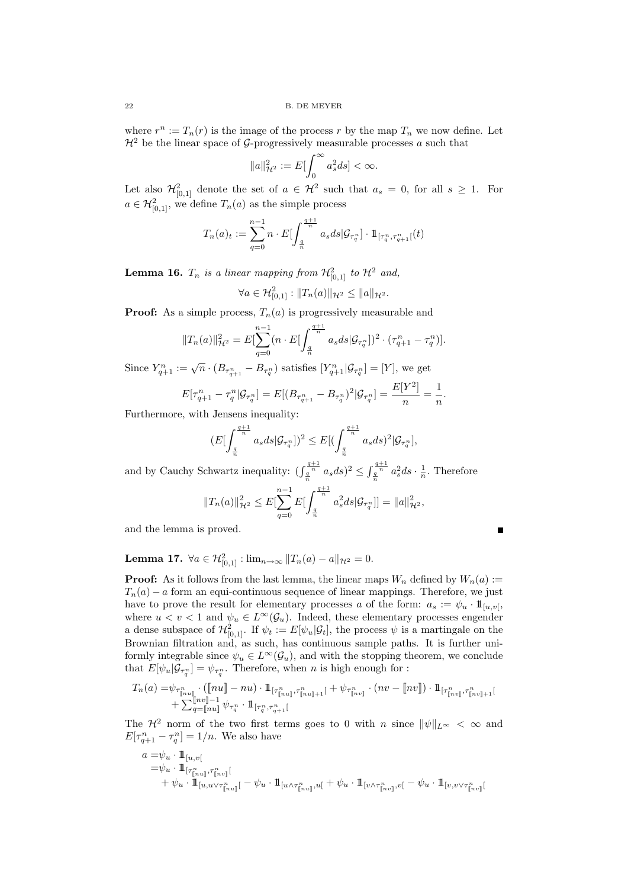where $r^n := T_n(r)$ is the image of the process $r$ by the map $T_n$ we now define. Let $\mathcal{H}^2$ be the linear space of $\mathcal{G}$-progressively measurable processes $a$ such that

$$\|a\|^2_{\mathcal{H}^2} := E[\int_0^\infty a_s^2 ds] < \infty.$$

Let also $\mathcal{H}^2_{[0,1]}$ denote the set of $a \in \mathcal{H}^2$ such that $a_s = 0$, for all $s \geq 1$. For $a \in \mathcal{H}^2_{[0,1]}$, we define $T_n(a)$ as the simple process

$$T_n(a)_t := \sum_{q=0}^{n-1} n \cdot E[\int_{\frac{q}{n}}^{\frac{q+1}{n}} a_s ds | \mathcal{G}_{\tau_q^n}] \cdot 1\!\!1_{[\tau_q^n, \tau_{q+1}^n[}(t)$$

**Lemma 16.** *$T_n$ is a linear mapping from $\mathcal{H}^2_{[0,1]}$ to $\mathcal{H}^2$ and,*

$$\forall a \in \mathcal{H}^2_{[0,1]} : \|T_n(a)\|_{\mathcal{H}^2} \leq \|a\|_{\mathcal{H}^2}.$$

**Proof:** As a simple process, $T_n(a)$ is progressively measurable and

$$\|T_n(a)\|^2_{\mathcal{H}^2} = E[\sum_{q=0}^{n-1} (n \cdot E[\int_{\frac{q}{n}}^{\frac{q+1}{n}} a_s ds | \mathcal{G}_{\tau_q^n}])^2 \cdot (\tau_{q+1}^n - \tau_q^n)].$$

Since $Y_{q+1}^n := \sqrt{n} \cdot (B_{\tau_{q+1}^n} - B_{\tau_q^n})$ satisfies $[Y_{q+1}^n | \mathcal{G}_{\tau_q^n}] = [Y]$, we get

$$E[\tau_{q+1}^n - \tau_q^n | \mathcal{G}_{\tau_q^n}] = E[(B_{\tau_{q+1}^n} - B_{\tau_q^n})^2 | \mathcal{G}_{\tau_q^n}] = \frac{E[Y^2]}{n} = \frac{1}{n}.$$

Furthermore, with Jensens inequality:

$$(E[\int_{\frac{q}{n}}^{\frac{q+1}{n}} a_s ds | \mathcal{G}_{\tau_q^n}])^2 \leq E[(\int_{\frac{q}{n}}^{\frac{q+1}{n}} a_s ds)^2 | \mathcal{G}_{\tau_q^n}],$$

and by Cauchy Schwartz inequality: $(\int_{\frac{q}{n}}^{\frac{q+1}{n}} a_s ds)^2 \leq \int_{\frac{q}{n}}^{\frac{q+1}{n}} a_s^2 ds \cdot \frac{1}{n}$. Therefore

$$\|T_n(a)\|^2_{\mathcal{H}^2} \leq E[\sum_{q=0}^{n-1} E[\int_{\frac{q}{n}}^{\frac{q+1}{n}} a_s^2 ds | \mathcal{G}_{\tau_q^n}]] = \|a\|^2_{\mathcal{H}^2},$$

and the lemma is proved. ∎

**Lemma 17.** $\forall a \in \mathcal{H}^2_{[0,1]} : \lim_{n \to \infty} \|T_n(a) - a\|_{\mathcal{H}^2} = 0.$

**Proof:** As it follows from the last lemma, the linear maps $W_n$ defined by $W_n(a) := T_n(a) - a$ form an equi-continuous sequence of linear mappings. Therefore, we just have to prove the result for elementary processes $a$ of the form: $a_s := \psi_u \cdot 1\!\!1_{[u,v[}$, where $u < v < 1$ and $\psi_u \in L^\infty(\mathcal{G}_u)$. Indeed, these elementary processes engender a dense subspace of $\mathcal{H}^2_{[0,1]}$. If $\psi_t := E[\psi_u | \mathcal{G}_t]$, the process $\psi$ is a martingale on the Brownian filtration and, as such, has continuous sample paths. It is further uniformly integrable since $\psi_u \in L^\infty(\mathcal{G}_u)$, and with the stopping theorem, we conclude that $E[\psi_u | \mathcal{G}_{\tau_q^n}] = \psi_{\tau_q^n}$. Therefore, when $n$ is high enough for :

$$\begin{aligned} T_n(a) =& \psi_{\tau^n_{[\![nu]\!]}} \cdot ([\![nu]\!] - nu) \cdot 1\!\!1_{[\tau^n_{[\![nu]\!]}, \tau^n_{[\![nu]\!]+1}[} + \psi_{\tau^n_{[\![nv]\!]}} \cdot (nv - [\![nv]\!]) \cdot 1\!\!1_{[\tau^n_{[\![nv]\!]}, \tau^n_{[\![nv]\!]+1}[} \\ &+ \sum_{q=[\![nu]\!]}^{[\![nv]\!]-1} \psi_{\tau_q^n} \cdot 1\!\!1_{[\tau_q^n, \tau_{q+1}^n[} \end{aligned}$$

The $\mathcal{H}^2$ norm of the two first terms goes to 0 with $n$ since $\|\psi\|_{L^\infty} < \infty$ and $E[\tau_{q+1}^n - \tau_q^n] = 1/n$. We also have

$$\begin{aligned} a =& \psi_u \cdot 1\!\!1_{[u,v[} \\ =& \psi_u \cdot 1\!\!1_{[\tau^n_{[\![nu]\!]}, \tau^n_{[\![nv]\!]}[} \\ &+ \psi_u \cdot 1\!\!1_{[u, u \vee \tau^n_{[\![nu]\!]}[} - \psi_u \cdot 1\!\!1_{[u \wedge \tau^n_{[\![nu]\!]}, u[} + \psi_u \cdot 1\!\!1_{[v \wedge \tau^n_{[\![nv]\!]}, v[} - \psi_u \cdot 1\!\!1_{[v, v \vee \tau^n_{[\![nv]\!]}[} \end{aligned}$$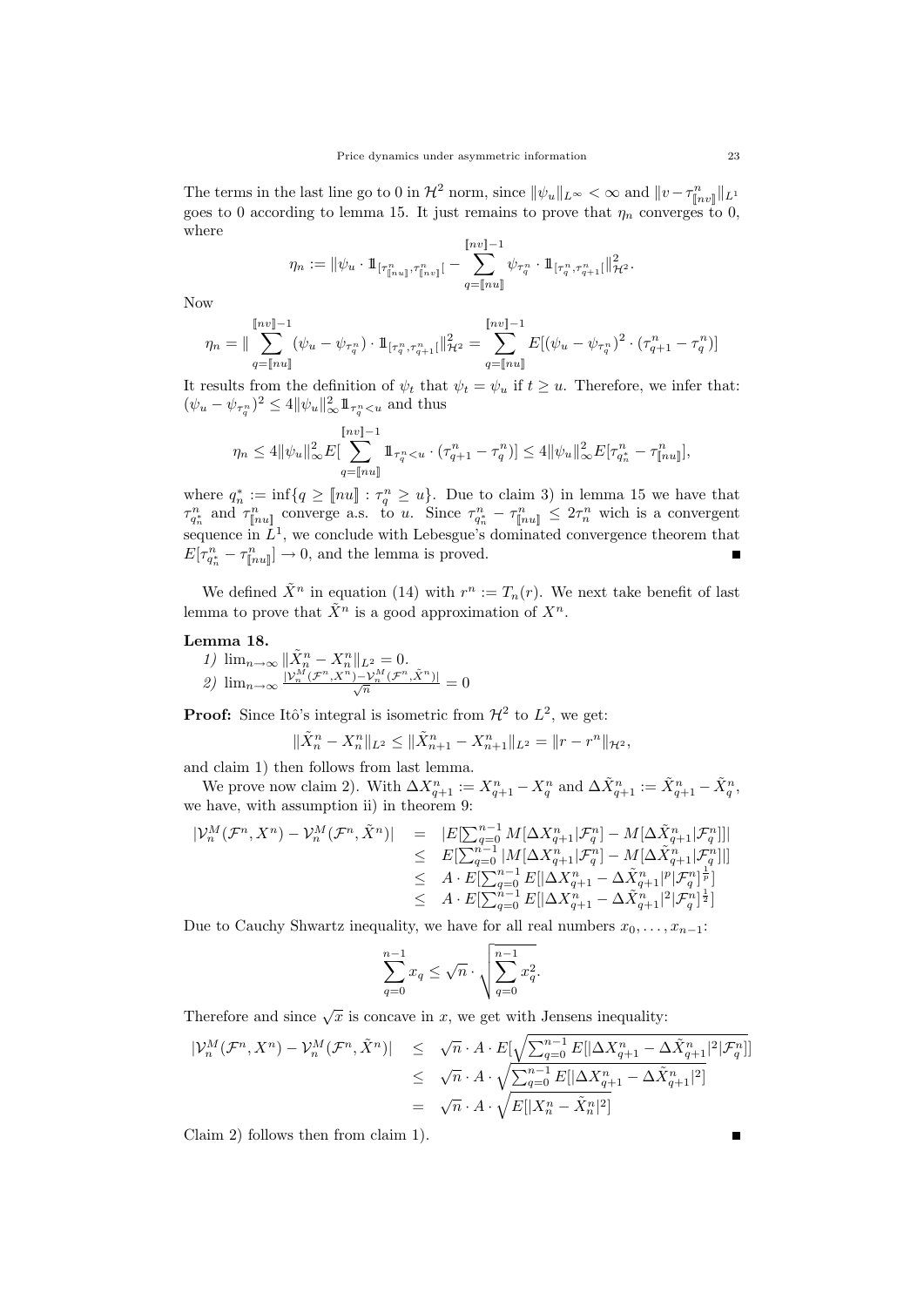The terms in the last line go to 0 in $\mathcal{H}^2$ norm, since $\|\psi_u\|_{L^\infty} < \infty$ and $\|v - \tau^n_{[\![nv]\!]}\|_{L^1}$ goes to 0 according to lemma 15. It just remains to prove that $\eta_n$ converges to 0, where

$$\eta_n := \|\psi_u \cdot 1\!\!1_{[\tau^n_{[\![nu]\!]},\tau^n_{[\![nv]\!]}[} - \sum_{q=[\![nu]\!]}^{[\![nv]\!]-1} \psi_{\tau^n_q} \cdot 1\!\!1_{[\tau^n_q,\tau^n_{q+1}[}\|^2_{\mathcal{H}^2}.$$

Now

$$\eta_n = \|\sum_{q=[\![nu]\!]}^{[\![nv]\!]-1} (\psi_u - \psi_{\tau^n_q}) \cdot 1\!\!1_{[\tau^n_q,\tau^n_{q+1}[}\|^2_{\mathcal{H}^2} = \sum_{q=[\![nu]\!]}^{[\![nv]\!]-1} E[(\psi_u - \psi_{\tau^n_q})^2 \cdot (\tau^n_{q+1} - \tau^n_q)]$$

It results from the definition of $\psi_t$ that $\psi_t = \psi_u$ if $t \geq u$. Therefore, we infer that: $(\psi_u - \psi_{\tau^n_q})^2 \leq 4\|\psi_u\|^2_\infty 1\!\!1_{\tau^n_q < u}$ and thus

$$\eta_n \leq 4\|\psi_u\|^2_\infty E[\sum_{q=[\![nu]\!]}^{[\![nv]\!]-1} 1\!\!1_{\tau^n_q<u} \cdot (\tau^n_{q+1} - \tau^n_q)] \leq 4\|\psi_u\|^2_\infty E[\tau^n_{q^*_n} - \tau^n_{[\![nu]\!]}],$$

where $q^*_n := \inf\{q \geq [\![nu]\!] : \tau^n_q \geq u\}$. Due to claim 3) in lemma 15 we have that $\tau^n_{q^*_n}$ and $\tau^n_{[\![nu]\!]}$ converge a.s. to $u$. Since $\tau^n_{q^*_n} - \tau^n_{[\![nu]\!]} \leq 2\tau^n_n$ wich is a convergent sequence in $L^1$, we conclude with Lebesgue's dominated convergence theorem that $E[\tau^n_{q^*_n} - \tau^n_{[\![nu]\!]}] \to 0$, and the lemma is proved. ∎

We defined $\tilde{X}^n$ in equation (14) with $r^n := T_n(r)$. We next take benefit of last lemma to prove that $\tilde{X}^n$ is a good approximation of $X^n$.

**Lemma 18.**

*1)* $\lim_{n\to\infty} \|\tilde{X}^n_n - X^n_n\|_{L^2} = 0$.

*2)* $\lim_{n\to\infty} \frac{|\mathcal{V}^M_n(\mathcal{F}^n,X^n) - \mathcal{V}^M_n(\mathcal{F}^n,\tilde{X}^n)|}{\sqrt{n}} = 0$

**Proof:** Since Itô's integral is isometric from $\mathcal{H}^2$ to $L^2$, we get:

$$\|\tilde{X}^n_n - X^n_n\|_{L^2} \leq \|\tilde{X}^n_{n+1} - X^n_{n+1}\|_{L^2} = \|r - r^n\|_{\mathcal{H}^2},$$

and claim 1) then follows from last lemma.

We prove now claim 2). With $\Delta X^n_{q+1} := X^n_{q+1} - X^n_q$ and $\Delta\tilde{X}^n_{q+1} := \tilde{X}^n_{q+1} - \tilde{X}^n_q$, we have, with assumption ii) in theorem 9:

$$\begin{aligned}
|\mathcal{V}^M_n(\mathcal{F}^n,X^n) - \mathcal{V}^M_n(\mathcal{F}^n,\tilde{X}^n)| &= |E[\textstyle\sum_{q=0}^{n-1} M[\Delta X^n_{q+1}|\mathcal{F}^n_q] - M[\Delta\tilde{X}^n_{q+1}|\mathcal{F}^n_q]]| \\
&\leq E[\textstyle\sum_{q=0}^{n-1} |M[\Delta X^n_{q+1}|\mathcal{F}^n_q] - M[\Delta\tilde{X}^n_{q+1}|\mathcal{F}^n_q]|] \\
&\leq A \cdot E[\textstyle\sum_{q=0}^{n-1} E[|\Delta X^n_{q+1} - \Delta\tilde{X}^n_{q+1}|^p|\mathcal{F}^n_q]^{\frac{1}{p}}] \\
&\leq A \cdot E[\textstyle\sum_{q=0}^{n-1} E[|\Delta X^n_{q+1} - \Delta\tilde{X}^n_{q+1}|^2|\mathcal{F}^n_q]^{\frac{1}{2}}]
\end{aligned}$$

Due to Cauchy Shwartz inequality, we have for all real numbers $x_0, \ldots, x_{n-1}$:

$$\sum_{q=0}^{n-1} x_q \leq \sqrt{n} \cdot \sqrt{\sum_{q=0}^{n-1} x_q^2}.$$

Therefore and since $\sqrt{x}$ is concave in $x$, we get with Jensens inequality:

$$\begin{aligned}
|\mathcal{V}^M_n(\mathcal{F}^n,X^n) - \mathcal{V}^M_n(\mathcal{F}^n,\tilde{X}^n)| &\leq \sqrt{n} \cdot A \cdot E[\sqrt{\textstyle\sum_{q=0}^{n-1} E[|\Delta X^n_{q+1} - \Delta\tilde{X}^n_{q+1}|^2|\mathcal{F}^n_q]}] \\
&\leq \sqrt{n} \cdot A \cdot \sqrt{\textstyle\sum_{q=0}^{n-1} E[|\Delta X^n_{q+1} - \Delta\tilde{X}^n_{q+1}|^2]} \\
&= \sqrt{n} \cdot A \cdot \sqrt{E[|X^n_n - \tilde{X}^n_n|^2]}
\end{aligned}$$

Claim 2) follows then from claim 1). ∎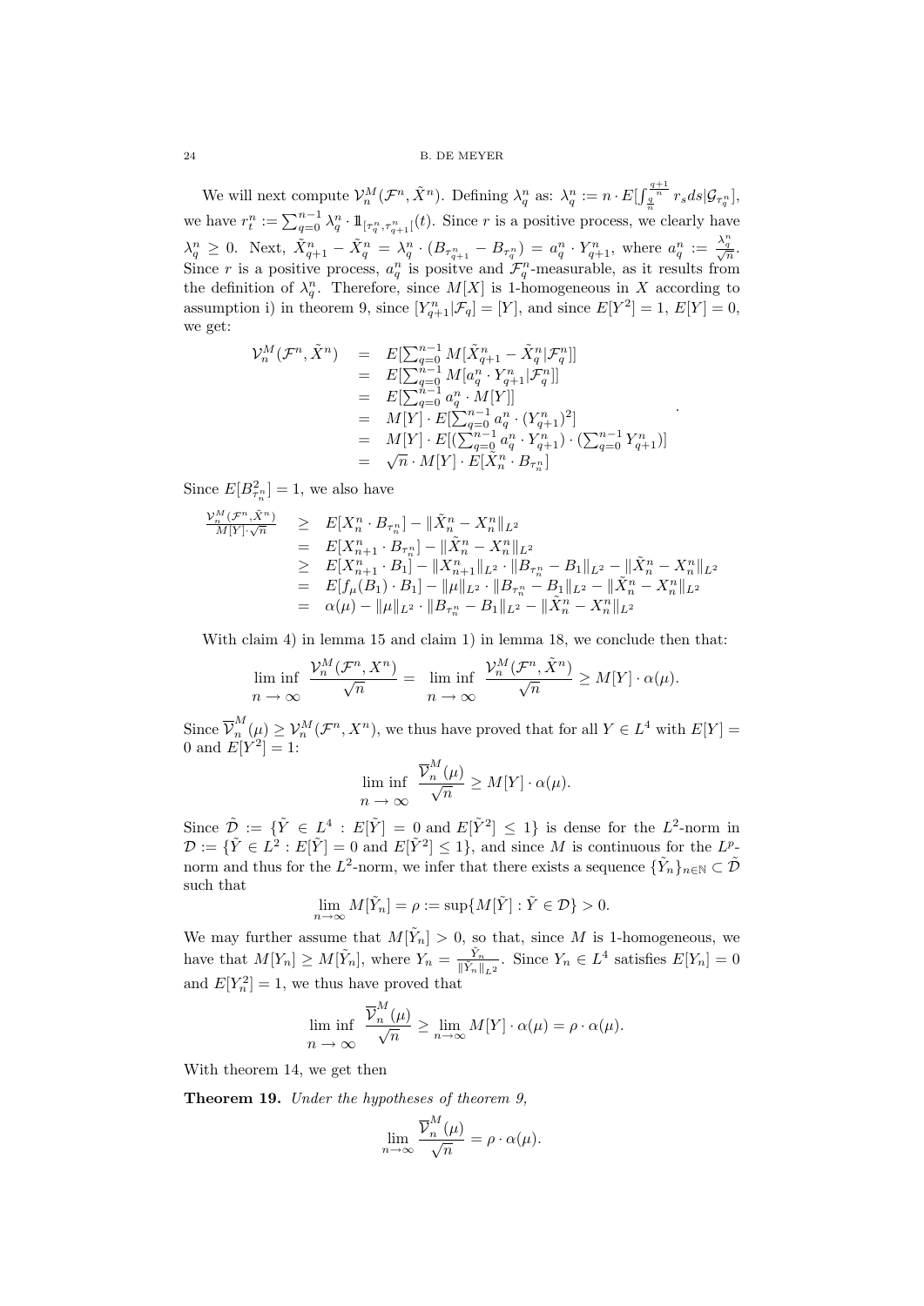We will next compute $\mathcal{V}_n^M(\mathcal{F}^n, \tilde{X}^n)$. Defining $\lambda_q^n$ as: $\lambda_q^n := n \cdot E[\int_{\frac{q}{n}}^{\frac{q+1}{n}} r_s ds | \mathcal{G}_{\tau_q^n}]$, we have $r_t^n := \sum_{q=0}^{n-1} \lambda_q^n \cdot \mathbb{1}_{[\tau_q^n, \tau_{q+1}^n[}(t)$. Since $r$ is a positive process, we clearly have $\lambda_q^n \geq 0$. Next, $\tilde{X}_{q+1}^n - \tilde{X}_q^n = \lambda_q^n \cdot (B_{\tau_{q+1}^n} - B_{\tau_q^n}) = a_q^n \cdot Y_{q+1}^n$, where $a_q^n := \frac{\lambda_q^n}{\sqrt{n}}$. Since $r$ is a positive process, $a_q^n$ is positve and $\mathcal{F}_q^n$-measurable, as it results from the definition of $\lambda_q^n$. Therefore, since $M[X]$ is 1-homogeneous in $X$ according to assumption i) in theorem 9, since $[Y_{q+1}^n | \mathcal{F}_q] = [Y]$, and since $E[Y^2] = 1$, $E[Y] = 0$, we get:

$$
\begin{array}{rcl}
\mathcal{V}_n^M(\mathcal{F}^n, \tilde{X}^n) & = & E[\sum_{q=0}^{n-1} M[\tilde{X}_{q+1}^n - \tilde{X}_q^n | \mathcal{F}_q^n]] \\
& = & E[\sum_{q=0}^{n-1} M[a_q^n \cdot Y_{q+1}^n | \mathcal{F}_q^n]] \\
& = & E[\sum_{q=0}^{n-1} a_q^n \cdot M[Y]] \\
& = & M[Y] \cdot E[\sum_{q=0}^{n-1} a_q^n \cdot (Y_{q+1}^n)^2] \\
& = & M[Y] \cdot E[(\sum_{q=0}^{n-1} a_q^n \cdot Y_{q+1}^n) \cdot (\sum_{q=0}^{n-1} Y_{q+1}^n)] \\
& = & \sqrt{n} \cdot M[Y] \cdot E[\tilde{X}_n^n \cdot B_{\tau_n^n}]
\end{array}.
$$

Since $E[B_{\tau_n^n}^2] = 1$, we also have

$$
\begin{array}{rcl}
\frac{\mathcal{V}_n^M(\mathcal{F}^n, \tilde{X}^n)}{M[Y] \cdot \sqrt{n}} & \geq & E[X_n^n \cdot B_{\tau_n^n}] - \|\tilde{X}_n^n - X_n^n\|_{L^2} \\
& = & E[X_{n+1}^n \cdot B_{\tau_n^n}] - \|\tilde{X}_n^n - X_n^n\|_{L^2} \\
& \geq & E[X_{n+1}^n \cdot B_1] - \|X_{n+1}^n\|_{L^2} \cdot \|B_{\tau_n^n} - B_1\|_{L^2} - \|\tilde{X}_n^n - X_n^n\|_{L^2} \\
& = & E[f_\mu(B_1) \cdot B_1] - \|\mu\|_{L^2} \cdot \|B_{\tau_n^n} - B_1\|_{L^2} - \|\tilde{X}_n^n - X_n^n\|_{L^2} \\
& = & \alpha(\mu) - \|\mu\|_{L^2} \cdot \|B_{\tau_n^n} - B_1\|_{L^2} - \|\tilde{X}_n^n - X_n^n\|_{L^2}
\end{array}
$$

With claim 4) in lemma 15 and claim 1) in lemma 18, we conclude then that:

$$
\liminf_{n \to \infty} \frac{\mathcal{V}_n^M(\mathcal{F}^n, X^n)}{\sqrt{n}} = \liminf_{n \to \infty} \frac{\mathcal{V}_n^M(\mathcal{F}^n, \tilde{X}^n)}{\sqrt{n}} \geq M[Y] \cdot \alpha(\mu).
$$

Since $\overline{\mathcal{V}}_n^M(\mu) \geq \mathcal{V}_n^M(\mathcal{F}^n, X^n)$, we thus have proved that for all $Y \in L^4$ with $E[Y] = 0$ and $E[Y^2] = 1$:

$$
\liminf_{n \to \infty} \frac{\overline{\mathcal{V}}_n^M(\mu)}{\sqrt{n}} \geq M[Y] \cdot \alpha(\mu).
$$

Since $\tilde{\mathcal{D}} := \{\tilde{Y} \in L^4 : E[\tilde{Y}] = 0 \text{ and } E[\tilde{Y}^2] \leq 1\}$ is dense for the $L^2$-norm in $\mathcal{D} := \{\tilde{Y} \in L^2 : E[\tilde{Y}] = 0 \text{ and } E[\tilde{Y}^2] \leq 1\}$, and since $M$ is continuous for the $L^p$-norm and thus for the $L^2$-norm, we infer that there exists a sequence $\{\tilde{Y}_n\}_{n \in \mathbb{N}} \subset \tilde{\mathcal{D}}$ such that

$$
\lim_{n \to \infty} M[\tilde{Y}_n] = \rho := \sup\{M[\tilde{Y}] : \tilde{Y} \in \mathcal{D}\} > 0.
$$

We may further assume that $M[\tilde{Y}_n] > 0$, so that, since $M$ is 1-homogeneous, we have that $M[Y_n] \geq M[\tilde{Y}_n]$, where $Y_n = \frac{\tilde{Y}_n}{\|\tilde{Y}_n\|_{L^2}}$. Since $Y_n \in L^4$ satisfies $E[Y_n] = 0$ and $E[Y_n^2] = 1$, we thus have proved that

$$
\liminf_{n \to \infty} \frac{\overline{\mathcal{V}}_n^M(\mu)}{\sqrt{n}} \geq \lim_{n \to \infty} M[Y] \cdot \alpha(\mu) = \rho \cdot \alpha(\mu).
$$

With theorem 14, we get then

**Theorem 19.** *Under the hypotheses of theorem 9,*

$$
\lim_{n \to \infty} \frac{\overline{\mathcal{V}}_n^M(\mu)}{\sqrt{n}} = \rho \cdot \alpha(\mu).
$$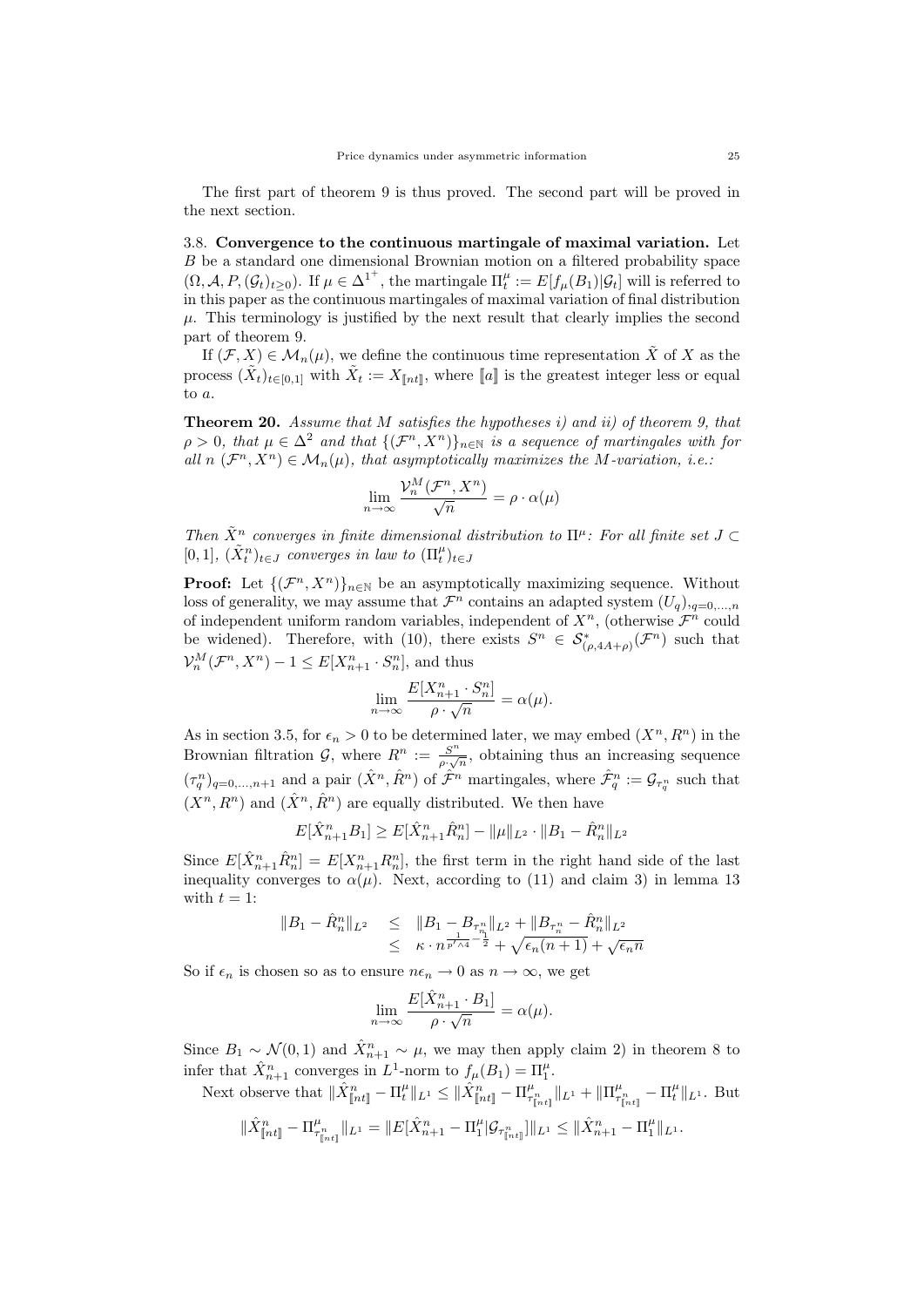The first part of theorem 9 is thus proved. The second part will be proved in the next section.

3.8. **Convergence to the continuous martingale of maximal variation.** Let $B$ be a standard one dimensional Brownian motion on a filtered probability space $(\Omega, \mathcal{A}, P, (\mathcal{G}_t)_{t\geq 0})$. If $\mu \in \Delta^{1^+}$, the martingale $\Pi^\mu_t := E[f_\mu(B_1)|\mathcal{G}_t]$ will is referred to in this paper as the continuous martingales of maximal variation of final distribution $\mu$. This terminology is justified by the next result that clearly implies the second part of theorem 9.

If $(\mathcal{F}, X) \in \mathcal{M}_n(\mu)$, we define the continuous time representation $\tilde{X}$ of $X$ as the process $(\tilde{X}_t)_{t\in[0,1]}$ with $\tilde{X}_t := X_{[\![nt]\!]}$, where $[\![a]\!]$ is the greatest integer less or equal to $a$.

**Theorem 20.** *Assume that $M$ satisfies the hypotheses i) and ii) of theorem 9, that $\rho > 0$, that $\mu \in \Delta^2$ and that $\{(\mathcal{F}^n, X^n)\}_{n\in\mathbb{N}}$ is a sequence of martingales with for all $n$ $(\mathcal{F}^n, X^n) \in \mathcal{M}_n(\mu)$, that asymptotically maximizes the $M$-variation, i.e.:*

$$\lim_{n\to\infty} \frac{\mathcal{V}^M_n(\mathcal{F}^n, X^n)}{\sqrt{n}} = \rho \cdot \alpha(\mu)$$

*Then $\tilde{X}^n$ converges in finite dimensional distribution to $\Pi^\mu$: For all finite set $J \subset [0,1]$, $(\tilde{X}^n_t)_{t\in J}$ converges in law to $(\Pi^\mu_t)_{t\in J}$*

**Proof:** Let $\{(\mathcal{F}^n, X^n)\}_{n\in\mathbb{N}}$ be an asymptotically maximizing sequence. Without loss of generality, we may assume that $\mathcal{F}^n$ contains an adapted system $(U_q)_{,q=0,\dots,n}$ of independent uniform random variables, independent of $X^n$, (otherwise $\mathcal{F}^n$ could be widened). Therefore, with (10), there exists $S^n \in \mathcal{S}^*_{(\rho,4A+\rho)}(\mathcal{F}^n)$ such that $\mathcal{V}^M_n(\mathcal{F}^n, X^n) - 1 \leq E[X^n_{n+1} \cdot S^n_n]$, and thus

$$\lim_{n\to\infty} \frac{E[X^n_{n+1} \cdot S^n_n]}{\rho \cdot \sqrt{n}} = \alpha(\mu).$$

As in section 3.5, for $\epsilon_n > 0$ to be determined later, we may embed $(X^n, R^n)$ in the Brownian filtration $\mathcal{G}$, where $R^n := \frac{S^n}{\rho\cdot\sqrt{n}}$, obtaining thus an increasing sequence $(\tau^n_q)_{q=0,\dots,n+1}$ and a pair $(\hat{X}^n, \hat{R}^n)$ of $\hat{\mathcal{F}}^n$ martingales, where $\hat{\mathcal{F}}^n_q := \mathcal{G}_{\tau^n_q}$ such that $(X^n, R^n)$ and $(\hat{X}^n, \hat{R}^n)$ are equally distributed. We then have

$$E[\hat{X}^n_{n+1} B_1] \geq E[\hat{X}^n_{n+1} \hat{R}^n_n] - \|\mu\|_{L^2} \cdot \|B_1 - \hat{R}^n_n\|_{L^2}$$

Since $E[\hat{X}^n_{n+1}\hat{R}^n_n] = E[X^n_{n+1}R^n_n]$, the first term in the right hand side of the last inequality converges to $\alpha(\mu)$. Next, according to (11) and claim 3) in lemma 13 with $t = 1$:

$$\begin{aligned}
\|B_1 - \hat{R}^n_n\|_{L^2} &\leq \|B_1 - B_{\tau^n_n}\|_{L^2} + \|B_{\tau^n_n} - \hat{R}^n_n\|_{L^2} \\
&\leq \kappa \cdot n^{\frac{1}{p'\wedge 4} - \frac{1}{2}} + \sqrt{\epsilon_n(n+1)} + \sqrt{\epsilon_n n}
\end{aligned}$$

So if $\epsilon_n$ is chosen so as to ensure $n\epsilon_n \to 0$ as $n \to \infty$, we get

$$\lim_{n\to\infty} \frac{E[\hat{X}^n_{n+1} \cdot B_1]}{\rho \cdot \sqrt{n}} = \alpha(\mu).$$

Since $B_1 \sim \mathcal{N}(0,1)$ and $\hat{X}^n_{n+1} \sim \mu$, we may then apply claim 2) in theorem 8 to infer that $\hat{X}^n_{n+1}$ converges in $L^1$-norm to $f_\mu(B_1) = \Pi^\mu_1$.

Next observe that $\|\hat{X}^n_{[\![nt]\!]} - \Pi^\mu_t\|_{L^1} \leq \|\hat{X}^n_{[\![nt]\!]} - \Pi^\mu_{\tau^n_{[\![nt]\!]}}\|_{L^1} + \|\Pi^\mu_{\tau^n_{[\![nt]\!]}} - \Pi^\mu_t\|_{L^1}$. But

$$\|\hat{X}^n_{[\![nt]\!]} - \Pi^\mu_{\tau^n_{[\![nt]\!]}}\|_{L^1} = \|E[\hat{X}^n_{n+1} - \Pi^\mu_1|\mathcal{G}_{\tau^n_{[\![nt]\!]}}]\|_{L^1} \leq \|\hat{X}^n_{n+1} - \Pi^\mu_1\|_{L^1}.$$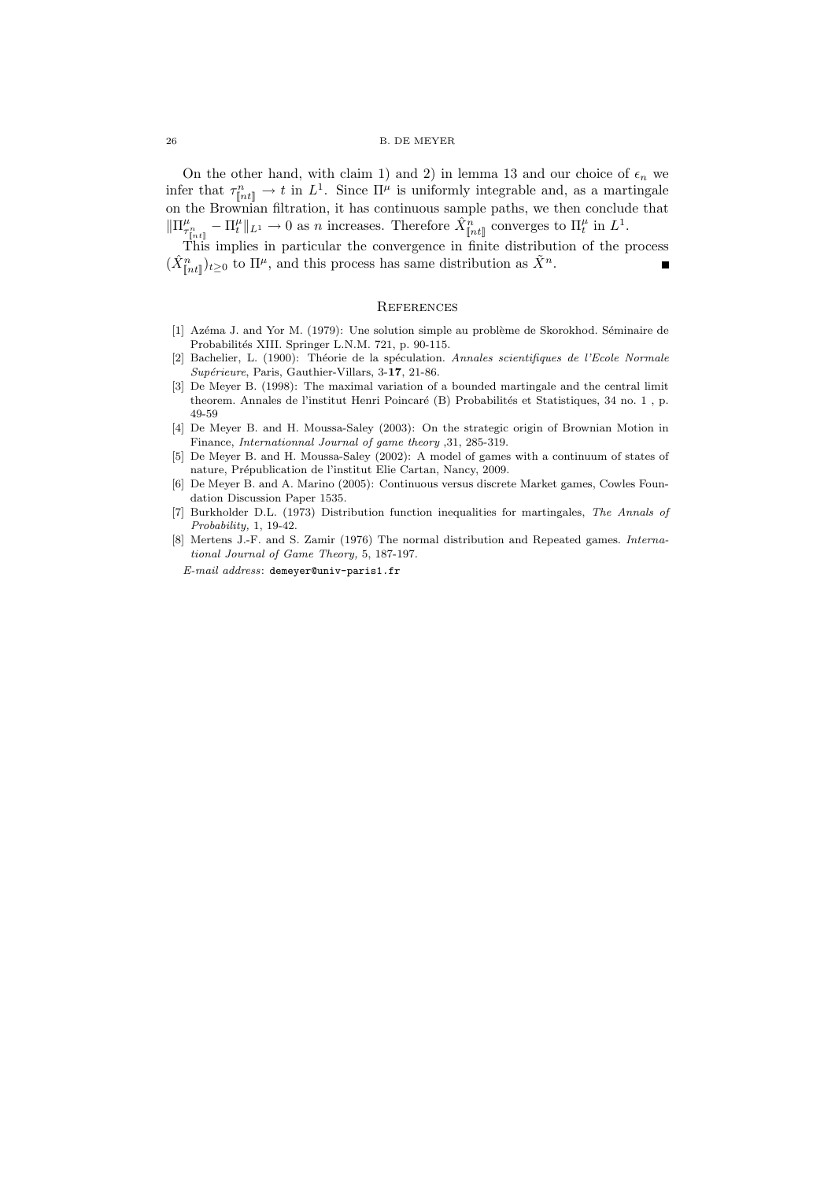On the other hand, with claim 1) and 2) in lemma 13 and our choice of $\epsilon_n$ we infer that $\tau^n_{[\![nt]\!]} \to t$ in $L^1$. Since $\Pi^\mu$ is uniformly integrable and, as a martingale on the Brownian filtration, it has continuous sample paths, we then conclude that $\|\Pi^\mu_{\tau^n_{[\![nt]\!]}} - \Pi^\mu_t\|_{L^1} \to 0$ as $n$ increases. Therefore $\hat{X}^n_{[\![nt]\!]}$ converges to $\Pi^\mu_t$ in $L^1$.

This implies in particular the convergence in finite distribution of the process $(\hat{X}^n_{[\![nt]\!]})_{t\geq 0}$ to $\Pi^\mu$, and this process has same distribution as $\tilde{X}^n$. ∎

## References

[1] Azéma J. and Yor M. (1979): Une solution simple au problème de Skorokhod. Séminaire de Probabilités XIII. Springer L.N.M. 721, p. 90-115.

[2] Bachelier, L. (1900): Théorie de la spéculation. *Annales scientifiques de l'Ecole Normale Supérieure*, Paris, Gauthier-Villars, 3-**17**, 21-86.

[3] De Meyer B. (1998): The maximal variation of a bounded martingale and the central limit theorem. Annales de l'institut Henri Poincaré (B) Probabilités et Statistiques, 34 no. 1 , p. 49-59

[4] De Meyer B. and H. Moussa-Saley (2003): On the strategic origin of Brownian Motion in Finance, *Internationnal Journal of game theory* ,31, 285-319.

[5] De Meyer B. and H. Moussa-Saley (2002): A model of games with a continuum of states of nature, Prépublication de l'institut Elie Cartan, Nancy, 2009.

[6] De Meyer B. and A. Marino (2005): Continuous versus discrete Market games, Cowles Foundation Discussion Paper 1535.

[7] Burkholder D.L. (1973) Distribution function inequalities for martingales, *The Annals of Probability,* 1, 19-42.

[8] Mertens J.-F. and S. Zamir (1976) The normal distribution and Repeated games. *International Journal of Game Theory,* 5, 187-197.

*E-mail address*: demeyer@univ-paris1.fr